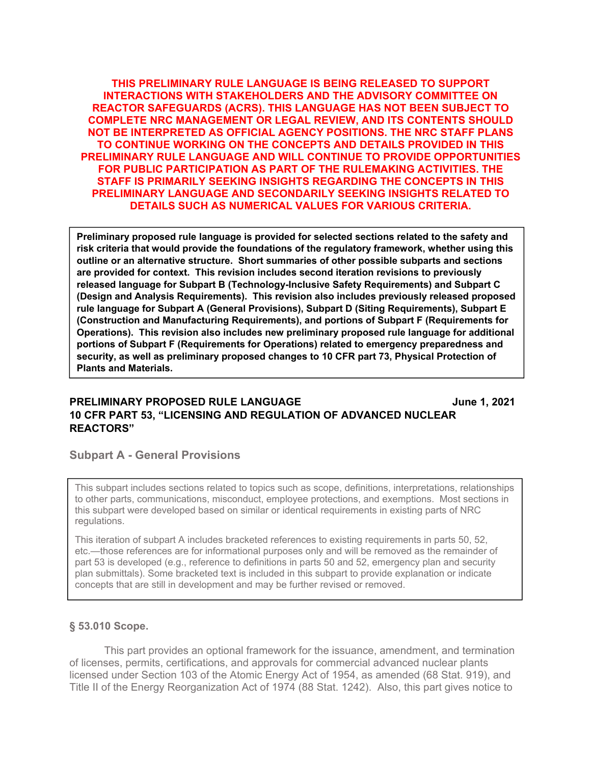**THIS PRELIMINARY RULE LANGUAGE IS BEING RELEASED TO SUPPORT INTERACTIONS WITH STAKEHOLDERS AND THE ADVISORY COMMITTEE ON REACTOR SAFEGUARDS (ACRS). THIS LANGUAGE HAS NOT BEEN SUBJECT TO COMPLETE NRC MANAGEMENT OR LEGAL REVIEW, AND ITS CONTENTS SHOULD NOT BE INTERPRETED AS OFFICIAL AGENCY POSITIONS. THE NRC STAFF PLANS TO CONTINUE WORKING ON THE CONCEPTS AND DETAILS PROVIDED IN THIS PRELIMINARY RULE LANGUAGE AND WILL CONTINUE TO PROVIDE OPPORTUNITIES FOR PUBLIC PARTICIPATION AS PART OF THE RULEMAKING ACTIVITIES. THE STAFF IS PRIMARILY SEEKING INSIGHTS REGARDING THE CONCEPTS IN THIS PRELIMINARY LANGUAGE AND SECONDARILY SEEKING INSIGHTS RELATED TO DETAILS SUCH AS NUMERICAL VALUES FOR VARIOUS CRITERIA.**

**Preliminary proposed rule language is provided for selected sections related to the safety and risk criteria that would provide the foundations of the regulatory framework, whether using this outline or an alternative structure. Short summaries of other possible subparts and sections are provided for context. This revision includes second iteration revisions to previously released language for Subpart B (Technology-Inclusive Safety Requirements) and Subpart C (Design and Analysis Requirements). This revision also includes previously released proposed rule language for Subpart A (General Provisions), Subpart D (Siting Requirements), Subpart E (Construction and Manufacturing Requirements), and portions of Subpart F (Requirements for Operations). This revision also includes new preliminary proposed rule language for additional portions of Subpart F (Requirements for Operations) related to emergency preparedness and security, as well as preliminary proposed changes to 10 CFR part 73, Physical Protection of Plants and Materials.**

**PRELIMINARY PROPOSED RULE LANGUAGE** **June 1, 2021**

# 10 CFR PART 53, "LICENSING AND REGULATION OF ADVANCED NUCLEAR REACTORS"

## Subpart A - General Provisions

This subpart includes sections related to topics such as scope, definitions, interpretations, relationships to other parts, communications, misconduct, employee protections, and exemptions. Most sections in this subpart were developed based on similar or identical requirements in existing parts of NRC regulations.

This iteration of subpart A includes bracketed references to existing requirements in parts 50, 52, etc.—those references are for informational purposes only and will be removed as the remainder of part 53 is developed (e.g., reference to definitions in parts 50 and 52, emergency plan and security plan submittals). Some bracketed text is included in this subpart to provide explanation or indicate concepts that are still in development and may be further revised or removed.

### § 53.010 Scope.

This part provides an optional framework for the issuance, amendment, and termination of licenses, permits, certifications, and approvals for commercial advanced nuclear plants licensed under Section 103 of the Atomic Energy Act of 1954, as amended (68 Stat. 919), and Title II of the Energy Reorganization Act of 1974 (88 Stat. 1242). Also, this part gives notice to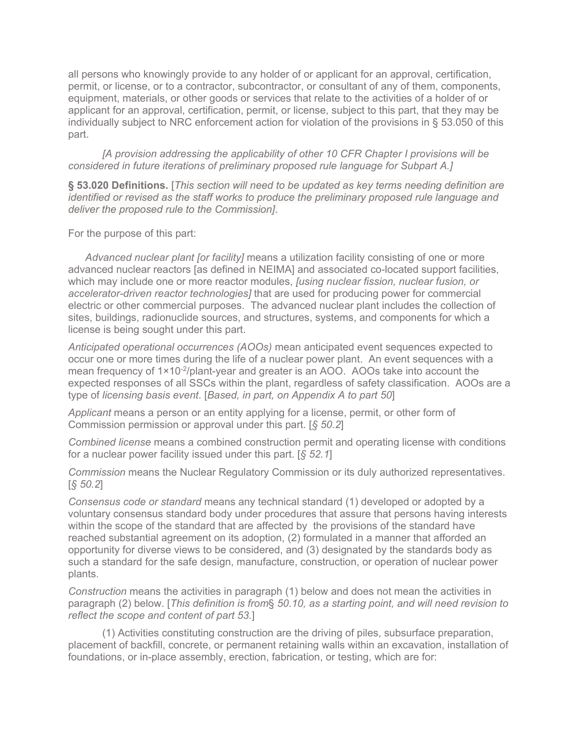all persons who knowingly provide to any holder of or applicant for an approval, certification, permit, or license, or to a contractor, subcontractor, or consultant of any of them, components, equipment, materials, or other goods or services that relate to the activities of a holder of or applicant for an approval, certification, permit, or license, subject to this part, that they may be individually subject to NRC enforcement action for violation of the provisions in § 53.050 of this part.

*[A provision addressing the applicability of other 10 CFR Chapter I provisions will be considered in future iterations of preliminary proposed rule language for Subpart A.]*

**§ 53.020 Definitions.** [*This section will need to be updated as key terms needing definition are identified or revised as the staff works to produce the preliminary proposed rule language and deliver the proposed rule to the Commission]*.

For the purpose of this part:

*Advanced nuclear plant [or facility]* means a utilization facility consisting of one or more advanced nuclear reactors [as defined in NEIMA] and associated co-located support facilities, which may include one or more reactor modules, *[using nuclear fission, nuclear fusion, or accelerator-driven reactor technologies]* that are used for producing power for commercial electric or other commercial purposes. The advanced nuclear plant includes the collection of sites, buildings, radionuclide sources, and structures, systems, and components for which a license is being sought under this part.

*Anticipated operational occurrences (AOOs)* mean anticipated event sequences expected to occur one or more times during the life of a nuclear power plant. An event sequences with a mean frequency of $1 \times 10^{-2}$/plant-year and greater is an AOO. AOOs take into account the expected responses of all SSCs within the plant, regardless of safety classification. AOOs are a type of *licensing basis event*. [*Based, in part, on Appendix A to part 50*]

*Applicant* means a person or an entity applying for a license, permit, or other form of Commission permission or approval under this part. [*§ 50.2*]

*Combined license* means a combined construction permit and operating license with conditions for a nuclear power facility issued under this part. [*§ 52.1*]

*Commission* means the Nuclear Regulatory Commission or its duly authorized representatives. [*§ 50.2*]

*Consensus code or standard* means any technical standard (1) developed or adopted by a voluntary consensus standard body under procedures that assure that persons having interests within the scope of the standard that are affected by the provisions of the standard have reached substantial agreement on its adoption, (2) formulated in a manner that afforded an opportunity for diverse views to be considered, and (3) designated by the standards body as such a standard for the safe design, manufacture, construction, or operation of nuclear power plants.

*Construction* means the activities in paragraph (1) below and does not mean the activities in paragraph (2) below. [*This definition is from§ 50.10, as a starting point, and will need revision to reflect the scope and content of part 53.*]

(1) Activities constituting construction are the driving of piles, subsurface preparation, placement of backfill, concrete, or permanent retaining walls within an excavation, installation of foundations, or in-place assembly, erection, fabrication, or testing, which are for: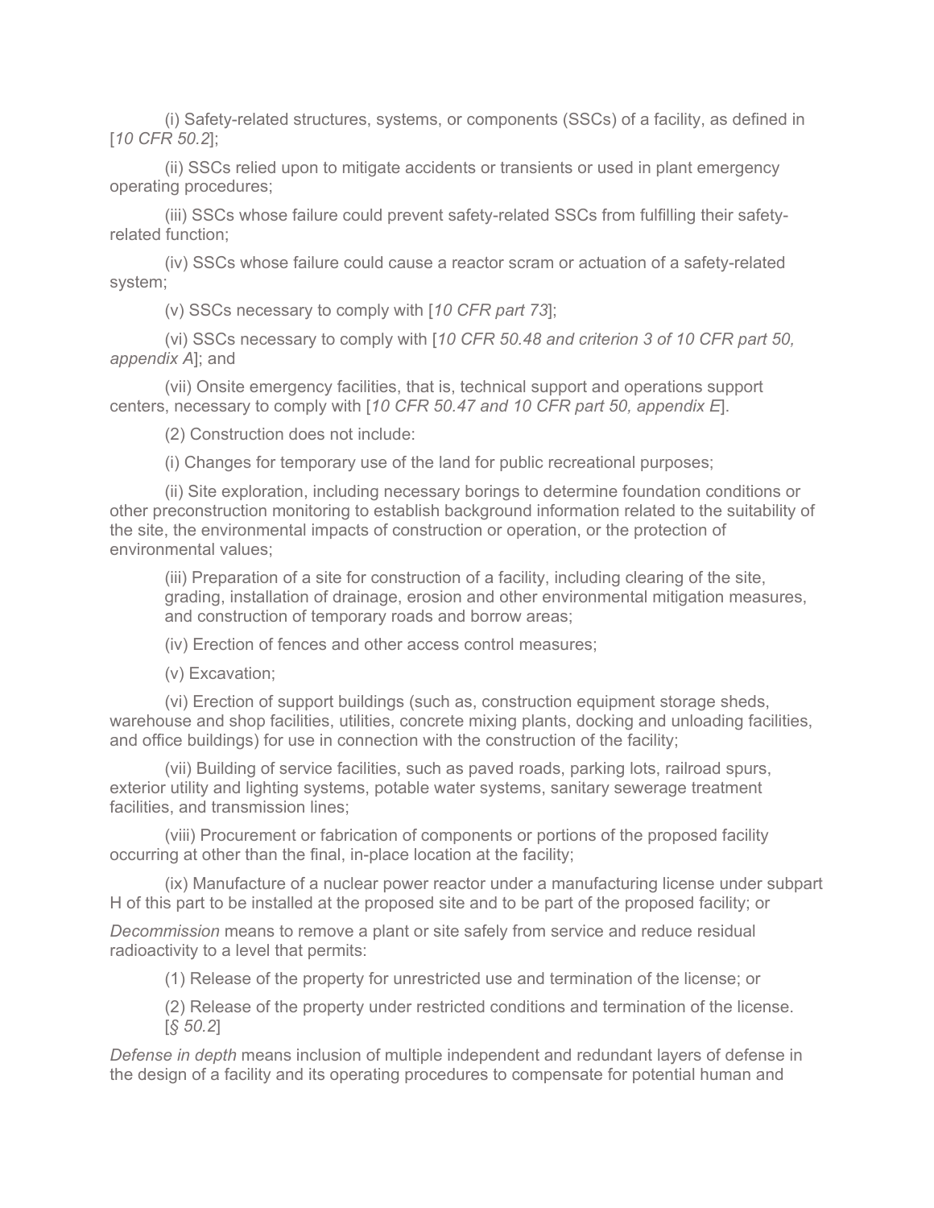(i) Safety-related structures, systems, or components (SSCs) of a facility, as defined in [*10 CFR 50.2*];

(ii) SSCs relied upon to mitigate accidents or transients or used in plant emergency operating procedures;

(iii) SSCs whose failure could prevent safety-related SSCs from fulfilling their safety-related function;

(iv) SSCs whose failure could cause a reactor scram or actuation of a safety-related system;

(v) SSCs necessary to comply with [*10 CFR part 73*];

(vi) SSCs necessary to comply with [*10 CFR 50.48 and criterion 3 of 10 CFR part 50, appendix A*]; and

(vii) Onsite emergency facilities, that is, technical support and operations support centers, necessary to comply with [*10 CFR 50.47 and 10 CFR part 50, appendix E*].

(2) Construction does not include:

(i) Changes for temporary use of the land for public recreational purposes;

(ii) Site exploration, including necessary borings to determine foundation conditions or other preconstruction monitoring to establish background information related to the suitability of the site, the environmental impacts of construction or operation, or the protection of environmental values;

(iii) Preparation of a site for construction of a facility, including clearing of the site, grading, installation of drainage, erosion and other environmental mitigation measures, and construction of temporary roads and borrow areas;

(iv) Erection of fences and other access control measures;

(v) Excavation;

(vi) Erection of support buildings (such as, construction equipment storage sheds, warehouse and shop facilities, utilities, concrete mixing plants, docking and unloading facilities, and office buildings) for use in connection with the construction of the facility;

(vii) Building of service facilities, such as paved roads, parking lots, railroad spurs, exterior utility and lighting systems, potable water systems, sanitary sewerage treatment facilities, and transmission lines;

(viii) Procurement or fabrication of components or portions of the proposed facility occurring at other than the final, in-place location at the facility;

(ix) Manufacture of a nuclear power reactor under a manufacturing license under subpart H of this part to be installed at the proposed site and to be part of the proposed facility; or

*Decommission* means to remove a plant or site safely from service and reduce residual radioactivity to a level that permits:

(1) Release of the property for unrestricted use and termination of the license; or

(2) Release of the property under restricted conditions and termination of the license. [*§ 50.2*]

*Defense in depth* means inclusion of multiple independent and redundant layers of defense in the design of a facility and its operating procedures to compensate for potential human and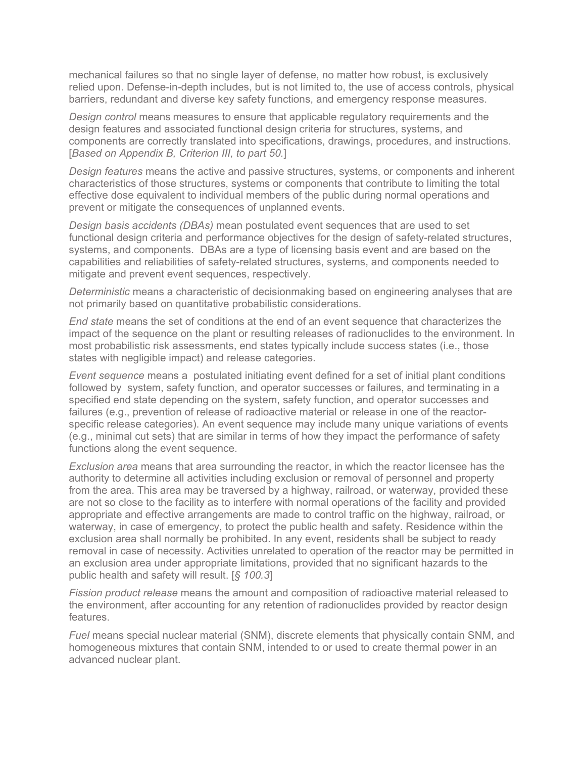mechanical failures so that no single layer of defense, no matter how robust, is exclusively relied upon. Defense-in-depth includes, but is not limited to, the use of access controls, physical barriers, redundant and diverse key safety functions, and emergency response measures.

*Design control* means measures to ensure that applicable regulatory requirements and the design features and associated functional design criteria for structures, systems, and components are correctly translated into specifications, drawings, procedures, and instructions. [*Based on Appendix B, Criterion III, to part 50.*]

*Design features* means the active and passive structures, systems, or components and inherent characteristics of those structures, systems or components that contribute to limiting the total effective dose equivalent to individual members of the public during normal operations and prevent or mitigate the consequences of unplanned events.

*Design basis accidents (DBAs)* mean postulated event sequences that are used to set functional design criteria and performance objectives for the design of safety-related structures, systems, and components. DBAs are a type of licensing basis event and are based on the capabilities and reliabilities of safety-related structures, systems, and components needed to mitigate and prevent event sequences, respectively.

*Deterministic* means a characteristic of decisionmaking based on engineering analyses that are not primarily based on quantitative probabilistic considerations.

*End state* means the set of conditions at the end of an event sequence that characterizes the impact of the sequence on the plant or resulting releases of radionuclides to the environment. In most probabilistic risk assessments, end states typically include success states (i.e., those states with negligible impact) and release categories.

*Event sequence* means a postulated initiating event defined for a set of initial plant conditions followed by system, safety function, and operator successes or failures, and terminating in a specified end state depending on the system, safety function, and operator successes and failures (e.g., prevention of release of radioactive material or release in one of the reactor-specific release categories). An event sequence may include many unique variations of events (e.g., minimal cut sets) that are similar in terms of how they impact the performance of safety functions along the event sequence.

*Exclusion area* means that area surrounding the reactor, in which the reactor licensee has the authority to determine all activities including exclusion or removal of personnel and property from the area. This area may be traversed by a highway, railroad, or waterway, provided these are not so close to the facility as to interfere with normal operations of the facility and provided appropriate and effective arrangements are made to control traffic on the highway, railroad, or waterway, in case of emergency, to protect the public health and safety. Residence within the exclusion area shall normally be prohibited. In any event, residents shall be subject to ready removal in case of necessity. Activities unrelated to operation of the reactor may be permitted in an exclusion area under appropriate limitations, provided that no significant hazards to the public health and safety will result. [*§ 100.3*]

*Fission product release* means the amount and composition of radioactive material released to the environment, after accounting for any retention of radionuclides provided by reactor design features.

*Fuel* means special nuclear material (SNM), discrete elements that physically contain SNM, and homogeneous mixtures that contain SNM, intended to or used to create thermal power in an advanced nuclear plant.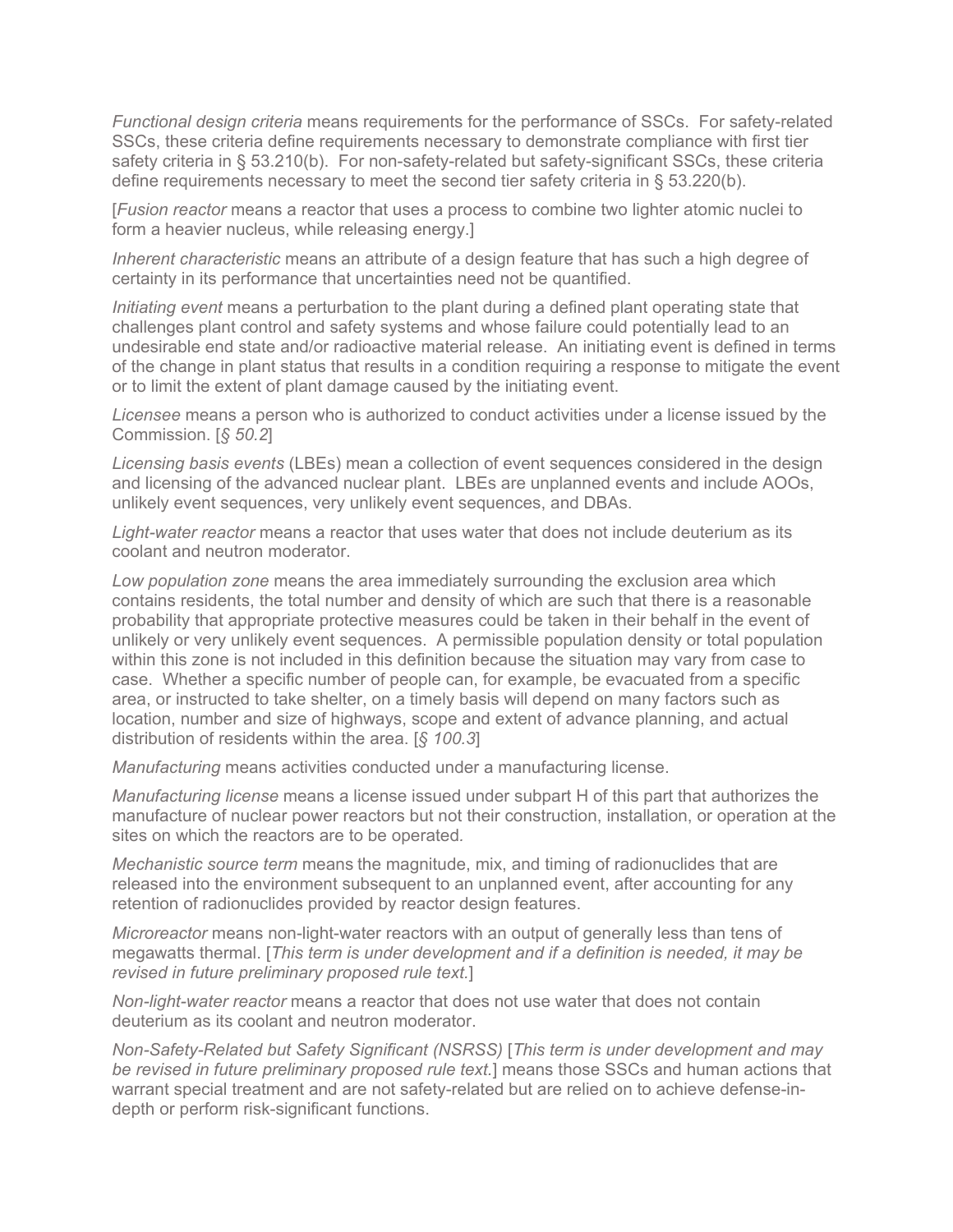*Functional design criteria* means requirements for the performance of SSCs. For safety-related SSCs, these criteria define requirements necessary to demonstrate compliance with first tier safety criteria in § 53.210(b). For non-safety-related but safety-significant SSCs, these criteria define requirements necessary to meet the second tier safety criteria in § 53.220(b).

[*Fusion reactor* means a reactor that uses a process to combine two lighter atomic nuclei to form a heavier nucleus, while releasing energy.]

*Inherent characteristic* means an attribute of a design feature that has such a high degree of certainty in its performance that uncertainties need not be quantified.

*Initiating event* means a perturbation to the plant during a defined plant operating state that challenges plant control and safety systems and whose failure could potentially lead to an undesirable end state and/or radioactive material release. An initiating event is defined in terms of the change in plant status that results in a condition requiring a response to mitigate the event or to limit the extent of plant damage caused by the initiating event.

*Licensee* means a person who is authorized to conduct activities under a license issued by the Commission. [*§ 50.2*]

*Licensing basis events* (LBEs) mean a collection of event sequences considered in the design and licensing of the advanced nuclear plant. LBEs are unplanned events and include AOOs, unlikely event sequences, very unlikely event sequences, and DBAs.

*Light-water reactor* means a reactor that uses water that does not include deuterium as its coolant and neutron moderator.

*Low population zone* means the area immediately surrounding the exclusion area which contains residents, the total number and density of which are such that there is a reasonable probability that appropriate protective measures could be taken in their behalf in the event of unlikely or very unlikely event sequences. A permissible population density or total population within this zone is not included in this definition because the situation may vary from case to case. Whether a specific number of people can, for example, be evacuated from a specific area, or instructed to take shelter, on a timely basis will depend on many factors such as location, number and size of highways, scope and extent of advance planning, and actual distribution of residents within the area. [*§ 100.3*]

*Manufacturing* means activities conducted under a manufacturing license.

*Manufacturing license* means a license issued under subpart H of this part that authorizes the manufacture of nuclear power reactors but not their construction, installation, or operation at the sites on which the reactors are to be operated.

*Mechanistic source term* means the magnitude, mix, and timing of radionuclides that are released into the environment subsequent to an unplanned event, after accounting for any retention of radionuclides provided by reactor design features.

*Microreactor* means non-light-water reactors with an output of generally less than tens of megawatts thermal. [*This term is under development and if a definition is needed, it may be revised in future preliminary proposed rule text.*]

*Non-light-water reactor* means a reactor that does not use water that does not contain deuterium as its coolant and neutron moderator.

*Non-Safety-Related but Safety Significant (NSRSS)* [*This term is under development and may be revised in future preliminary proposed rule text.*] means those SSCs and human actions that warrant special treatment and are not safety-related but are relied on to achieve defense-in-depth or perform risk-significant functions.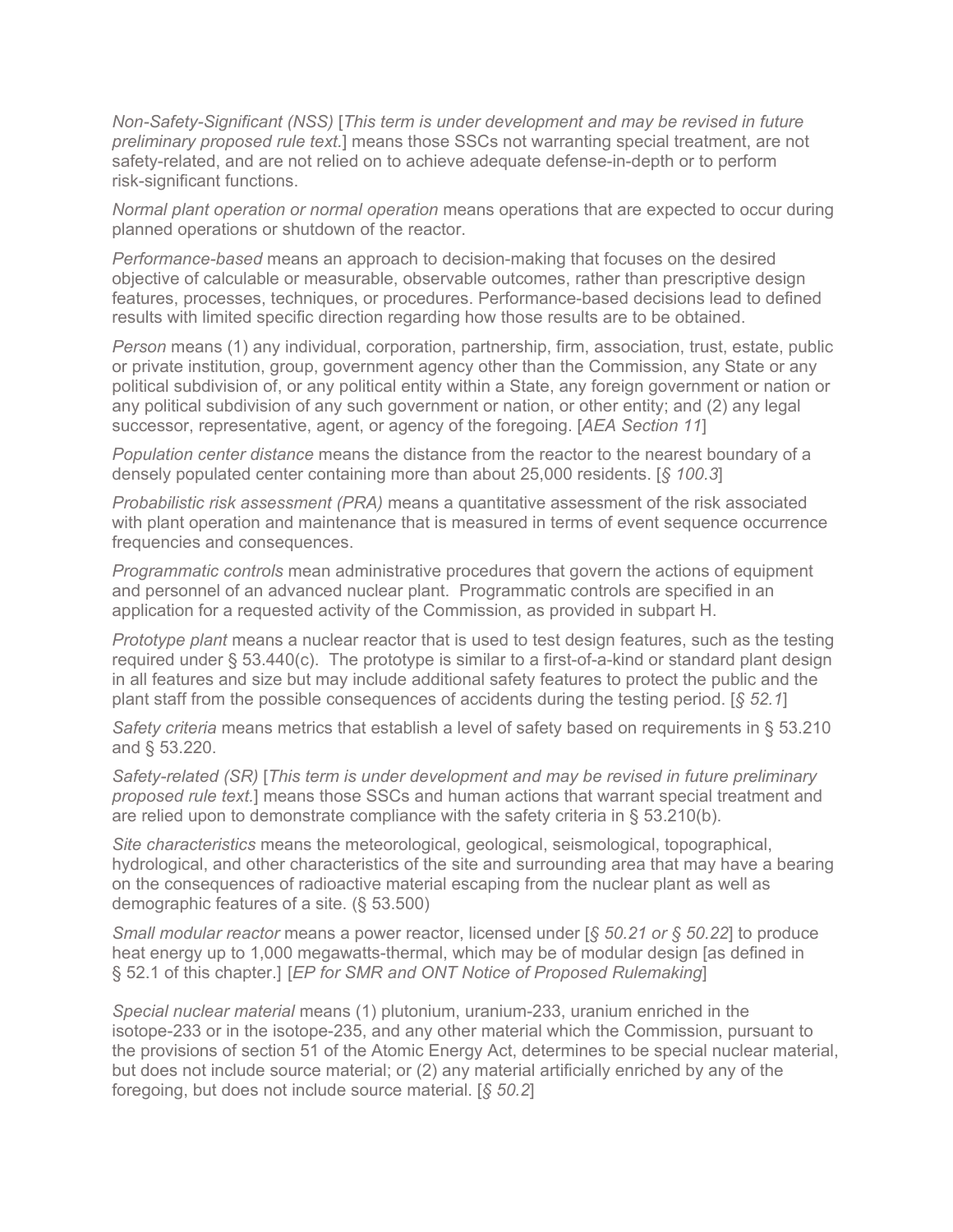*Non-Safety-Significant (NSS)* [*This term is under development and may be revised in future preliminary proposed rule text.*] means those SSCs not warranting special treatment, are not safety-related, and are not relied on to achieve adequate defense-in-depth or to perform risk-significant functions.

*Normal plant operation or normal operation* means operations that are expected to occur during planned operations or shutdown of the reactor.

*Performance-based* means an approach to decision-making that focuses on the desired objective of calculable or measurable, observable outcomes, rather than prescriptive design features, processes, techniques, or procedures. Performance-based decisions lead to defined results with limited specific direction regarding how those results are to be obtained.

*Person* means (1) any individual, corporation, partnership, firm, association, trust, estate, public or private institution, group, government agency other than the Commission, any State or any political subdivision of, or any political entity within a State, any foreign government or nation or any political subdivision of any such government or nation, or other entity; and (2) any legal successor, representative, agent, or agency of the foregoing. [*AEA Section 11*]

*Population center distance* means the distance from the reactor to the nearest boundary of a densely populated center containing more than about 25,000 residents. [*§ 100.3*]

*Probabilistic risk assessment (PRA)* means a quantitative assessment of the risk associated with plant operation and maintenance that is measured in terms of event sequence occurrence frequencies and consequences.

*Programmatic controls* mean administrative procedures that govern the actions of equipment and personnel of an advanced nuclear plant. Programmatic controls are specified in an application for a requested activity of the Commission, as provided in subpart H.

*Prototype plant* means a nuclear reactor that is used to test design features, such as the testing required under § 53.440(c). The prototype is similar to a first-of-a-kind or standard plant design in all features and size but may include additional safety features to protect the public and the plant staff from the possible consequences of accidents during the testing period. [*§ 52.1*]

*Safety criteria* means metrics that establish a level of safety based on requirements in § 53.210 and § 53.220.

*Safety-related (SR)* [*This term is under development and may be revised in future preliminary proposed rule text.*] means those SSCs and human actions that warrant special treatment and are relied upon to demonstrate compliance with the safety criteria in § 53.210(b).

*Site characteristics* means the meteorological, geological, seismological, topographical, hydrological, and other characteristics of the site and surrounding area that may have a bearing on the consequences of radioactive material escaping from the nuclear plant as well as demographic features of a site. (§ 53.500)

*Small modular reactor* means a power reactor, licensed under [*§ 50.21 or § 50.22*] to produce heat energy up to 1,000 megawatts-thermal, which may be of modular design [as defined in § 52.1 of this chapter.] [*EP for SMR and ONT Notice of Proposed Rulemaking*]

*Special nuclear material* means (1) plutonium, uranium-233, uranium enriched in the isotope-233 or in the isotope-235, and any other material which the Commission, pursuant to the provisions of section 51 of the Atomic Energy Act, determines to be special nuclear material, but does not include source material; or (2) any material artificially enriched by any of the foregoing, but does not include source material. [*§ 50.2*]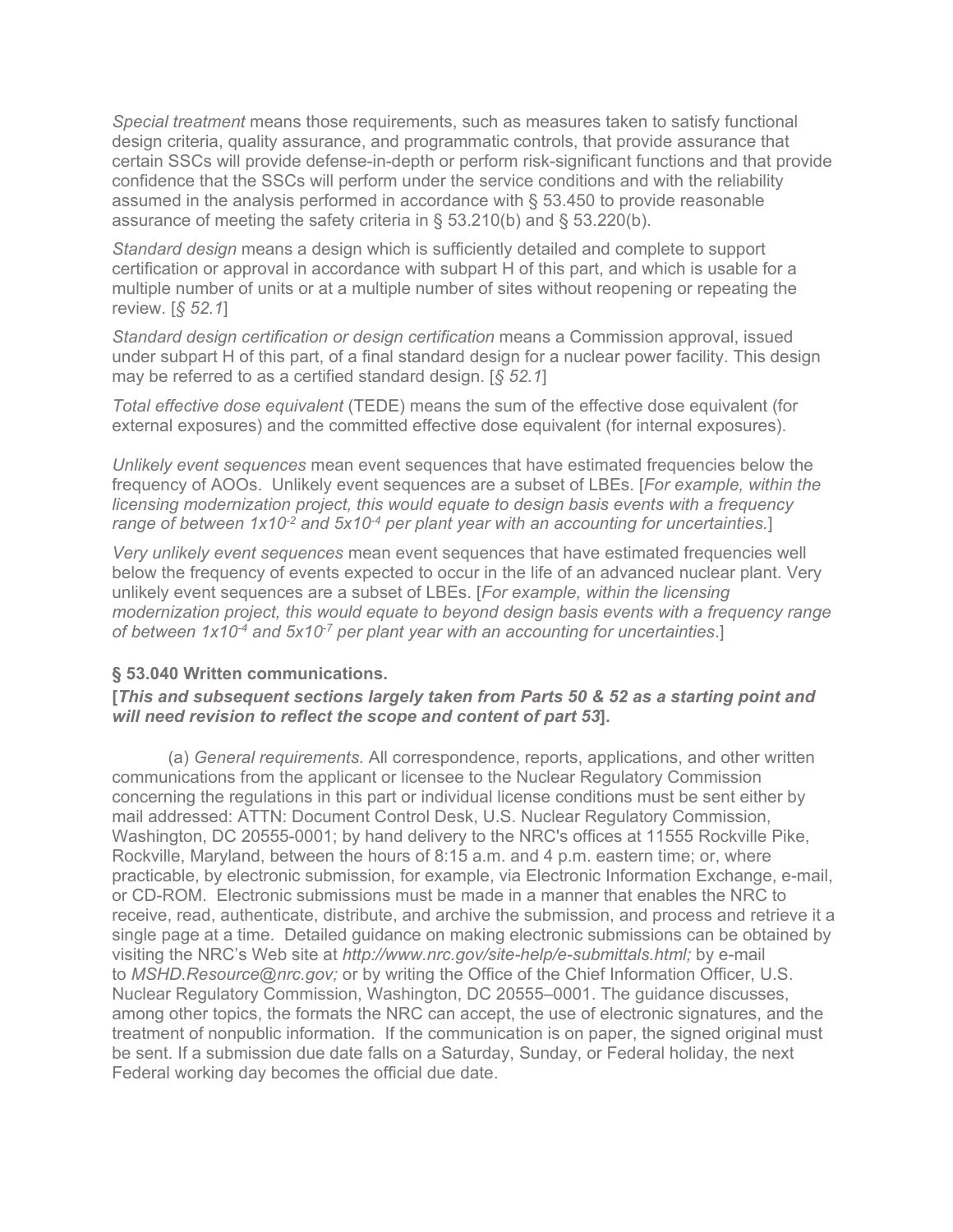*Special treatment* means those requirements, such as measures taken to satisfy functional design criteria, quality assurance, and programmatic controls, that provide assurance that certain SSCs will provide defense-in-depth or perform risk-significant functions and that provide confidence that the SSCs will perform under the service conditions and with the reliability assumed in the analysis performed in accordance with § 53.450 to provide reasonable assurance of meeting the safety criteria in § 53.210(b) and § 53.220(b).

*Standard design* means a design which is sufficiently detailed and complete to support certification or approval in accordance with subpart H of this part, and which is usable for a multiple number of units or at a multiple number of sites without reopening or repeating the review. [*§ 52.1*]

*Standard design certification or design certification* means a Commission approval, issued under subpart H of this part, of a final standard design for a nuclear power facility. This design may be referred to as a certified standard design. [*§ 52.1*]

*Total effective dose equivalent* (TEDE) means the sum of the effective dose equivalent (for external exposures) and the committed effective dose equivalent (for internal exposures).

*Unlikely event sequences* mean event sequences that have estimated frequencies below the frequency of AOOs. Unlikely event sequences are a subset of LBEs. [*For example, within the licensing modernization project, this would equate to design basis events with a frequency range of between $1x10^{-2}$ and $5x10^{-4}$ per plant year with an accounting for uncertainties.*]

*Very unlikely event sequences* mean event sequences that have estimated frequencies well below the frequency of events expected to occur in the life of an advanced nuclear plant. Very unlikely event sequences are a subset of LBEs. [*For example, within the licensing modernization project, this would equate to beyond design basis events with a frequency range of between $1x10^{-4}$ and $5x10^{-7}$ per plant year with an accounting for uncertainties*.]

### § 53.040 Written communications.

**[*This and subsequent sections largely taken from Parts 50 & 52 as a starting point and will need revision to reflect the scope and content of part 53*].**

(a) *General requirements.* All correspondence, reports, applications, and other written communications from the applicant or licensee to the Nuclear Regulatory Commission concerning the regulations in this part or individual license conditions must be sent either by mail addressed: ATTN: Document Control Desk, U.S. Nuclear Regulatory Commission, Washington, DC 20555-0001; by hand delivery to the NRC's offices at 11555 Rockville Pike, Rockville, Maryland, between the hours of 8:15 a.m. and 4 p.m. eastern time; or, where practicable, by electronic submission, for example, via Electronic Information Exchange, e-mail, or CD-ROM. Electronic submissions must be made in a manner that enables the NRC to receive, read, authenticate, distribute, and archive the submission, and process and retrieve it a single page at a time. Detailed guidance on making electronic submissions can be obtained by visiting the NRC's Web site at *http://www.nrc.gov/site-help/e-submittals.html;* by e-mail to *MSHD.Resource@nrc.gov;* or by writing the Office of the Chief Information Officer, U.S. Nuclear Regulatory Commission, Washington, DC 20555–0001. The guidance discusses, among other topics, the formats the NRC can accept, the use of electronic signatures, and the treatment of nonpublic information. If the communication is on paper, the signed original must be sent. If a submission due date falls on a Saturday, Sunday, or Federal holiday, the next Federal working day becomes the official due date.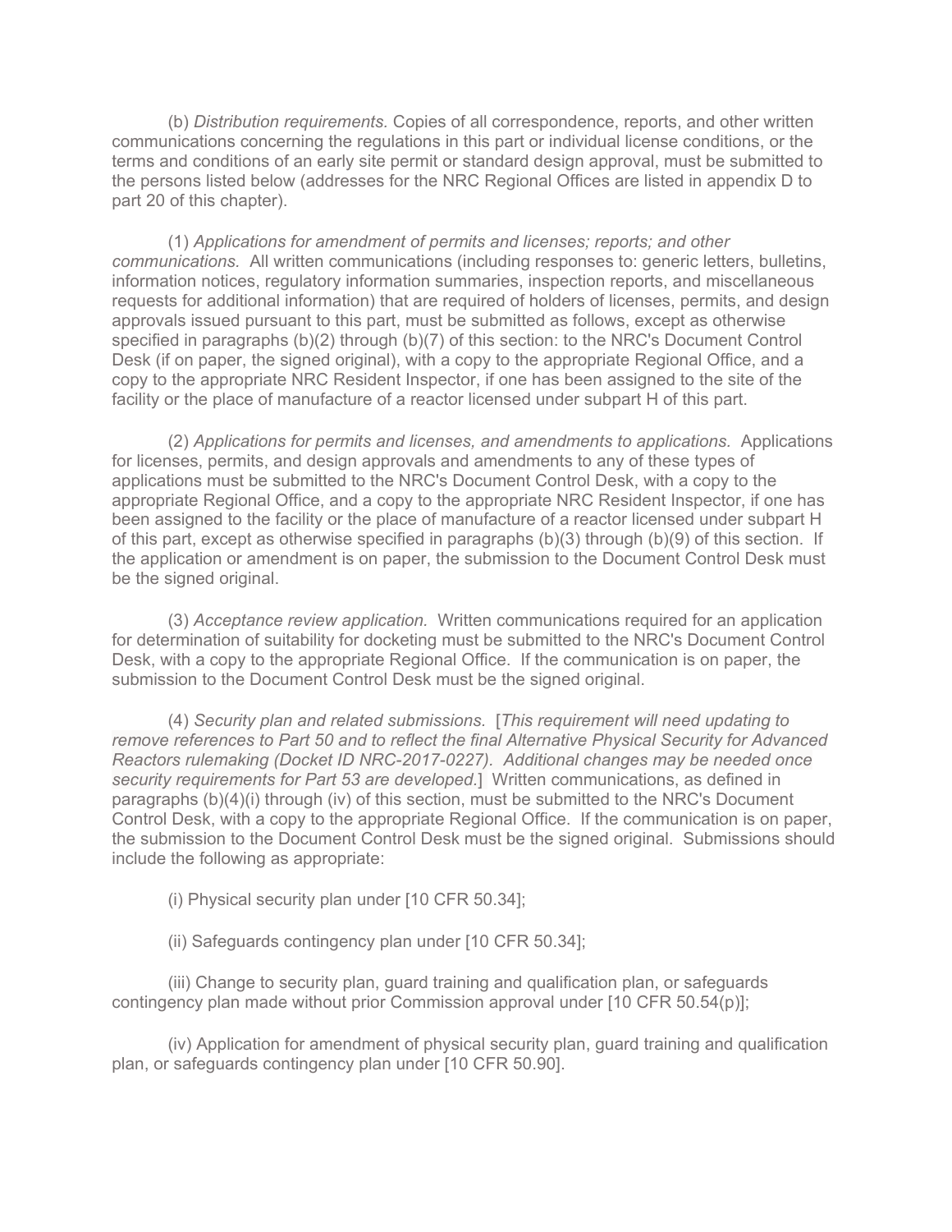(b) *Distribution requirements.* Copies of all correspondence, reports, and other written communications concerning the regulations in this part or individual license conditions, or the terms and conditions of an early site permit or standard design approval, must be submitted to the persons listed below (addresses for the NRC Regional Offices are listed in appendix D to part 20 of this chapter).

(1) *Applications for amendment of permits and licenses; reports; and other communications.* All written communications (including responses to: generic letters, bulletins, information notices, regulatory information summaries, inspection reports, and miscellaneous requests for additional information) that are required of holders of licenses, permits, and design approvals issued pursuant to this part, must be submitted as follows, except as otherwise specified in paragraphs (b)(2) through (b)(7) of this section: to the NRC's Document Control Desk (if on paper, the signed original), with a copy to the appropriate Regional Office, and a copy to the appropriate NRC Resident Inspector, if one has been assigned to the site of the facility or the place of manufacture of a reactor licensed under subpart H of this part.

(2) *Applications for permits and licenses, and amendments to applications.* Applications for licenses, permits, and design approvals and amendments to any of these types of applications must be submitted to the NRC's Document Control Desk, with a copy to the appropriate Regional Office, and a copy to the appropriate NRC Resident Inspector, if one has been assigned to the facility or the place of manufacture of a reactor licensed under subpart H of this part, except as otherwise specified in paragraphs (b)(3) through (b)(9) of this section. If the application or amendment is on paper, the submission to the Document Control Desk must be the signed original.

(3) *Acceptance review application.* Written communications required for an application for determination of suitability for docketing must be submitted to the NRC's Document Control Desk, with a copy to the appropriate Regional Office. If the communication is on paper, the submission to the Document Control Desk must be the signed original.

(4) *Security plan and related submissions.* [*This requirement will need updating to remove references to Part 50 and to reflect the final Alternative Physical Security for Advanced Reactors rulemaking (Docket ID NRC-2017-0227). Additional changes may be needed once security requirements for Part 53 are developed.*] Written communications, as defined in paragraphs (b)(4)(i) through (iv) of this section, must be submitted to the NRC's Document Control Desk, with a copy to the appropriate Regional Office. If the communication is on paper, the submission to the Document Control Desk must be the signed original. Submissions should include the following as appropriate:

(i) Physical security plan under [10 CFR 50.34];

(ii) Safeguards contingency plan under [10 CFR 50.34];

(iii) Change to security plan, guard training and qualification plan, or safeguards contingency plan made without prior Commission approval under [10 CFR 50.54(p)];

(iv) Application for amendment of physical security plan, guard training and qualification plan, or safeguards contingency plan under [10 CFR 50.90].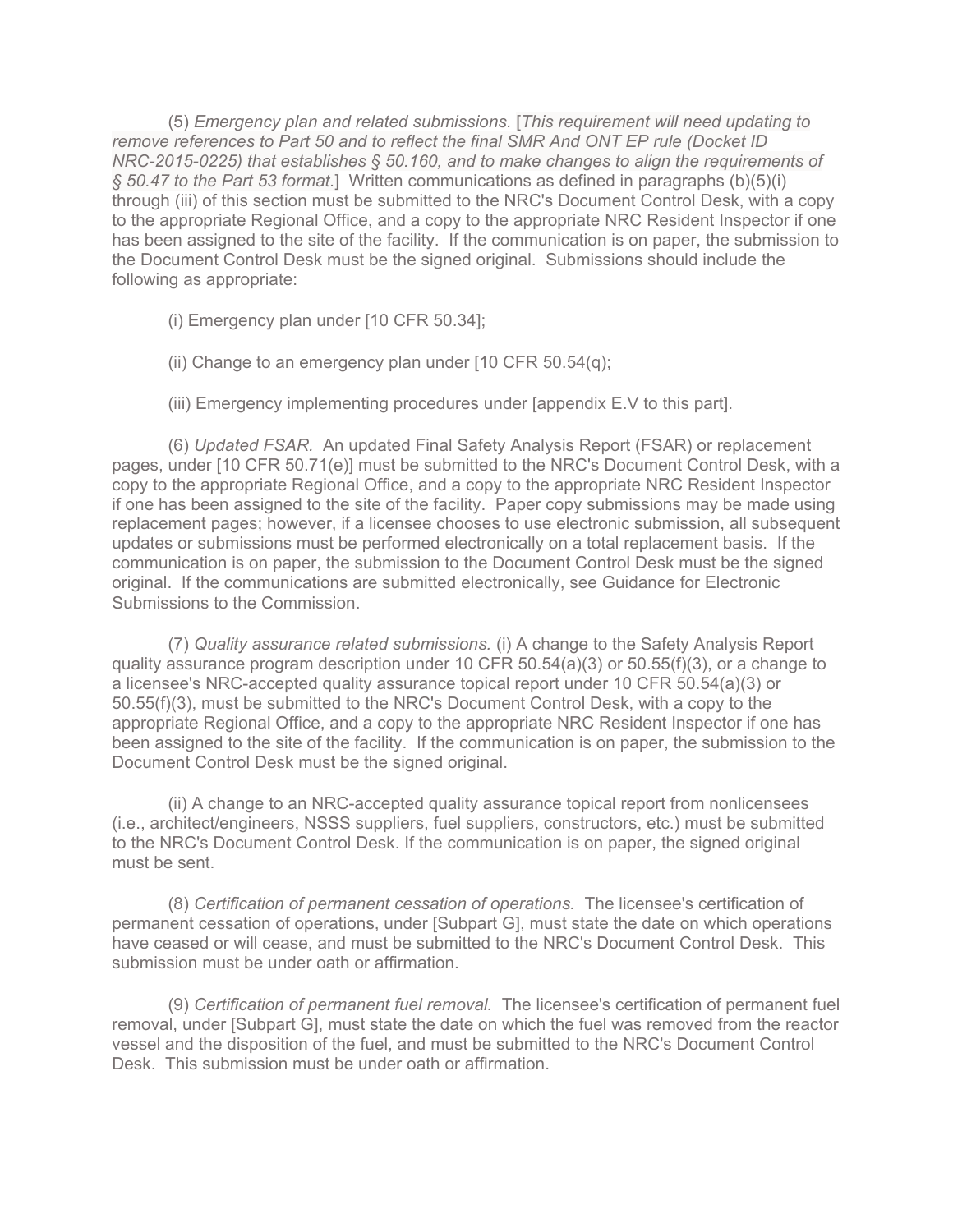(5) *Emergency plan and related submissions.* [*This requirement will need updating to remove references to Part 50 and to reflect the final SMR And ONT EP rule (Docket ID NRC-2015-0225) that establishes § 50.160, and to make changes to align the requirements of § 50.47 to the Part 53 format*.] Written communications as defined in paragraphs (b)(5)(i) through (iii) of this section must be submitted to the NRC's Document Control Desk, with a copy to the appropriate Regional Office, and a copy to the appropriate NRC Resident Inspector if one has been assigned to the site of the facility. If the communication is on paper, the submission to the Document Control Desk must be the signed original. Submissions should include the following as appropriate:

(i) Emergency plan under [10 CFR 50.34];

(ii) Change to an emergency plan under [10 CFR 50.54(q);

(iii) Emergency implementing procedures under [appendix E.V to this part].

(6) *Updated FSAR.* An updated Final Safety Analysis Report (FSAR) or replacement pages, under [10 CFR 50.71(e)] must be submitted to the NRC's Document Control Desk, with a copy to the appropriate Regional Office, and a copy to the appropriate NRC Resident Inspector if one has been assigned to the site of the facility. Paper copy submissions may be made using replacement pages; however, if a licensee chooses to use electronic submission, all subsequent updates or submissions must be performed electronically on a total replacement basis. If the communication is on paper, the submission to the Document Control Desk must be the signed original. If the communications are submitted electronically, see Guidance for Electronic Submissions to the Commission.

(7) *Quality assurance related submissions.* (i) A change to the Safety Analysis Report quality assurance program description under 10 CFR 50.54(a)(3) or 50.55(f)(3), or a change to a licensee's NRC-accepted quality assurance topical report under 10 CFR 50.54(a)(3) or 50.55(f)(3), must be submitted to the NRC's Document Control Desk, with a copy to the appropriate Regional Office, and a copy to the appropriate NRC Resident Inspector if one has been assigned to the site of the facility. If the communication is on paper, the submission to the Document Control Desk must be the signed original.

(ii) A change to an NRC-accepted quality assurance topical report from nonlicensees (i.e., architect/engineers, NSSS suppliers, fuel suppliers, constructors, etc.) must be submitted to the NRC's Document Control Desk. If the communication is on paper, the signed original must be sent.

(8) *Certification of permanent cessation of operations.* The licensee's certification of permanent cessation of operations, under [Subpart G], must state the date on which operations have ceased or will cease, and must be submitted to the NRC's Document Control Desk. This submission must be under oath or affirmation.

(9) *Certification of permanent fuel removal.* The licensee's certification of permanent fuel removal, under [Subpart G], must state the date on which the fuel was removed from the reactor vessel and the disposition of the fuel, and must be submitted to the NRC's Document Control Desk. This submission must be under oath or affirmation.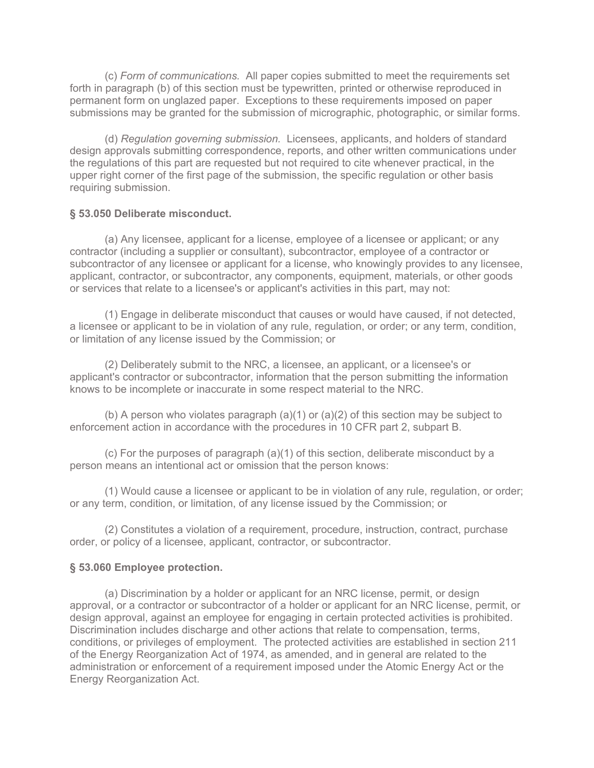(c) *Form of communications.* All paper copies submitted to meet the requirements set forth in paragraph (b) of this section must be typewritten, printed or otherwise reproduced in permanent form on unglazed paper. Exceptions to these requirements imposed on paper submissions may be granted for the submission of micrographic, photographic, or similar forms.

(d) *Regulation governing submission.* Licensees, applicants, and holders of standard design approvals submitting correspondence, reports, and other written communications under the regulations of this part are requested but not required to cite whenever practical, in the upper right corner of the first page of the submission, the specific regulation or other basis requiring submission.

### § 53.050 Deliberate misconduct.

(a) Any licensee, applicant for a license, employee of a licensee or applicant; or any contractor (including a supplier or consultant), subcontractor, employee of a contractor or subcontractor of any licensee or applicant for a license, who knowingly provides to any licensee, applicant, contractor, or subcontractor, any components, equipment, materials, or other goods or services that relate to a licensee's or applicant's activities in this part, may not:

(1) Engage in deliberate misconduct that causes or would have caused, if not detected, a licensee or applicant to be in violation of any rule, regulation, or order; or any term, condition, or limitation of any license issued by the Commission; or

(2) Deliberately submit to the NRC, a licensee, an applicant, or a licensee's or applicant's contractor or subcontractor, information that the person submitting the information knows to be incomplete or inaccurate in some respect material to the NRC.

(b) A person who violates paragraph (a)(1) or (a)(2) of this section may be subject to enforcement action in accordance with the procedures in 10 CFR part 2, subpart B.

(c) For the purposes of paragraph (a)(1) of this section, deliberate misconduct by a person means an intentional act or omission that the person knows:

(1) Would cause a licensee or applicant to be in violation of any rule, regulation, or order; or any term, condition, or limitation, of any license issued by the Commission; or

(2) Constitutes a violation of a requirement, procedure, instruction, contract, purchase order, or policy of a licensee, applicant, contractor, or subcontractor.

### § 53.060 Employee protection.

(a) Discrimination by a holder or applicant for an NRC license, permit, or design approval, or a contractor or subcontractor of a holder or applicant for an NRC license, permit, or design approval, against an employee for engaging in certain protected activities is prohibited. Discrimination includes discharge and other actions that relate to compensation, terms, conditions, or privileges of employment. The protected activities are established in section 211 of the Energy Reorganization Act of 1974, as amended, and in general are related to the administration or enforcement of a requirement imposed under the Atomic Energy Act or the Energy Reorganization Act.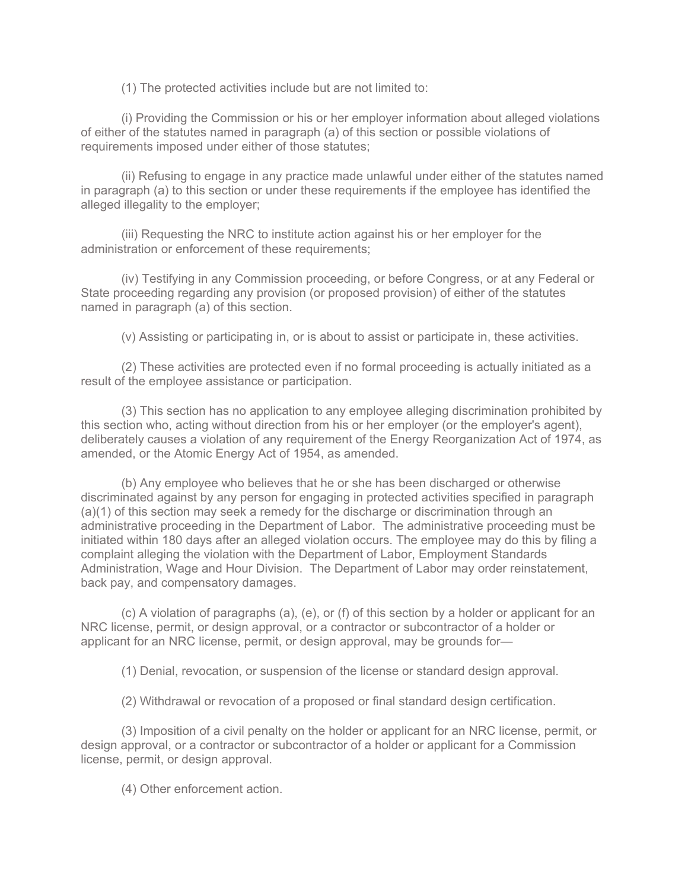(1) The protected activities include but are not limited to:

(i) Providing the Commission or his or her employer information about alleged violations of either of the statutes named in paragraph (a) of this section or possible violations of requirements imposed under either of those statutes;

(ii) Refusing to engage in any practice made unlawful under either of the statutes named in paragraph (a) to this section or under these requirements if the employee has identified the alleged illegality to the employer;

(iii) Requesting the NRC to institute action against his or her employer for the administration or enforcement of these requirements;

(iv) Testifying in any Commission proceeding, or before Congress, or at any Federal or State proceeding regarding any provision (or proposed provision) of either of the statutes named in paragraph (a) of this section.

(v) Assisting or participating in, or is about to assist or participate in, these activities.

(2) These activities are protected even if no formal proceeding is actually initiated as a result of the employee assistance or participation.

(3) This section has no application to any employee alleging discrimination prohibited by this section who, acting without direction from his or her employer (or the employer's agent), deliberately causes a violation of any requirement of the Energy Reorganization Act of 1974, as amended, or the Atomic Energy Act of 1954, as amended.

(b) Any employee who believes that he or she has been discharged or otherwise discriminated against by any person for engaging in protected activities specified in paragraph (a)(1) of this section may seek a remedy for the discharge or discrimination through an administrative proceeding in the Department of Labor. The administrative proceeding must be initiated within 180 days after an alleged violation occurs. The employee may do this by filing a complaint alleging the violation with the Department of Labor, Employment Standards Administration, Wage and Hour Division. The Department of Labor may order reinstatement, back pay, and compensatory damages.

(c) A violation of paragraphs (a), (e), or (f) of this section by a holder or applicant for an NRC license, permit, or design approval, or a contractor or subcontractor of a holder or applicant for an NRC license, permit, or design approval, may be grounds for—

(1) Denial, revocation, or suspension of the license or standard design approval.

(2) Withdrawal or revocation of a proposed or final standard design certification.

(3) Imposition of a civil penalty on the holder or applicant for an NRC license, permit, or design approval, or a contractor or subcontractor of a holder or applicant for a Commission license, permit, or design approval.

(4) Other enforcement action.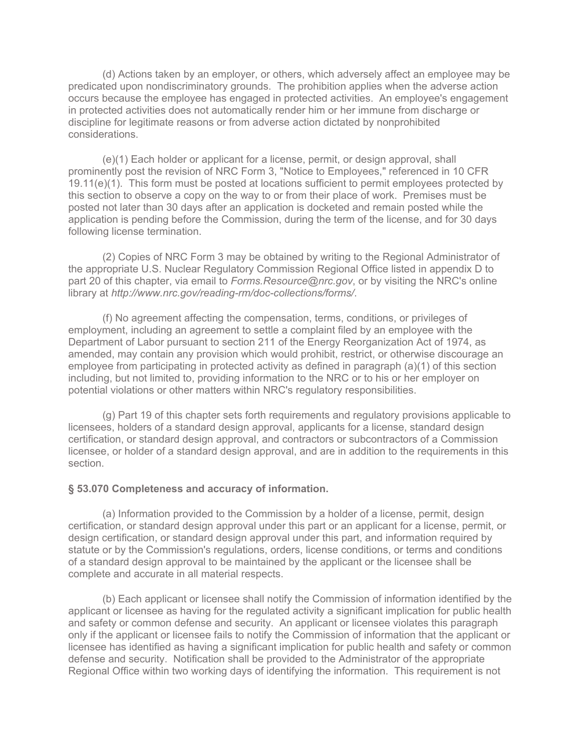(d) Actions taken by an employer, or others, which adversely affect an employee may be predicated upon nondiscriminatory grounds. The prohibition applies when the adverse action occurs because the employee has engaged in protected activities. An employee's engagement in protected activities does not automatically render him or her immune from discharge or discipline for legitimate reasons or from adverse action dictated by nonprohibited considerations.

(e)(1) Each holder or applicant for a license, permit, or design approval, shall prominently post the revision of NRC Form 3, "Notice to Employees," referenced in 10 CFR 19.11(e)(1). This form must be posted at locations sufficient to permit employees protected by this section to observe a copy on the way to or from their place of work. Premises must be posted not later than 30 days after an application is docketed and remain posted while the application is pending before the Commission, during the term of the license, and for 30 days following license termination.

(2) Copies of NRC Form 3 may be obtained by writing to the Regional Administrator of the appropriate U.S. Nuclear Regulatory Commission Regional Office listed in appendix D to part 20 of this chapter, via email to *Forms.Resource@nrc.gov*, or by visiting the NRC's online library at *http://www.nrc.gov/reading-rm/doc-collections/forms/*.

(f) No agreement affecting the compensation, terms, conditions, or privileges of employment, including an agreement to settle a complaint filed by an employee with the Department of Labor pursuant to section 211 of the Energy Reorganization Act of 1974, as amended, may contain any provision which would prohibit, restrict, or otherwise discourage an employee from participating in protected activity as defined in paragraph (a)(1) of this section including, but not limited to, providing information to the NRC or to his or her employer on potential violations or other matters within NRC's regulatory responsibilities.

(g) Part 19 of this chapter sets forth requirements and regulatory provisions applicable to licensees, holders of a standard design approval, applicants for a license, standard design certification, or standard design approval, and contractors or subcontractors of a Commission licensee, or holder of a standard design approval, and are in addition to the requirements in this section.

**§ 53.070 Completeness and accuracy of information.**

(a) Information provided to the Commission by a holder of a license, permit, design certification, or standard design approval under this part or an applicant for a license, permit, or design certification, or standard design approval under this part, and information required by statute or by the Commission's regulations, orders, license conditions, or terms and conditions of a standard design approval to be maintained by the applicant or the licensee shall be complete and accurate in all material respects.

(b) Each applicant or licensee shall notify the Commission of information identified by the applicant or licensee as having for the regulated activity a significant implication for public health and safety or common defense and security. An applicant or licensee violates this paragraph only if the applicant or licensee fails to notify the Commission of information that the applicant or licensee has identified as having a significant implication for public health and safety or common defense and security. Notification shall be provided to the Administrator of the appropriate Regional Office within two working days of identifying the information. This requirement is not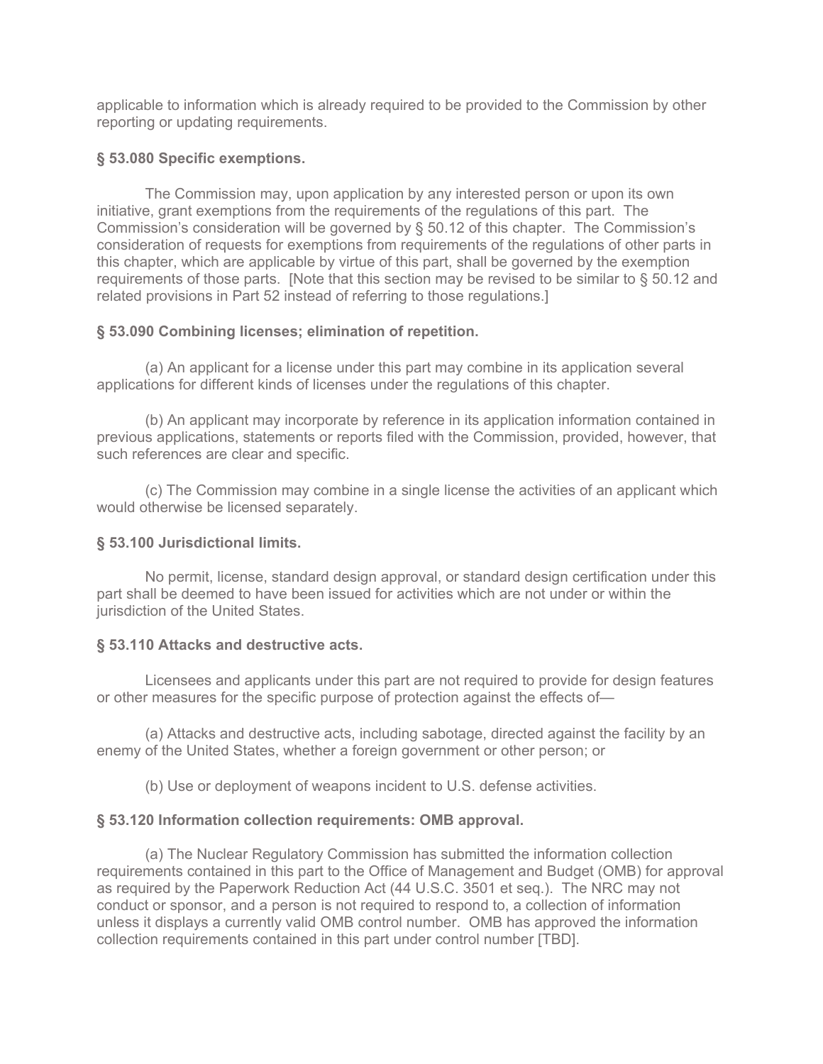applicable to information which is already required to be provided to the Commission by other reporting or updating requirements.

**§ 53.080 Specific exemptions.**

The Commission may, upon application by any interested person or upon its own initiative, grant exemptions from the requirements of the regulations of this part. The Commission's consideration will be governed by § 50.12 of this chapter. The Commission's consideration of requests for exemptions from requirements of the regulations of other parts in this chapter, which are applicable by virtue of this part, shall be governed by the exemption requirements of those parts. [Note that this section may be revised to be similar to § 50.12 and related provisions in Part 52 instead of referring to those regulations.]

**§ 53.090 Combining licenses; elimination of repetition.**

(a) An applicant for a license under this part may combine in its application several applications for different kinds of licenses under the regulations of this chapter.

(b) An applicant may incorporate by reference in its application information contained in previous applications, statements or reports filed with the Commission, provided, however, that such references are clear and specific.

(c) The Commission may combine in a single license the activities of an applicant which would otherwise be licensed separately.

**§ 53.100 Jurisdictional limits.**

No permit, license, standard design approval, or standard design certification under this part shall be deemed to have been issued for activities which are not under or within the jurisdiction of the United States.

**§ 53.110 Attacks and destructive acts.**

Licensees and applicants under this part are not required to provide for design features or other measures for the specific purpose of protection against the effects of—

(a) Attacks and destructive acts, including sabotage, directed against the facility by an enemy of the United States, whether a foreign government or other person; or

(b) Use or deployment of weapons incident to U.S. defense activities.

**§ 53.120 Information collection requirements: OMB approval.**

(a) The Nuclear Regulatory Commission has submitted the information collection requirements contained in this part to the Office of Management and Budget (OMB) for approval as required by the Paperwork Reduction Act (44 U.S.C. 3501 et seq.). The NRC may not conduct or sponsor, and a person is not required to respond to, a collection of information unless it displays a currently valid OMB control number. OMB has approved the information collection requirements contained in this part under control number [TBD].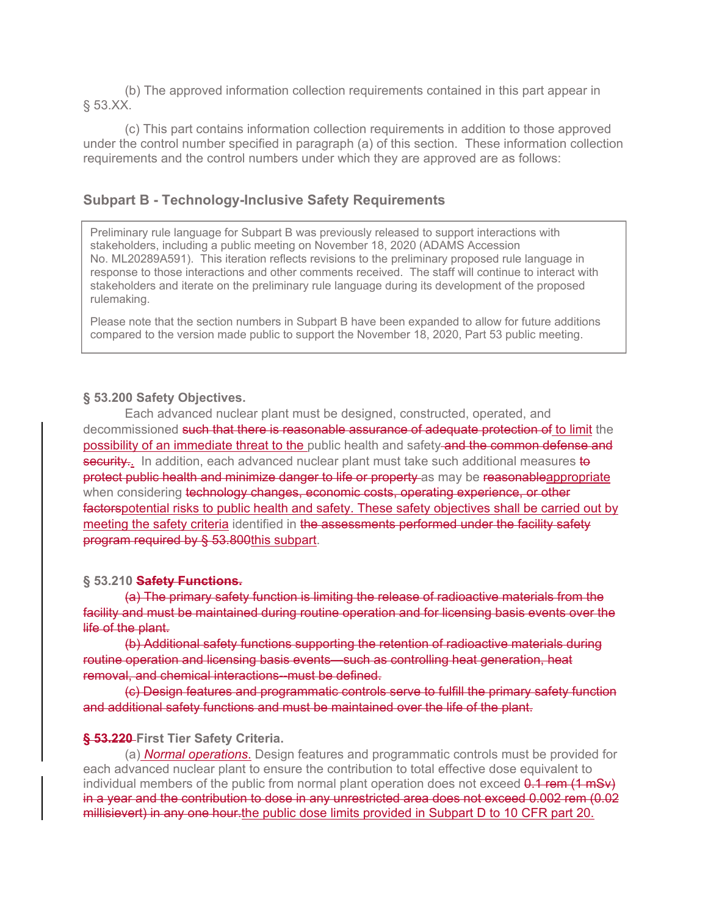(b) The approved information collection requirements contained in this part appear in § 53.XX.

(c) This part contains information collection requirements in addition to those approved under the control number specified in paragraph (a) of this section. These information collection requirements and the control numbers under which they are approved are as follows:

## Subpart B - Technology-Inclusive Safety Requirements

> Preliminary rule language for Subpart B was previously released to support interactions with stakeholders, including a public meeting on November 18, 2020 (ADAMS Accession No. ML20289A591). This iteration reflects revisions to the preliminary proposed rule language in response to those interactions and other comments received. The staff will continue to interact with stakeholders and iterate on the preliminary rule language during its development of the proposed rulemaking.
>
> Please note that the section numbers in Subpart B have been expanded to allow for future additions compared to the version made public to support the November 18, 2020, Part 53 public meeting.

**§ 53.200 Safety Objectives.**

Each advanced nuclear plant must be designed, constructed, operated, and decommissioned ~~such that there is reasonable assurance of adequate protection of~~ to limit the possibility of an immediate threat to the public health and safety ~~and the common defense and security.~~. In addition, each advanced nuclear plant must take such additional measures ~~to protect public health and minimize danger to life or property~~ as may be ~~reasonable~~appropriate when considering ~~technology changes, economic costs, operating experience, or other factors~~potential risks to public health and safety. These safety objectives shall be carried out by meeting the safety criteria identified in ~~the assessments performed under the facility safety program required by § 53.800~~this subpart.

**§ 53.210 ~~Safety Functions.~~**

~~(a) The primary safety function is limiting the release of radioactive materials from the facility and must be maintained during routine operation and for licensing basis events over the life of the plant.~~

~~(b) Additional safety functions supporting the retention of radioactive materials during routine operation and licensing basis events—such as controlling heat generation, heat removal, and chemical interactions--must be defined.~~

~~(c) Design features and programmatic controls serve to fulfill the primary safety function and additional safety functions and must be maintained over the life of the plant.~~

**~~§ 53.220~~ First Tier Safety Criteria.**

(a) *Normal operations.* Design features and programmatic controls must be provided for each advanced nuclear plant to ensure the contribution to total effective dose equivalent to individual members of the public from normal plant operation does not exceed ~~0.1 rem (1 mSv) in a year and the contribution to dose in any unrestricted area does not exceed 0.002 rem (0.02 millisievert) in any one hour.~~the public dose limits provided in Subpart D to 10 CFR part 20.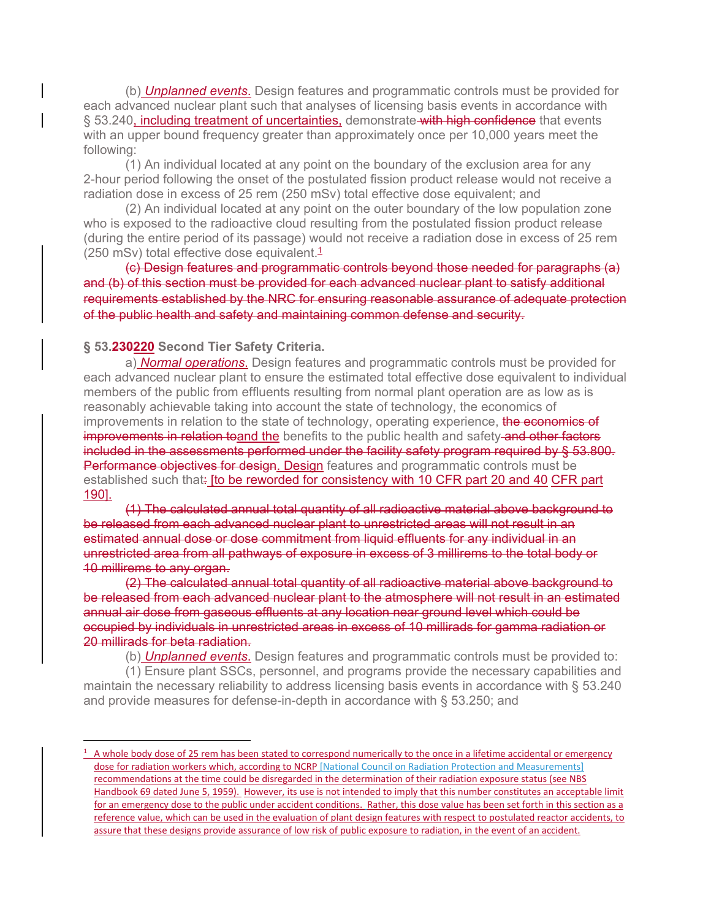(b) *Unplanned events*. Design features and programmatic controls must be provided for each advanced nuclear plant such that analyses of licensing basis events in accordance with § 53.240, including treatment of uncertainties, demonstrate ~~with high confidence~~ that events with an upper bound frequency greater than approximately once per 10,000 years meet the following:

(1) An individual located at any point on the boundary of the exclusion area for any 2-hour period following the onset of the postulated fission product release would not receive a radiation dose in excess of 25 rem (250 mSv) total effective dose equivalent; and

(2) An individual located at any point on the outer boundary of the low population zone who is exposed to the radioactive cloud resulting from the postulated fission product release (during the entire period of its passage) would not receive a radiation dose in excess of 25 rem (250 mSv) total effective dose equivalent.[1]

~~(c) Design features and programmatic controls beyond those needed for paragraphs (a) and (b) of this section must be provided for each advanced nuclear plant to satisfy additional requirements established by the NRC for ensuring reasonable assurance of adequate protection of the public health and safety and maintaining common defense and security.~~

## § 53.~~230~~220 Second Tier Safety Criteria.

a) *Normal operations*. Design features and programmatic controls must be provided for each advanced nuclear plant to ensure the estimated total effective dose equivalent to individual members of the public from effluents resulting from normal plant operation are as low as is reasonably achievable taking into account the state of technology, the economics of improvements in relation to the state of technology, operating experience, ~~the economics of improvements in relation to~~and the benefits to the public health and safety ~~and other factors included in the assessments performed under the facility safety program required by § 53.800. Performance objectives for design~~. Design features and programmatic controls must be established such that~~:~~ [to be reworded for consistency with 10 CFR part 20 and 40 CFR part 190].

~~(1) The calculated annual total quantity of all radioactive material above background to be released from each advanced nuclear plant to unrestricted areas will not result in an estimated annual dose or dose commitment from liquid effluents for any individual in an unrestricted area from all pathways of exposure in excess of 3 millirems to the total body or 10 millirems to any organ.~~

~~(2) The calculated annual total quantity of all radioactive material above background to be released from each advanced nuclear plant to the atmosphere will not result in an estimated annual air dose from gaseous effluents at any location near ground level which could be occupied by individuals in unrestricted areas in excess of 10 millirads for gamma radiation or 20 millirads for beta radiation.~~

(b) *Unplanned events*. Design features and programmatic controls must be provided to:

(1) Ensure plant SSCs, personnel, and programs provide the necessary capabilities and maintain the necessary reliability to address licensing basis events in accordance with § 53.240 and provide measures for defense-in-depth in accordance with § 53.250; and

---

[1] A whole body dose of 25 rem has been stated to correspond numerically to the once in a lifetime accidental or emergency dose for radiation workers which, according to NCRP [National Council on Radiation Protection and Measurements] recommendations at the time could be disregarded in the determination of their radiation exposure status (see NBS Handbook 69 dated June 5, 1959). However, its use is not intended to imply that this number constitutes an acceptable limit for an emergency dose to the public under accident conditions. Rather, this dose value has been set forth in this section as a reference value, which can be used in the evaluation of plant design features with respect to postulated reactor accidents, to assure that these designs provide assurance of low risk of public exposure to radiation, in the event of an accident.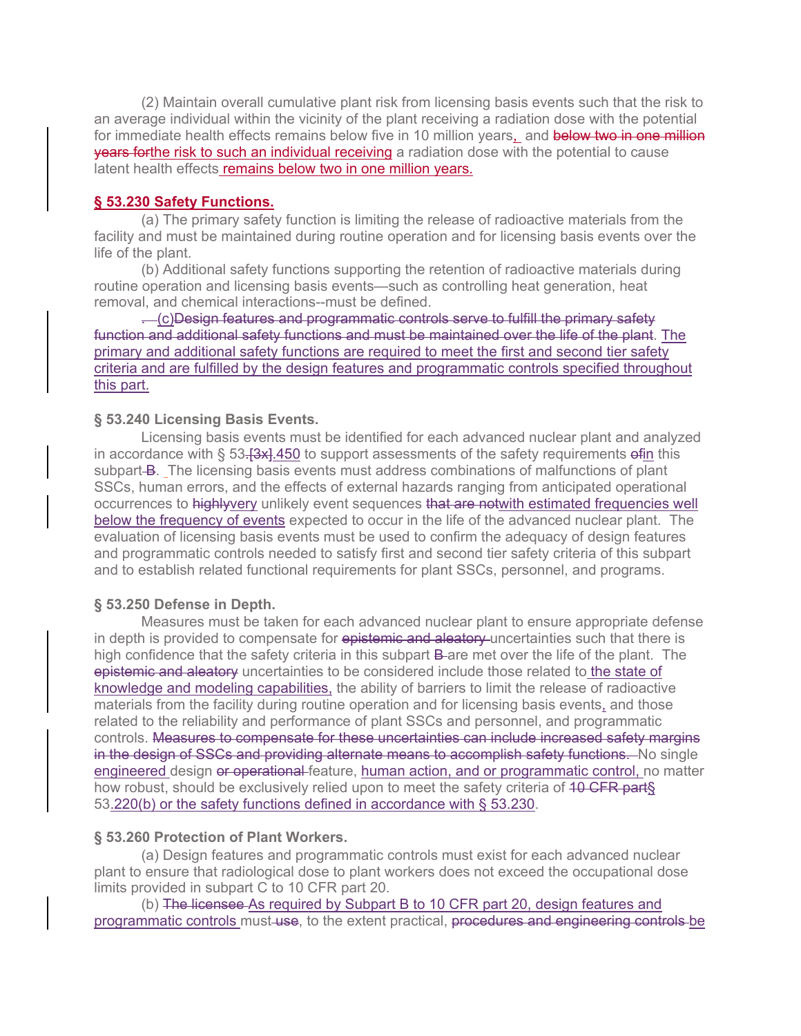(2) Maintain overall cumulative plant risk from licensing basis events such that the risk to an average individual within the vicinity of the plant receiving a radiation dose with the potential for immediate health effects remains below five in 10 million years, and ~~below two in one million years for~~the risk to such an individual receiving a radiation dose with the potential to cause latent health effects remains below two in one million years.

**§ 53.230 Safety Functions.**

(a) The primary safety function is limiting the release of radioactive materials from the facility and must be maintained during routine operation and for licensing basis events over the life of the plant.

(b) Additional safety functions supporting the retention of radioactive materials during routine operation and licensing basis events—such as controlling heat generation, heat removal, and chemical interactions--must be defined.

~~. (c)Design features and programmatic controls serve to fulfill the primary safety function and additional safety functions and must be maintained over the life of the plant~~. The primary and additional safety functions are required to meet the first and second tier safety criteria and are fulfilled by the design features and programmatic controls specified throughout this part.

**§ 53.240 Licensing Basis Events.**

Licensing basis events must be identified for each advanced nuclear plant and analyzed in accordance with § 53~~.[3x]~~.450 to support assessments of the safety requirements ~~of~~in this subpart ~~B~~. The licensing basis events must address combinations of malfunctions of plant SSCs, human errors, and the effects of external hazards ranging from anticipated operational occurrences to ~~highly~~very unlikely event sequences ~~that are not~~with estimated frequencies well below the frequency of events expected to occur in the life of the advanced nuclear plant. The evaluation of licensing basis events must be used to confirm the adequacy of design features and programmatic controls needed to satisfy first and second tier safety criteria of this subpart and to establish related functional requirements for plant SSCs, personnel, and programs.

**§ 53.250 Defense in Depth.**

Measures must be taken for each advanced nuclear plant to ensure appropriate defense in depth is provided to compensate for ~~epistemic and aleatory~~ uncertainties such that there is high confidence that the safety criteria in this subpart ~~B~~ are met over the life of the plant. The ~~epistemic and aleatory~~ uncertainties to be considered include those related to the state of knowledge and modeling capabilities, the ability of barriers to limit the release of radioactive materials from the facility during routine operation and for licensing basis events, and those related to the reliability and performance of plant SSCs and personnel, and programmatic controls. ~~Measures to compensate for these uncertainties can include increased safety margins in the design of SSCs and providing alternate means to accomplish safety functions.~~ No single engineered design ~~or operational~~ feature, human action, and or programmatic control, no matter how robust, should be exclusively relied upon to meet the safety criteria of ~~10 CFR part~~§ 53.220(b) or the safety functions defined in accordance with § 53.230.

**§ 53.260 Protection of Plant Workers.**

(a) Design features and programmatic controls must exist for each advanced nuclear plant to ensure that radiological dose to plant workers does not exceed the occupational dose limits provided in subpart C to 10 CFR part 20.

(b) ~~The licensee~~ As required by Subpart B to 10 CFR part 20, design features and programmatic controls must ~~use~~, to the extent practical, ~~procedures and engineering controls~~ be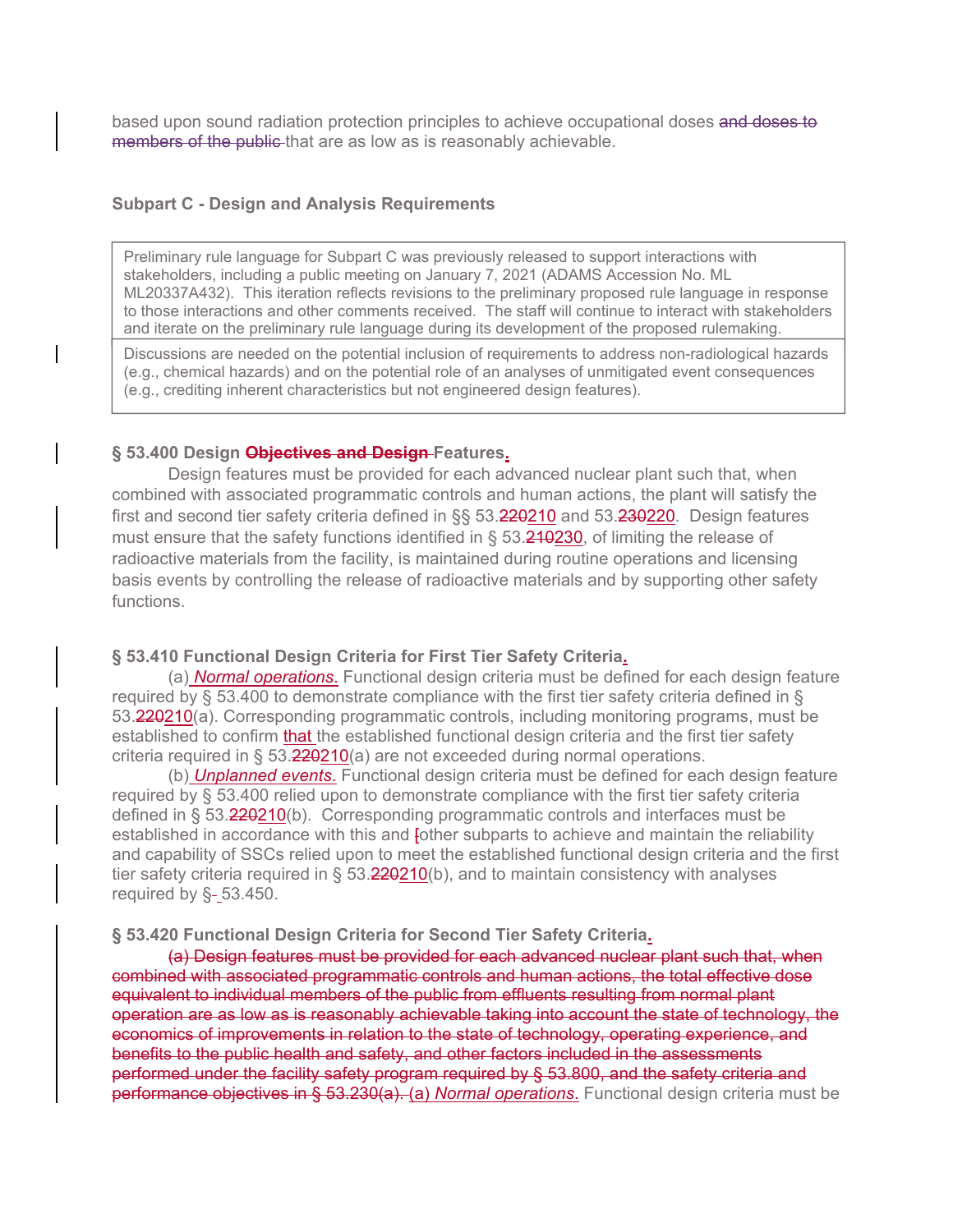based upon sound radiation protection principles to achieve occupational doses ~~and doses to members of the public~~ that are as low as is reasonably achievable.

**Subpart C - Design and Analysis Requirements**

| |
|---|
| Preliminary rule language for Subpart C was previously released to support interactions with stakeholders, including a public meeting on January 7, 2021 (ADAMS Accession No. ML ML20337A432). This iteration reflects revisions to the preliminary proposed rule language in response to those interactions and other comments received. The staff will continue to interact with stakeholders and iterate on the preliminary rule language during its development of the proposed rulemaking. |
| Discussions are needed on the potential inclusion of requirements to address non-radiological hazards (e.g., chemical hazards) and on the potential role of an analyses of unmitigated event consequences (e.g., crediting inherent characteristics but not engineered design features). |

**§ 53.400 Design ~~Objectives and Design~~ Features.**

Design features must be provided for each advanced nuclear plant such that, when combined with associated programmatic controls and human actions, the plant will satisfy the first and second tier safety criteria defined in §§ 53.~~220~~210 and 53.~~230~~220. Design features must ensure that the safety functions identified in § 53.~~210~~230, of limiting the release of radioactive materials from the facility, is maintained during routine operations and licensing basis events by controlling the release of radioactive materials and by supporting other safety functions.

**§ 53.410 Functional Design Criteria for First Tier Safety Criteria.**

(a) *Normal operations.* Functional design criteria must be defined for each design feature required by § 53.400 to demonstrate compliance with the first tier safety criteria defined in § 53.~~220~~210(a). Corresponding programmatic controls, including monitoring programs, must be established to confirm that the established functional design criteria and the first tier safety criteria required in § 53.~~220~~210(a) are not exceeded during normal operations.

(b) *Unplanned events.* Functional design criteria must be defined for each design feature required by § 53.400 relied upon to demonstrate compliance with the first tier safety criteria defined in § 53.~~220~~210(b). Corresponding programmatic controls and interfaces must be established in accordance with this and [other subparts to achieve and maintain the reliability and capability of SSCs relied upon to meet the established functional design criteria and the first tier safety criteria required in § 53.~~220~~210(b), and to maintain consistency with analyses required by § 53.450.

**§ 53.420 Functional Design Criteria for Second Tier Safety Criteria.**

~~(a) Design features must be provided for each advanced nuclear plant such that, when combined with associated programmatic controls and human actions, the total effective dose equivalent to individual members of the public from effluents resulting from normal plant operation are as low as is reasonably achievable taking into account the state of technology, the economics of improvements in relation to the state of technology, operating experience, and benefits to the public health and safety, and other factors included in the assessments performed under the facility safety program required by § 53.800, and the safety criteria and performance objectives in § 53.230(a).~~ (a) *Normal operations.* Functional design criteria must be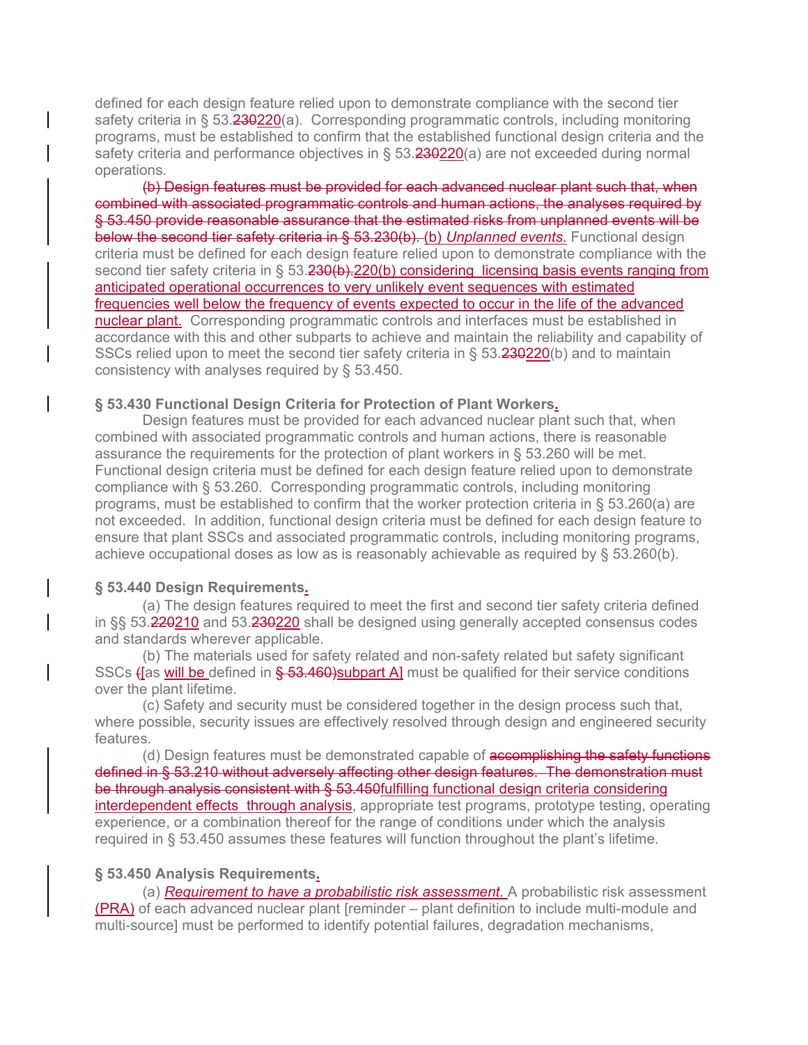defined for each design feature relied upon to demonstrate compliance with the second tier safety criteria in § 53.~~230~~220(a). Corresponding programmatic controls, including monitoring programs, must be established to confirm that the established functional design criteria and the safety criteria and performance objectives in § 53.~~230~~220(a) are not exceeded during normal operations.

~~(b) Design features must be provided for each advanced nuclear plant such that, when combined with associated programmatic controls and human actions, the analyses required by § 53.450 provide reasonable assurance that the estimated risks from unplanned events will be below the second tier safety criteria in § 53.230(b).~~ (b) *Unplanned events.* Functional design criteria must be defined for each design feature relied upon to demonstrate compliance with the second tier safety criteria in § 53.~~230(b).~~220(b) considering licensing basis events ranging from anticipated operational occurrences to very unlikely event sequences with estimated frequencies well below the frequency of events expected to occur in the life of the advanced nuclear plant. Corresponding programmatic controls and interfaces must be established in accordance with this and other subparts to achieve and maintain the reliability and capability of SSCs relied upon to meet the second tier safety criteria in § 53.~~230~~220(b) and to maintain consistency with analyses required by § 53.450.

**§ 53.430 Functional Design Criteria for Protection of Plant Workers.**

Design features must be provided for each advanced nuclear plant such that, when combined with associated programmatic controls and human actions, there is reasonable assurance the requirements for the protection of plant workers in § 53.260 will be met. Functional design criteria must be defined for each design feature relied upon to demonstrate compliance with § 53.260. Corresponding programmatic controls, including monitoring programs, must be established to confirm that the worker protection criteria in § 53.260(a) are not exceeded. In addition, functional design criteria must be defined for each design feature to ensure that plant SSCs and associated programmatic controls, including monitoring programs, achieve occupational doses as low as is reasonably achievable as required by § 53.260(b).

**§ 53.440 Design Requirements.**

(a) The design features required to meet the first and second tier safety criteria defined in §§ 53.~~220~~210 and 53.~~230~~220 shall be designed using generally accepted consensus codes and standards wherever applicable.

(b) The materials used for safety related and non-safety related but safety significant SSCs ~~(~~[as will be defined in ~~§ 53.460)~~subpart A] must be qualified for their service conditions over the plant lifetime.

(c) Safety and security must be considered together in the design process such that, where possible, security issues are effectively resolved through design and engineered security features.

(d) Design features must be demonstrated capable of ~~accomplishing the safety functions defined in § 53.210 without adversely affecting other design features. The demonstration must be through analysis consistent with § 53.450~~fulfilling functional design criteria considering interdependent effects through analysis, appropriate test programs, prototype testing, operating experience, or a combination thereof for the range of conditions under which the analysis required in § 53.450 assumes these features will function throughout the plant's lifetime.

**§ 53.450 Analysis Requirements.**

(a) *Requirement to have a probabilistic risk assessment.* A probabilistic risk assessment (PRA) of each advanced nuclear plant [reminder – plant definition to include multi-module and multi-source] must be performed to identify potential failures, degradation mechanisms,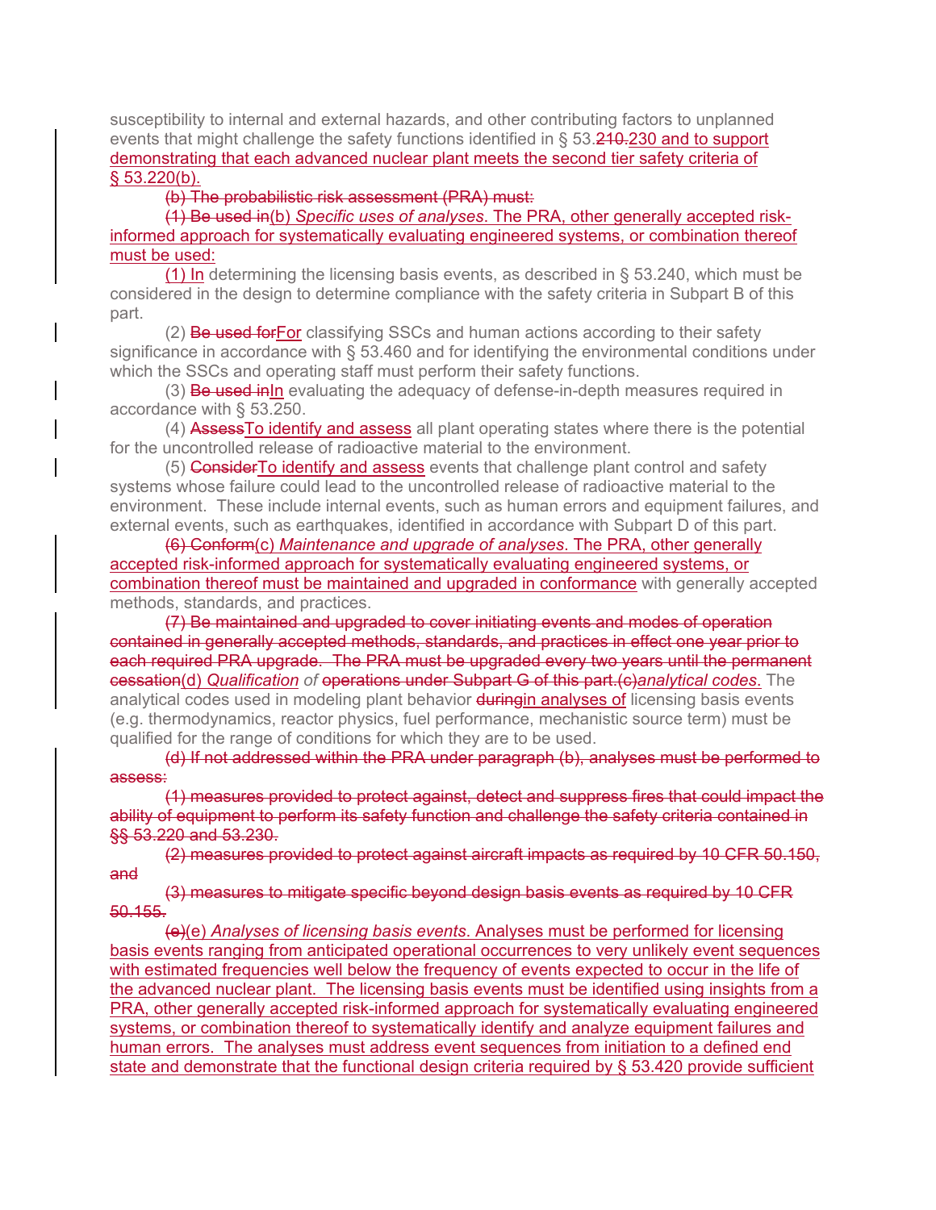susceptibility to internal and external hazards, and other contributing factors to unplanned events that might challenge the safety functions identified in § 53.~~210.~~230 and to support demonstrating that each advanced nuclear plant meets the second tier safety criteria of § 53.220(b).

~~(b) The probabilistic risk assessment (PRA) must:~~

~~(1) Be used in~~(b) *Specific uses of analyses*. The PRA, other generally accepted risk-informed approach for systematically evaluating engineered systems, or combination thereof must be used:

(1) In determining the licensing basis events, as described in § 53.240, which must be considered in the design to determine compliance with the safety criteria in Subpart B of this part.

(2) ~~Be used for~~For classifying SSCs and human actions according to their safety significance in accordance with § 53.460 and for identifying the environmental conditions under which the SSCs and operating staff must perform their safety functions.

(3) ~~Be used in~~In evaluating the adequacy of defense-in-depth measures required in accordance with § 53.250.

(4) ~~Assess~~To identify and assess all plant operating states where there is the potential for the uncontrolled release of radioactive material to the environment.

(5) ~~Consider~~To identify and assess events that challenge plant control and safety systems whose failure could lead to the uncontrolled release of radioactive material to the environment. These include internal events, such as human errors and equipment failures, and external events, such as earthquakes, identified in accordance with Subpart D of this part.

~~(6) Conform~~(c) *Maintenance and upgrade of analyses*. The PRA, other generally accepted risk-informed approach for systematically evaluating engineered systems, or combination thereof must be maintained and upgraded in conformance with generally accepted methods, standards, and practices.

~~(7) Be maintained and upgraded to cover initiating events and modes of operation contained in generally accepted methods, standards, and practices in effect one year prior to each required PRA upgrade. The PRA must be upgraded every two years until the permanent cessation~~(d) *Qualification of* ~~operations under Subpart G of this part.(c)~~*analytical codes*. The analytical codes used in modeling plant behavior ~~during~~in analyses of licensing basis events (e.g. thermodynamics, reactor physics, fuel performance, mechanistic source term) must be qualified for the range of conditions for which they are to be used.

~~(d) If not addressed within the PRA under paragraph (b), analyses must be performed to assess:~~

~~(1) measures provided to protect against, detect and suppress fires that could impact the ability of equipment to perform its safety function and challenge the safety criteria contained in §§ 53.220 and 53.230.~~

~~(2) measures provided to protect against aircraft impacts as required by 10 CFR 50.150, and~~

~~(3) measures to mitigate specific beyond design basis events as required by 10 CFR 50.155.~~

~~(e)~~(e) *Analyses of licensing basis events*. Analyses must be performed for licensing basis events ranging from anticipated operational occurrences to very unlikely event sequences with estimated frequencies well below the frequency of events expected to occur in the life of the advanced nuclear plant. The licensing basis events must be identified using insights from a PRA, other generally accepted risk-informed approach for systematically evaluating engineered systems, or combination thereof to systematically identify and analyze equipment failures and human errors. The analyses must address event sequences from initiation to a defined end state and demonstrate that the functional design criteria required by § 53.420 provide sufficient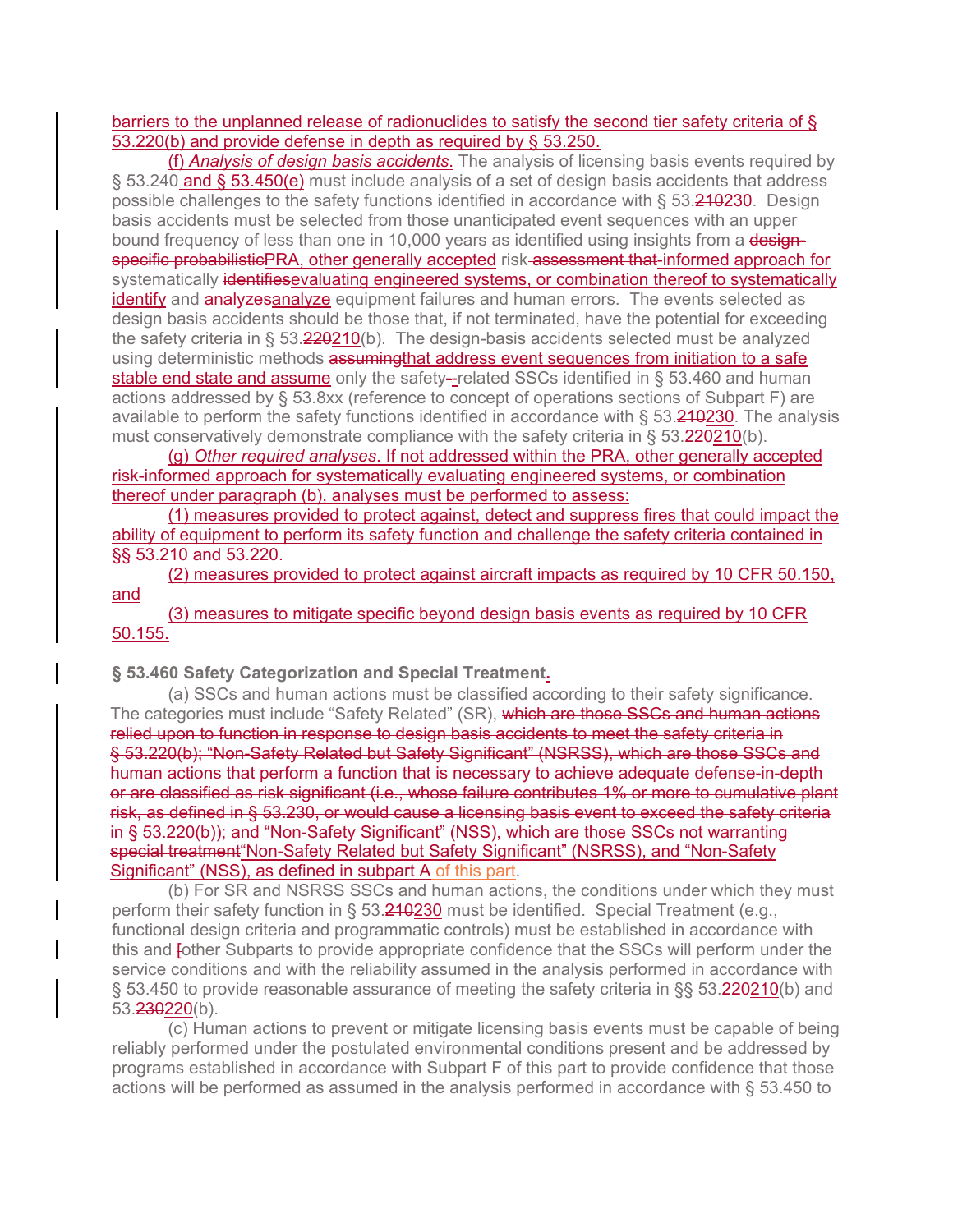barriers to the unplanned release of radionuclides to satisfy the second tier safety criteria of § 53.220(b) and provide defense in depth as required by § 53.250.

(f) *Analysis of design basis accidents*. The analysis of licensing basis events required by § 53.240 and § 53.450(e) must include analysis of a set of design basis accidents that address possible challenges to the safety functions identified in accordance with § 53.~~210~~230. Design basis accidents must be selected from those unanticipated event sequences with an upper bound frequency of less than one in 10,000 years as identified using insights from a ~~design-specific probabilistic~~PRA, other generally accepted risk-~~assessment that~~informed approach for systematically ~~identifies~~evaluating engineered systems, or combination thereof to systematically identify and ~~analyzes~~analyze equipment failures and human errors. The events selected as design basis accidents should be those that, if not terminated, have the potential for exceeding the safety criteria in § 53.~~220~~210(b). The design-basis accidents selected must be analyzed using deterministic methods ~~assuming~~that address event sequences from initiation to a safe stable end state and assume only the safety-related SSCs identified in § 53.460 and human actions addressed by § 53.8xx (reference to concept of operations sections of Subpart F) are available to perform the safety functions identified in accordance with § 53.~~210~~230. The analysis must conservatively demonstrate compliance with the safety criteria in § 53.~~220~~210(b).

(g) *Other required analyses*. If not addressed within the PRA, other generally accepted risk-informed approach for systematically evaluating engineered systems, or combination thereof under paragraph (b), analyses must be performed to assess:

(1) measures provided to protect against, detect and suppress fires that could impact the ability of equipment to perform its safety function and challenge the safety criteria contained in §§ 53.210 and 53.220.

(2) measures provided to protect against aircraft impacts as required by 10 CFR 50.150, and

(3) measures to mitigate specific beyond design basis events as required by 10 CFR 50.155.

**§ 53.460 Safety Categorization and Special Treatment.**

(a) SSCs and human actions must be classified according to their safety significance. The categories must include "Safety Related" (SR), ~~which are those SSCs and human actions relied upon to function in response to design basis accidents to meet the safety criteria in § 53.220(b); "Non-Safety Related but Safety Significant" (NSRSS), which are those SSCs and human actions that perform a function that is necessary to achieve adequate defense-in-depth or are classified as risk significant (i.e., whose failure contributes 1% or more to cumulative plant risk, as defined in § 53.230, or would cause a licensing basis event to exceed the safety criteria in § 53.220(b)); and "Non-Safety Significant" (NSS), which are those SSCs not warranting special treatment~~"Non-Safety Related but Safety Significant" (NSRSS), and "Non-Safety Significant" (NSS), as defined in subpart A of this part.

(b) For SR and NSRSS SSCs and human actions, the conditions under which they must perform their safety function in § 53.~~210~~230 must be identified. Special Treatment (e.g., functional design criteria and programmatic controls) must be established in accordance with this and ~~[~~other Subparts to provide appropriate confidence that the SSCs will perform under the service conditions and with the reliability assumed in the analysis performed in accordance with § 53.450 to provide reasonable assurance of meeting the safety criteria in §§ 53.~~220~~210(b) and 53.~~230~~220(b).

(c) Human actions to prevent or mitigate licensing basis events must be capable of being reliably performed under the postulated environmental conditions present and be addressed by programs established in accordance with Subpart F of this part to provide confidence that those actions will be performed as assumed in the analysis performed in accordance with § 53.450 to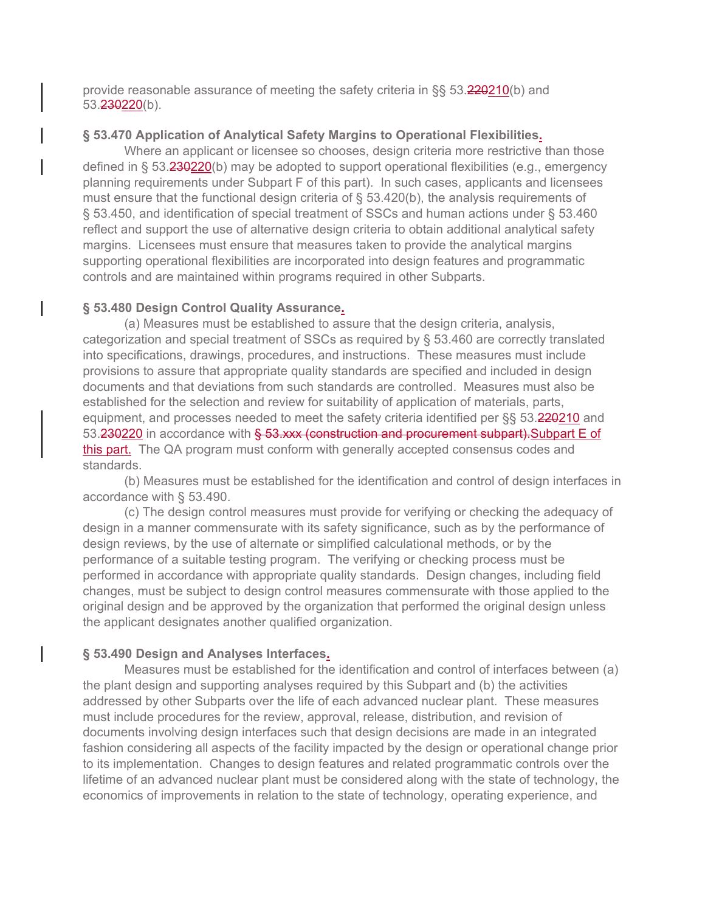provide reasonable assurance of meeting the safety criteria in §§ 53.~~220~~210(b) and 53.~~230~~220(b).

**§ 53.470 Application of Analytical Safety Margins to Operational Flexibilities.**

Where an applicant or licensee so chooses, design criteria more restrictive than those defined in § 53.~~230~~220(b) may be adopted to support operational flexibilities (e.g., emergency planning requirements under Subpart F of this part). In such cases, applicants and licensees must ensure that the functional design criteria of § 53.420(b), the analysis requirements of § 53.450, and identification of special treatment of SSCs and human actions under § 53.460 reflect and support the use of alternative design criteria to obtain additional analytical safety margins. Licensees must ensure that measures taken to provide the analytical margins supporting operational flexibilities are incorporated into design features and programmatic controls and are maintained within programs required in other Subparts.

**§ 53.480 Design Control Quality Assurance.**

(a) Measures must be established to assure that the design criteria, analysis, categorization and special treatment of SSCs as required by § 53.460 are correctly translated into specifications, drawings, procedures, and instructions. These measures must include provisions to assure that appropriate quality standards are specified and included in design documents and that deviations from such standards are controlled. Measures must also be established for the selection and review for suitability of application of materials, parts, equipment, and processes needed to meet the safety criteria identified per §§ 53.~~220~~210 and 53.~~230~~220 in accordance with ~~§ 53.xxx (construction and procurement subpart).~~Subpart E of this part. The QA program must conform with generally accepted consensus codes and standards.

(b) Measures must be established for the identification and control of design interfaces in accordance with § 53.490.

(c) The design control measures must provide for verifying or checking the adequacy of design in a manner commensurate with its safety significance, such as by the performance of design reviews, by the use of alternate or simplified calculational methods, or by the performance of a suitable testing program. The verifying or checking process must be performed in accordance with appropriate quality standards. Design changes, including field changes, must be subject to design control measures commensurate with those applied to the original design and be approved by the organization that performed the original design unless the applicant designates another qualified organization.

**§ 53.490 Design and Analyses Interfaces.**

Measures must be established for the identification and control of interfaces between (a) the plant design and supporting analyses required by this Subpart and (b) the activities addressed by other Subparts over the life of each advanced nuclear plant. These measures must include procedures for the review, approval, release, distribution, and revision of documents involving design interfaces such that design decisions are made in an integrated fashion considering all aspects of the facility impacted by the design or operational change prior to its implementation. Changes to design features and related programmatic controls over the lifetime of an advanced nuclear plant must be considered along with the state of technology, the economics of improvements in relation to the state of technology, operating experience, and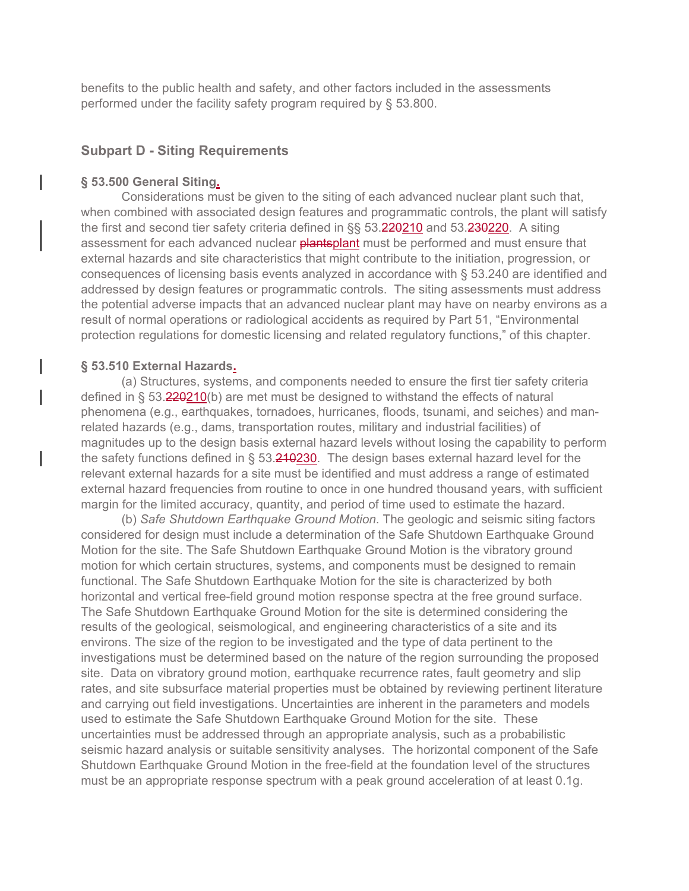benefits to the public health and safety, and other factors included in the assessments performed under the facility safety program required by § 53.800.

## Subpart D - Siting Requirements

**§ 53.500 General Siting.**

Considerations must be given to the siting of each advanced nuclear plant such that, when combined with associated design features and programmatic controls, the plant will satisfy the first and second tier safety criteria defined in §§ 53.~~220~~210 and 53.~~230~~220. A siting assessment for each advanced nuclear ~~plants~~plant must be performed and must ensure that external hazards and site characteristics that might contribute to the initiation, progression, or consequences of licensing basis events analyzed in accordance with § 53.240 are identified and addressed by design features or programmatic controls. The siting assessments must address the potential adverse impacts that an advanced nuclear plant may have on nearby environs as a result of normal operations or radiological accidents as required by Part 51, "Environmental protection regulations for domestic licensing and related regulatory functions," of this chapter.

**§ 53.510 External Hazards.**

(a) Structures, systems, and components needed to ensure the first tier safety criteria defined in § 53.~~220~~210(b) are met must be designed to withstand the effects of natural phenomena (e.g., earthquakes, tornadoes, hurricanes, floods, tsunami, and seiches) and man-related hazards (e.g., dams, transportation routes, military and industrial facilities) of magnitudes up to the design basis external hazard levels without losing the capability to perform the safety functions defined in § 53.~~210~~230. The design bases external hazard level for the relevant external hazards for a site must be identified and must address a range of estimated external hazard frequencies from routine to once in one hundred thousand years, with sufficient margin for the limited accuracy, quantity, and period of time used to estimate the hazard.

(b) *Safe Shutdown Earthquake Ground Motion*. The geologic and seismic siting factors considered for design must include a determination of the Safe Shutdown Earthquake Ground Motion for the site. The Safe Shutdown Earthquake Ground Motion is the vibratory ground motion for which certain structures, systems, and components must be designed to remain functional. The Safe Shutdown Earthquake Motion for the site is characterized by both horizontal and vertical free-field ground motion response spectra at the free ground surface. The Safe Shutdown Earthquake Ground Motion for the site is determined considering the results of the geological, seismological, and engineering characteristics of a site and its environs. The size of the region to be investigated and the type of data pertinent to the investigations must be determined based on the nature of the region surrounding the proposed site. Data on vibratory ground motion, earthquake recurrence rates, fault geometry and slip rates, and site subsurface material properties must be obtained by reviewing pertinent literature and carrying out field investigations. Uncertainties are inherent in the parameters and models used to estimate the Safe Shutdown Earthquake Ground Motion for the site. These uncertainties must be addressed through an appropriate analysis, such as a probabilistic seismic hazard analysis or suitable sensitivity analyses. The horizontal component of the Safe Shutdown Earthquake Ground Motion in the free-field at the foundation level of the structures must be an appropriate response spectrum with a peak ground acceleration of at least 0.1g.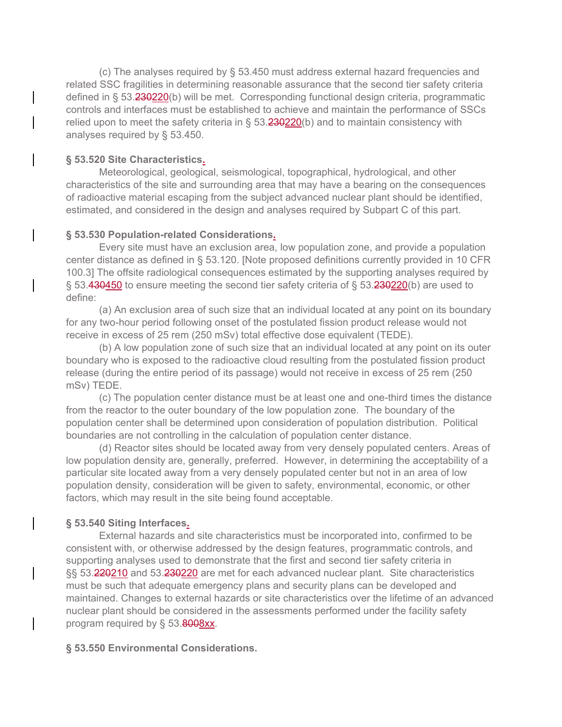(c) The analyses required by § 53.450 must address external hazard frequencies and related SSC fragilities in determining reasonable assurance that the second tier safety criteria defined in § 53.~~230~~220(b) will be met. Corresponding functional design criteria, programmatic controls and interfaces must be established to achieve and maintain the performance of SSCs relied upon to meet the safety criteria in § 53.~~230~~220(b) and to maintain consistency with analyses required by § 53.450.

**§ 53.520 Site Characteristics.**

Meteorological, geological, seismological, topographical, hydrological, and other characteristics of the site and surrounding area that may have a bearing on the consequences of radioactive material escaping from the subject advanced nuclear plant should be identified, estimated, and considered in the design and analyses required by Subpart C of this part.

**§ 53.530 Population-related Considerations.**

Every site must have an exclusion area, low population zone, and provide a population center distance as defined in § 53.120. [Note proposed definitions currently provided in 10 CFR 100.3] The offsite radiological consequences estimated by the supporting analyses required by § 53.~~430~~450 to ensure meeting the second tier safety criteria of § 53.~~230~~220(b) are used to define:

(a) An exclusion area of such size that an individual located at any point on its boundary for any two-hour period following onset of the postulated fission product release would not receive in excess of 25 rem (250 mSv) total effective dose equivalent (TEDE).

(b) A low population zone of such size that an individual located at any point on its outer boundary who is exposed to the radioactive cloud resulting from the postulated fission product release (during the entire period of its passage) would not receive in excess of 25 rem (250 mSv) TEDE.

(c) The population center distance must be at least one and one-third times the distance from the reactor to the outer boundary of the low population zone. The boundary of the population center shall be determined upon consideration of population distribution. Political boundaries are not controlling in the calculation of population center distance.

(d) Reactor sites should be located away from very densely populated centers. Areas of low population density are, generally, preferred. However, in determining the acceptability of a particular site located away from a very densely populated center but not in an area of low population density, consideration will be given to safety, environmental, economic, or other factors, which may result in the site being found acceptable.

**§ 53.540 Siting Interfaces.**

External hazards and site characteristics must be incorporated into, confirmed to be consistent with, or otherwise addressed by the design features, programmatic controls, and supporting analyses used to demonstrate that the first and second tier safety criteria in §§ 53.~~220~~210 and 53.~~230~~220 are met for each advanced nuclear plant. Site characteristics must be such that adequate emergency plans and security plans can be developed and maintained. Changes to external hazards or site characteristics over the lifetime of an advanced nuclear plant should be considered in the assessments performed under the facility safety program required by § 53.~~800~~8xx.

**§ 53.550 Environmental Considerations.**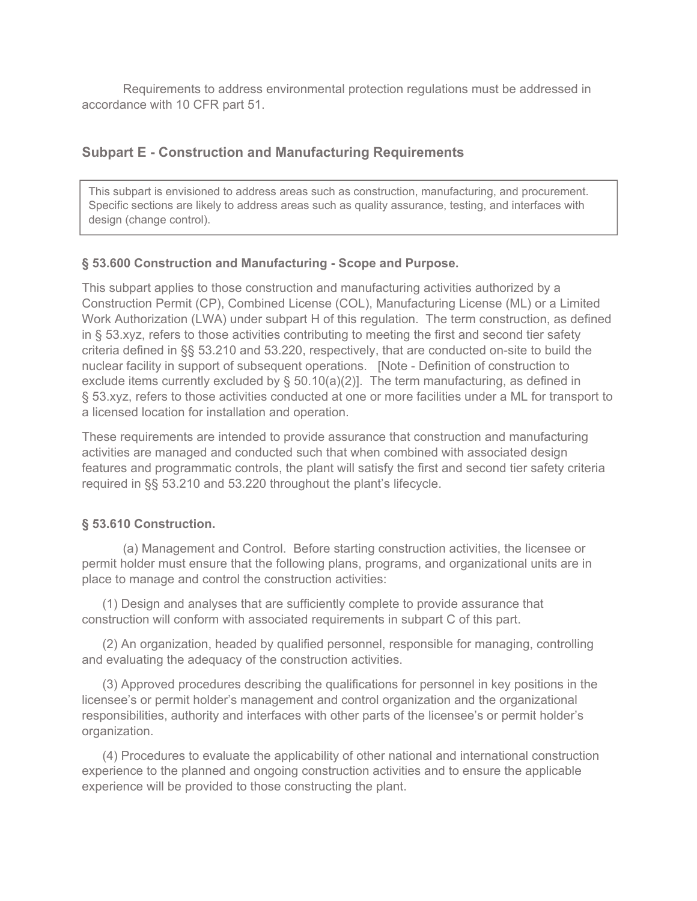Requirements to address environmental protection regulations must be addressed in accordance with 10 CFR part 51.

## Subpart E - Construction and Manufacturing Requirements

> This subpart is envisioned to address areas such as construction, manufacturing, and procurement. Specific sections are likely to address areas such as quality assurance, testing, and interfaces with design (change control).

### § 53.600 Construction and Manufacturing - Scope and Purpose.

This subpart applies to those construction and manufacturing activities authorized by a Construction Permit (CP), Combined License (COL), Manufacturing License (ML) or a Limited Work Authorization (LWA) under subpart H of this regulation. The term construction, as defined in § 53.xyz, refers to those activities contributing to meeting the first and second tier safety criteria defined in §§ 53.210 and 53.220, respectively, that are conducted on-site to build the nuclear facility in support of subsequent operations. [Note - Definition of construction to exclude items currently excluded by § 50.10(a)(2)]. The term manufacturing, as defined in § 53.xyz, refers to those activities conducted at one or more facilities under a ML for transport to a licensed location for installation and operation.

These requirements are intended to provide assurance that construction and manufacturing activities are managed and conducted such that when combined with associated design features and programmatic controls, the plant will satisfy the first and second tier safety criteria required in §§ 53.210 and 53.220 throughout the plant's lifecycle.

### § 53.610 Construction.

(a) Management and Control. Before starting construction activities, the licensee or permit holder must ensure that the following plans, programs, and organizational units are in place to manage and control the construction activities:

(1) Design and analyses that are sufficiently complete to provide assurance that construction will conform with associated requirements in subpart C of this part.

(2) An organization, headed by qualified personnel, responsible for managing, controlling and evaluating the adequacy of the construction activities.

(3) Approved procedures describing the qualifications for personnel in key positions in the licensee's or permit holder's management and control organization and the organizational responsibilities, authority and interfaces with other parts of the licensee's or permit holder's organization.

(4) Procedures to evaluate the applicability of other national and international construction experience to the planned and ongoing construction activities and to ensure the applicable experience will be provided to those constructing the plant.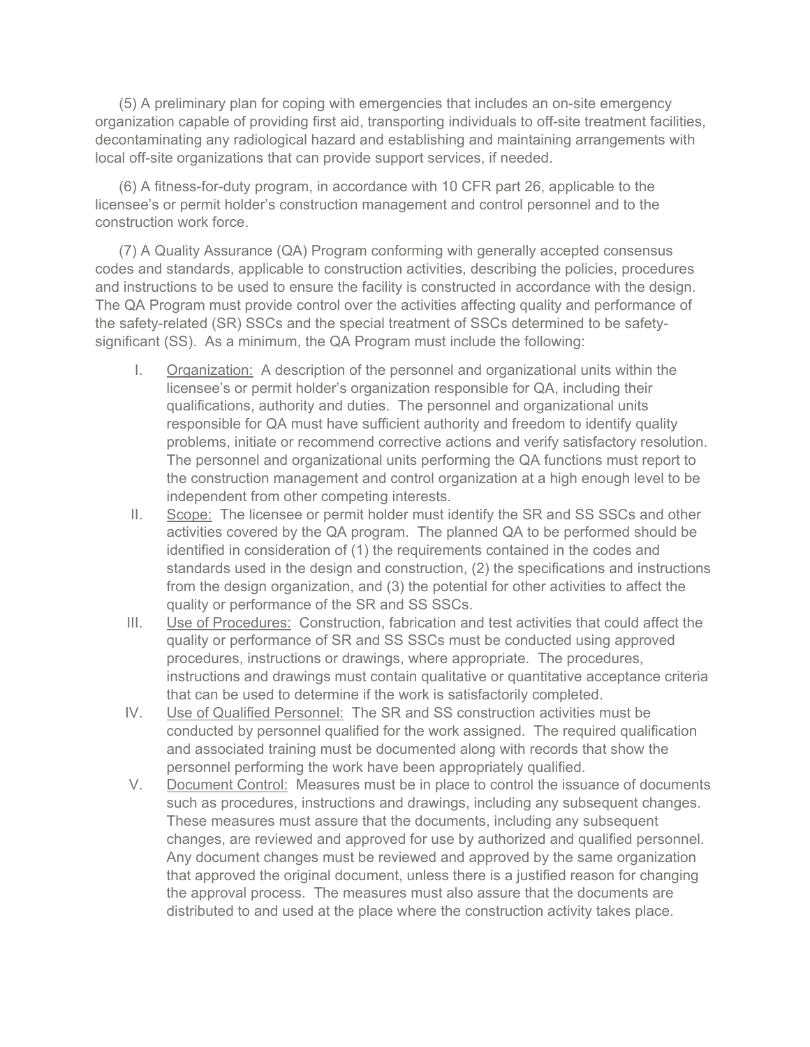(5) A preliminary plan for coping with emergencies that includes an on-site emergency organization capable of providing first aid, transporting individuals to off-site treatment facilities, decontaminating any radiological hazard and establishing and maintaining arrangements with local off-site organizations that can provide support services, if needed.

(6) A fitness-for-duty program, in accordance with 10 CFR part 26, applicable to the licensee's or permit holder's construction management and control personnel and to the construction work force.

(7) A Quality Assurance (QA) Program conforming with generally accepted consensus codes and standards, applicable to construction activities, describing the policies, procedures and instructions to be used to ensure the facility is constructed in accordance with the design. The QA Program must provide control over the activities affecting quality and performance of the safety-related (SR) SSCs and the special treatment of SSCs determined to be safety-significant (SS). As a minimum, the QA Program must include the following:

I. Organization: A description of the personnel and organizational units within the licensee's or permit holder's organization responsible for QA, including their qualifications, authority and duties. The personnel and organizational units responsible for QA must have sufficient authority and freedom to identify quality problems, initiate or recommend corrective actions and verify satisfactory resolution. The personnel and organizational units performing the QA functions must report to the construction management and control organization at a high enough level to be independent from other competing interests.

II. Scope: The licensee or permit holder must identify the SR and SS SSCs and other activities covered by the QA program. The planned QA to be performed should be identified in consideration of (1) the requirements contained in the codes and standards used in the design and construction, (2) the specifications and instructions from the design organization, and (3) the potential for other activities to affect the quality or performance of the SR and SS SSCs.

III. Use of Procedures: Construction, fabrication and test activities that could affect the quality or performance of SR and SS SSCs must be conducted using approved procedures, instructions or drawings, where appropriate. The procedures, instructions and drawings must contain qualitative or quantitative acceptance criteria that can be used to determine if the work is satisfactorily completed.

IV. Use of Qualified Personnel: The SR and SS construction activities must be conducted by personnel qualified for the work assigned. The required qualification and associated training must be documented along with records that show the personnel performing the work have been appropriately qualified.

V. Document Control: Measures must be in place to control the issuance of documents such as procedures, instructions and drawings, including any subsequent changes. These measures must assure that the documents, including any subsequent changes, are reviewed and approved for use by authorized and qualified personnel. Any document changes must be reviewed and approved by the same organization that approved the original document, unless there is a justified reason for changing the approval process. The measures must also assure that the documents are distributed to and used at the place where the construction activity takes place.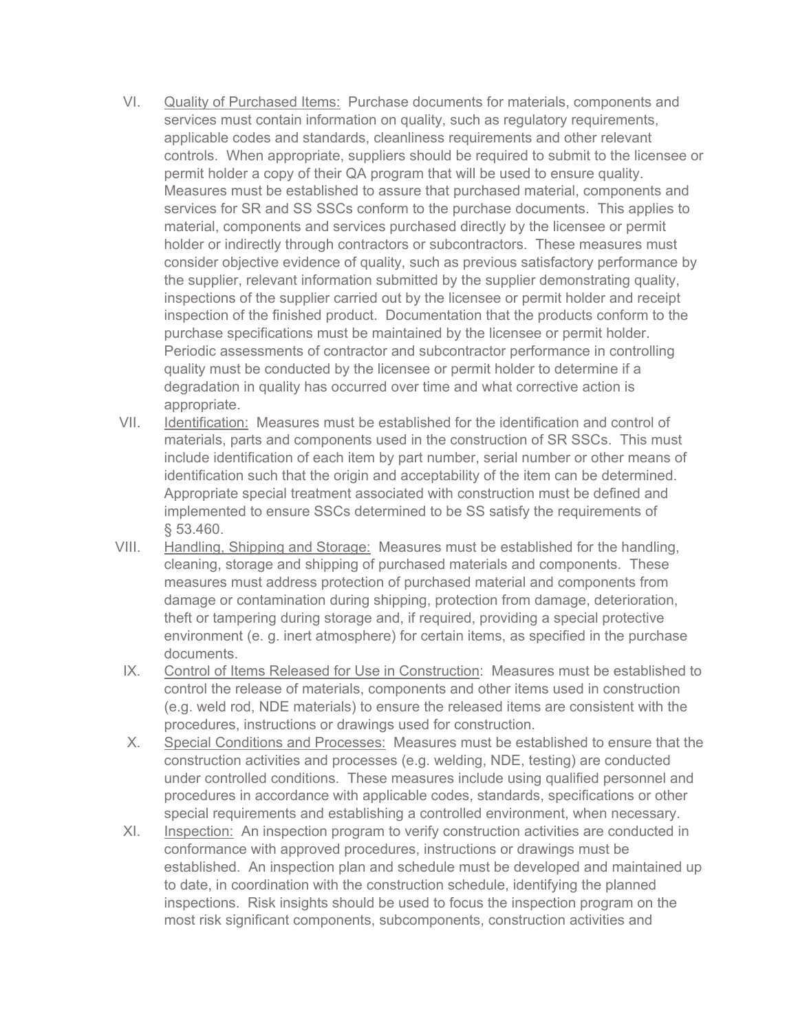VI. <u>Quality of Purchased Items:</u> Purchase documents for materials, components and services must contain information on quality, such as regulatory requirements, applicable codes and standards, cleanliness requirements and other relevant controls. When appropriate, suppliers should be required to submit to the licensee or permit holder a copy of their QA program that will be used to ensure quality. Measures must be established to assure that purchased material, components and services for SR and SS SSCs conform to the purchase documents. This applies to material, components and services purchased directly by the licensee or permit holder or indirectly through contractors or subcontractors. These measures must consider objective evidence of quality, such as previous satisfactory performance by the supplier, relevant information submitted by the supplier demonstrating quality, inspections of the supplier carried out by the licensee or permit holder and receipt inspection of the finished product. Documentation that the products conform to the purchase specifications must be maintained by the licensee or permit holder. Periodic assessments of contractor and subcontractor performance in controlling quality must be conducted by the licensee or permit holder to determine if a degradation in quality has occurred over time and what corrective action is appropriate.

VII. <u>Identification:</u> Measures must be established for the identification and control of materials, parts and components used in the construction of SR SSCs. This must include identification of each item by part number, serial number or other means of identification such that the origin and acceptability of the item can be determined. Appropriate special treatment associated with construction must be defined and implemented to ensure SSCs determined to be SS satisfy the requirements of § 53.460.

VIII. <u>Handling, Shipping and Storage:</u> Measures must be established for the handling, cleaning, storage and shipping of purchased materials and components. These measures must address protection of purchased material and components from damage or contamination during shipping, protection from damage, deterioration, theft or tampering during storage and, if required, providing a special protective environment (e. g. inert atmosphere) for certain items, as specified in the purchase documents.

IX. <u>Control of Items Released for Use in Construction</u>: Measures must be established to control the release of materials, components and other items used in construction (e.g. weld rod, NDE materials) to ensure the released items are consistent with the procedures, instructions or drawings used for construction.

X. <u>Special Conditions and Processes:</u> Measures must be established to ensure that the construction activities and processes (e.g. welding, NDE, testing) are conducted under controlled conditions. These measures include using qualified personnel and procedures in accordance with applicable codes, standards, specifications or other special requirements and establishing a controlled environment, when necessary.

XI. <u>Inspection:</u> An inspection program to verify construction activities are conducted in conformance with approved procedures, instructions or drawings must be established. An inspection plan and schedule must be developed and maintained up to date, in coordination with the construction schedule, identifying the planned inspections. Risk insights should be used to focus the inspection program on the most risk significant components, subcomponents, construction activities and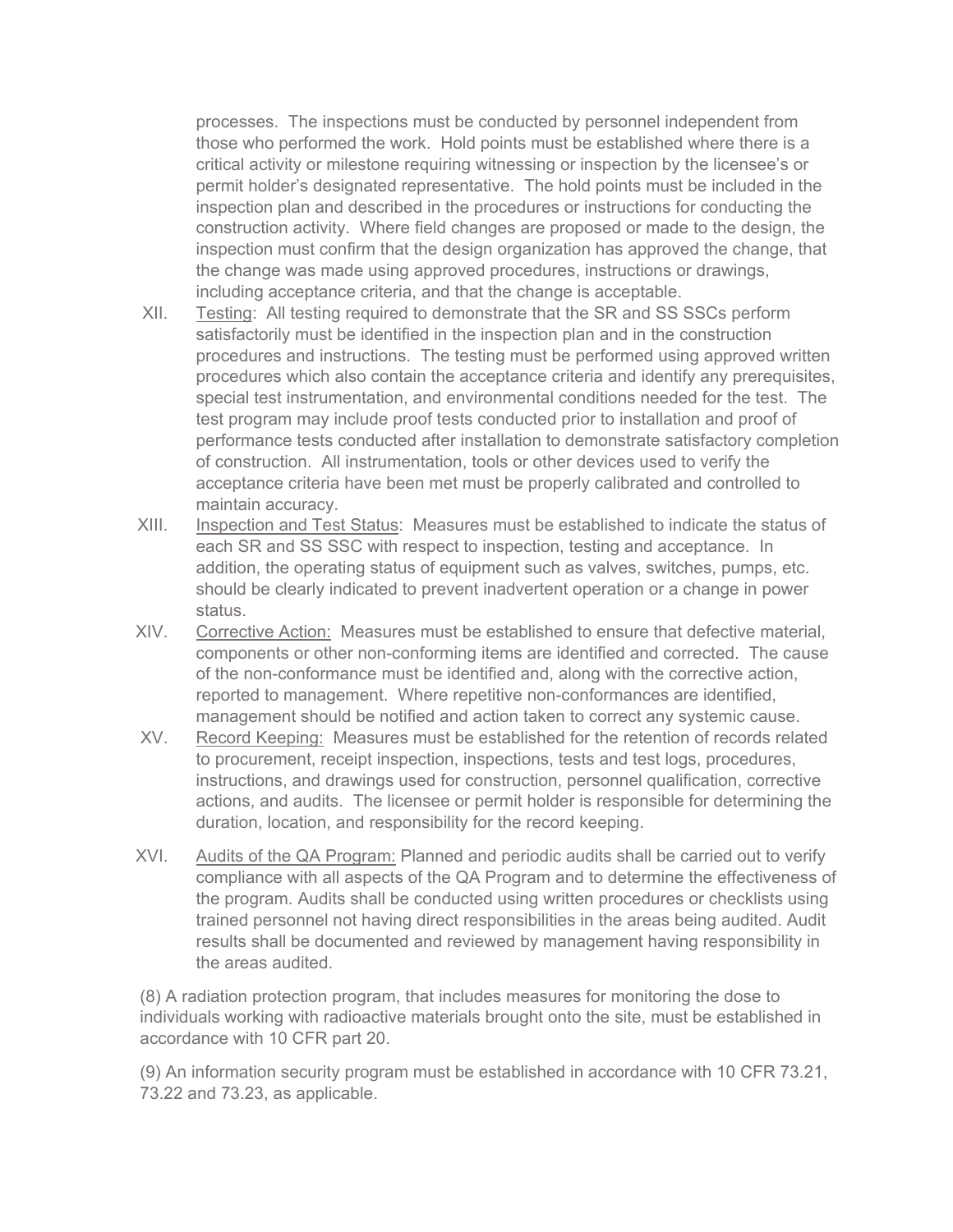processes. The inspections must be conducted by personnel independent from those who performed the work. Hold points must be established where there is a critical activity or milestone requiring witnessing or inspection by the licensee's or permit holder's designated representative. The hold points must be included in the inspection plan and described in the procedures or instructions for conducting the construction activity. Where field changes are proposed or made to the design, the inspection must confirm that the design organization has approved the change, that the change was made using approved procedures, instructions or drawings, including acceptance criteria, and that the change is acceptable.

XII. <u>Testing</u>: All testing required to demonstrate that the SR and SS SSCs perform satisfactorily must be identified in the inspection plan and in the construction procedures and instructions. The testing must be performed using approved written procedures which also contain the acceptance criteria and identify any prerequisites, special test instrumentation, and environmental conditions needed for the test. The test program may include proof tests conducted prior to installation and proof of performance tests conducted after installation to demonstrate satisfactory completion of construction. All instrumentation, tools or other devices used to verify the acceptance criteria have been met must be properly calibrated and controlled to maintain accuracy.

XIII. <u>Inspection and Test Status</u>: Measures must be established to indicate the status of each SR and SS SSC with respect to inspection, testing and acceptance. In addition, the operating status of equipment such as valves, switches, pumps, etc. should be clearly indicated to prevent inadvertent operation or a change in power status.

XIV. <u>Corrective Action:</u> Measures must be established to ensure that defective material, components or other non-conforming items are identified and corrected. The cause of the non-conformance must be identified and, along with the corrective action, reported to management. Where repetitive non-conformances are identified, management should be notified and action taken to correct any systemic cause.

XV. <u>Record Keeping:</u> Measures must be established for the retention of records related to procurement, receipt inspection, inspections, tests and test logs, procedures, instructions, and drawings used for construction, personnel qualification, corrective actions, and audits. The licensee or permit holder is responsible for determining the duration, location, and responsibility for the record keeping.

XVI. <u>Audits of the QA Program:</u> Planned and periodic audits shall be carried out to verify compliance with all aspects of the QA Program and to determine the effectiveness of the program. Audits shall be conducted using written procedures or checklists using trained personnel not having direct responsibilities in the areas being audited. Audit results shall be documented and reviewed by management having responsibility in the areas audited.

(8) A radiation protection program, that includes measures for monitoring the dose to individuals working with radioactive materials brought onto the site, must be established in accordance with 10 CFR part 20.

(9) An information security program must be established in accordance with 10 CFR 73.21, 73.22 and 73.23, as applicable.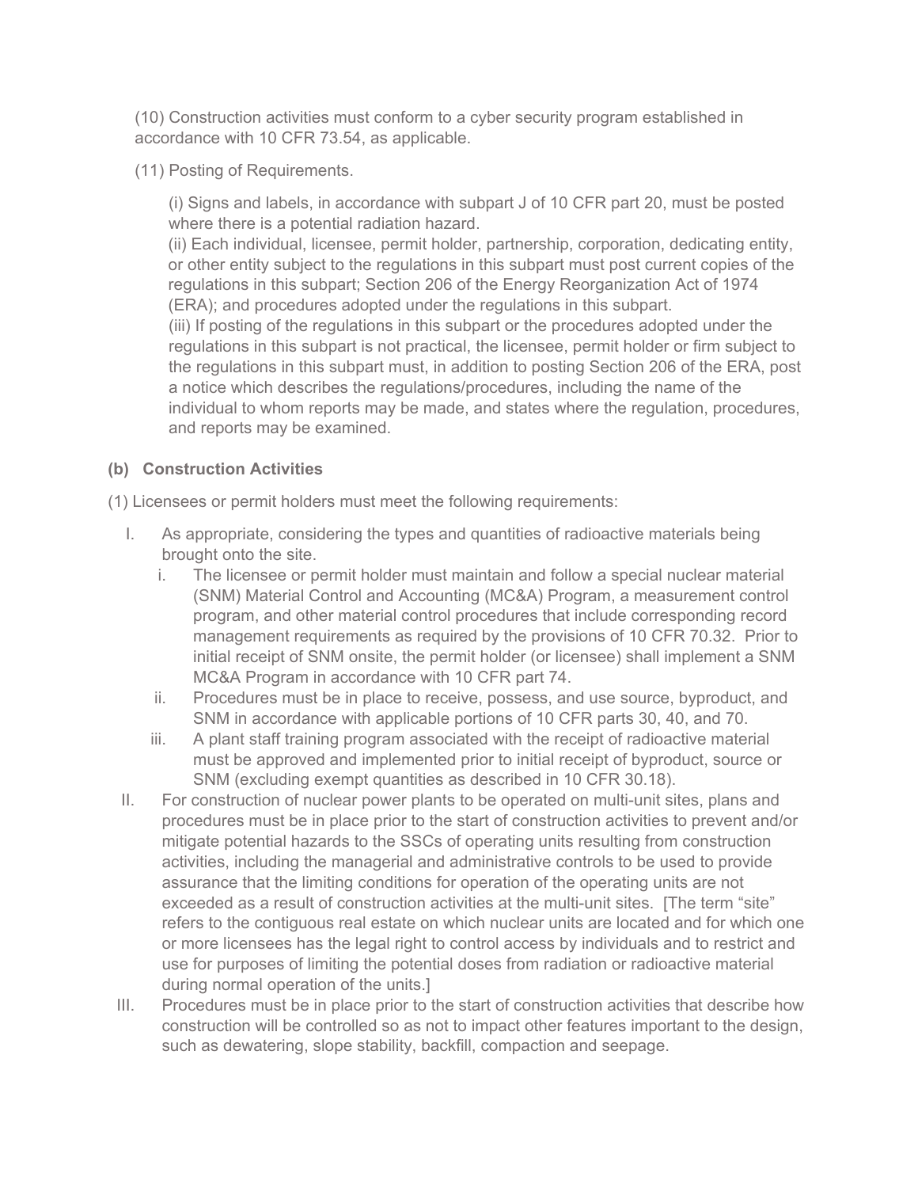(10) Construction activities must conform to a cyber security program established in accordance with 10 CFR 73.54, as applicable.

(11) Posting of Requirements.

(i) Signs and labels, in accordance with subpart J of 10 CFR part 20, must be posted where there is a potential radiation hazard.
(ii) Each individual, licensee, permit holder, partnership, corporation, dedicating entity, or other entity subject to the regulations in this subpart must post current copies of the regulations in this subpart; Section 206 of the Energy Reorganization Act of 1974 (ERA); and procedures adopted under the regulations in this subpart.
(iii) If posting of the regulations in this subpart or the procedures adopted under the regulations in this subpart is not practical, the licensee, permit holder or firm subject to the regulations in this subpart must, in addition to posting Section 206 of the ERA, post a notice which describes the regulations/procedures, including the name of the individual to whom reports may be made, and states where the regulation, procedures, and reports may be examined.

**(b) Construction Activities**

(1) Licensees or permit holders must meet the following requirements:

I. As appropriate, considering the types and quantities of radioactive materials being brought onto the site.
   i. The licensee or permit holder must maintain and follow a special nuclear material (SNM) Material Control and Accounting (MC&A) Program, a measurement control program, and other material control procedures that include corresponding record management requirements as required by the provisions of 10 CFR 70.32. Prior to initial receipt of SNM onsite, the permit holder (or licensee) shall implement a SNM MC&A Program in accordance with 10 CFR part 74.
   ii. Procedures must be in place to receive, possess, and use source, byproduct, and SNM in accordance with applicable portions of 10 CFR parts 30, 40, and 70.
   iii. A plant staff training program associated with the receipt of radioactive material must be approved and implemented prior to initial receipt of byproduct, source or SNM (excluding exempt quantities as described in 10 CFR 30.18).

II. For construction of nuclear power plants to be operated on multi-unit sites, plans and procedures must be in place prior to the start of construction activities to prevent and/or mitigate potential hazards to the SSCs of operating units resulting from construction activities, including the managerial and administrative controls to be used to provide assurance that the limiting conditions for operation of the operating units are not exceeded as a result of construction activities at the multi-unit sites. [The term "site" refers to the contiguous real estate on which nuclear units are located and for which one or more licensees has the legal right to control access by individuals and to restrict and use for purposes of limiting the potential doses from radiation or radioactive material during normal operation of the units.]

III. Procedures must be in place prior to the start of construction activities that describe how construction will be controlled so as not to impact other features important to the design, such as dewatering, slope stability, backfill, compaction and seepage.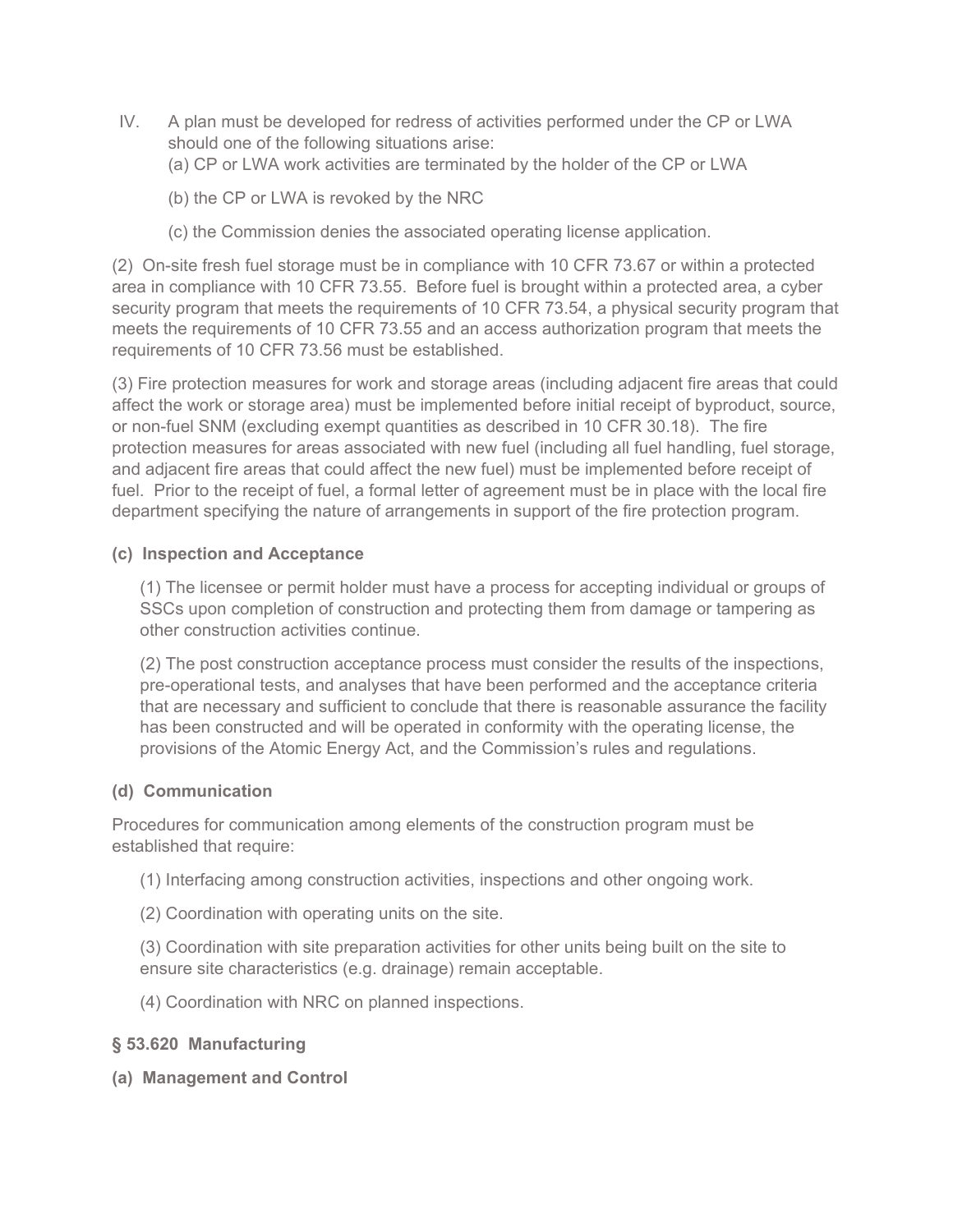IV. A plan must be developed for redress of activities performed under the CP or LWA should one of the following situations arise:

(a) CP or LWA work activities are terminated by the holder of the CP or LWA

(b) the CP or LWA is revoked by the NRC

(c) the Commission denies the associated operating license application.

(2) On-site fresh fuel storage must be in compliance with 10 CFR 73.67 or within a protected area in compliance with 10 CFR 73.55. Before fuel is brought within a protected area, a cyber security program that meets the requirements of 10 CFR 73.54, a physical security program that meets the requirements of 10 CFR 73.55 and an access authorization program that meets the requirements of 10 CFR 73.56 must be established.

(3) Fire protection measures for work and storage areas (including adjacent fire areas that could affect the work or storage area) must be implemented before initial receipt of byproduct, source, or non-fuel SNM (excluding exempt quantities as described in 10 CFR 30.18). The fire protection measures for areas associated with new fuel (including all fuel handling, fuel storage, and adjacent fire areas that could affect the new fuel) must be implemented before receipt of fuel. Prior to the receipt of fuel, a formal letter of agreement must be in place with the local fire department specifying the nature of arrangements in support of the fire protection program.

**(c) Inspection and Acceptance**

(1) The licensee or permit holder must have a process for accepting individual or groups of SSCs upon completion of construction and protecting them from damage or tampering as other construction activities continue.

(2) The post construction acceptance process must consider the results of the inspections, pre-operational tests, and analyses that have been performed and the acceptance criteria that are necessary and sufficient to conclude that there is reasonable assurance the facility has been constructed and will be operated in conformity with the operating license, the provisions of the Atomic Energy Act, and the Commission's rules and regulations.

**(d) Communication**

Procedures for communication among elements of the construction program must be established that require:

(1) Interfacing among construction activities, inspections and other ongoing work.

(2) Coordination with operating units on the site.

(3) Coordination with site preparation activities for other units being built on the site to ensure site characteristics (e.g. drainage) remain acceptable.

(4) Coordination with NRC on planned inspections.

**§ 53.620 Manufacturing**

**(a) Management and Control**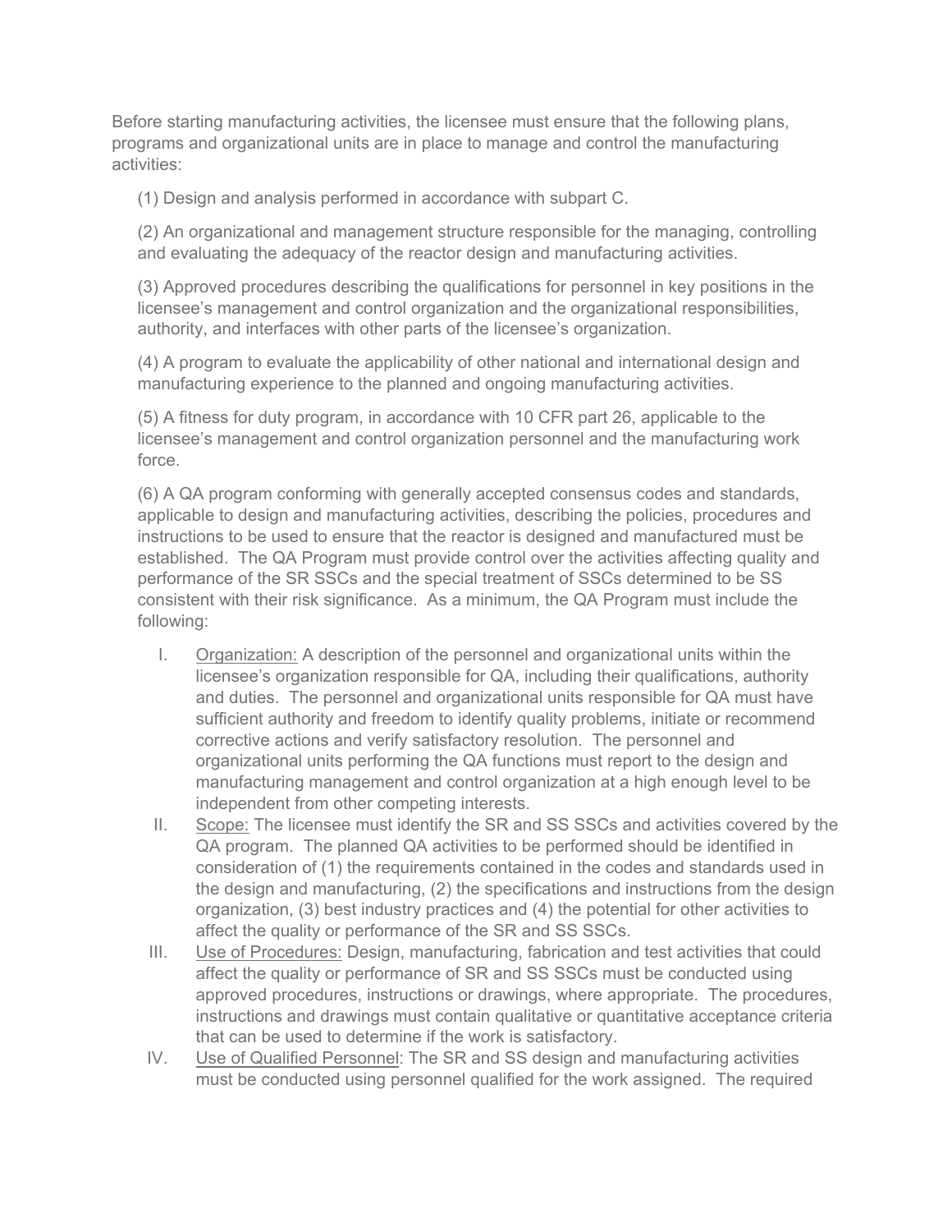Before starting manufacturing activities, the licensee must ensure that the following plans, programs and organizational units are in place to manage and control the manufacturing activities:

(1) Design and analysis performed in accordance with subpart C.

(2) An organizational and management structure responsible for the managing, controlling and evaluating the adequacy of the reactor design and manufacturing activities.

(3) Approved procedures describing the qualifications for personnel in key positions in the licensee's management and control organization and the organizational responsibilities, authority, and interfaces with other parts of the licensee's organization.

(4) A program to evaluate the applicability of other national and international design and manufacturing experience to the planned and ongoing manufacturing activities.

(5) A fitness for duty program, in accordance with 10 CFR part 26, applicable to the licensee's management and control organization personnel and the manufacturing work force.

(6) A QA program conforming with generally accepted consensus codes and standards, applicable to design and manufacturing activities, describing the policies, procedures and instructions to be used to ensure that the reactor is designed and manufactured must be established. The QA Program must provide control over the activities affecting quality and performance of the SR SSCs and the special treatment of SSCs determined to be SS consistent with their risk significance. As a minimum, the QA Program must include the following:

I. Organization: A description of the personnel and organizational units within the licensee's organization responsible for QA, including their qualifications, authority and duties. The personnel and organizational units responsible for QA must have sufficient authority and freedom to identify quality problems, initiate or recommend corrective actions and verify satisfactory resolution. The personnel and organizational units performing the QA functions must report to the design and manufacturing management and control organization at a high enough level to be independent from other competing interests.

II. Scope: The licensee must identify the SR and SS SSCs and activities covered by the QA program. The planned QA activities to be performed should be identified in consideration of (1) the requirements contained in the codes and standards used in the design and manufacturing, (2) the specifications and instructions from the design organization, (3) best industry practices and (4) the potential for other activities to affect the quality or performance of the SR and SS SSCs.

III. Use of Procedures: Design, manufacturing, fabrication and test activities that could affect the quality or performance of SR and SS SSCs must be conducted using approved procedures, instructions or drawings, where appropriate. The procedures, instructions and drawings must contain qualitative or quantitative acceptance criteria that can be used to determine if the work is satisfactory.

IV. Use of Qualified Personnel: The SR and SS design and manufacturing activities must be conducted using personnel qualified for the work assigned. The required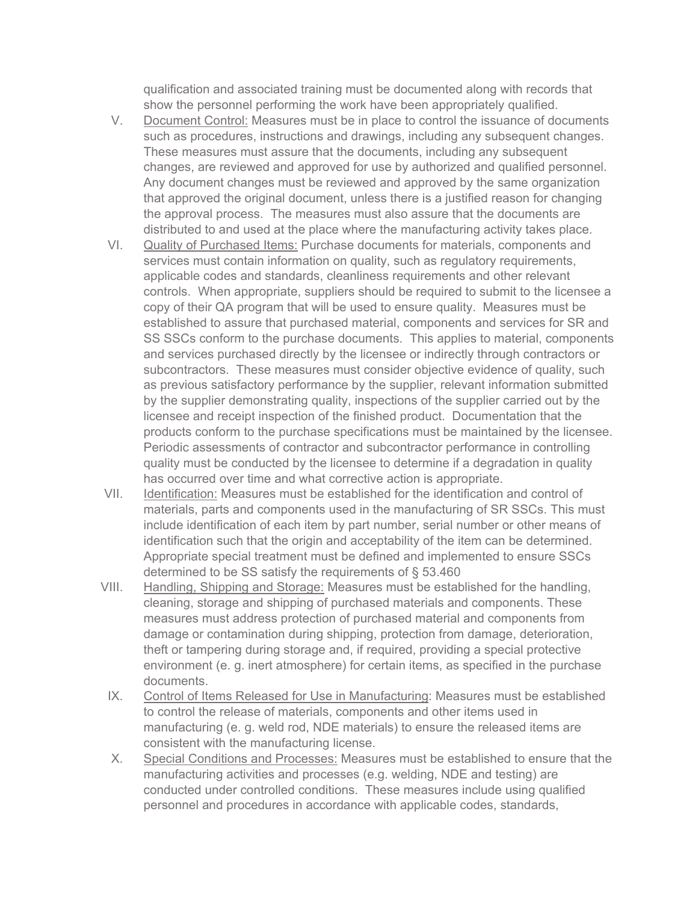qualification and associated training must be documented along with records that show the personnel performing the work have been appropriately qualified.

V. Document Control: Measures must be in place to control the issuance of documents such as procedures, instructions and drawings, including any subsequent changes. These measures must assure that the documents, including any subsequent changes, are reviewed and approved for use by authorized and qualified personnel. Any document changes must be reviewed and approved by the same organization that approved the original document, unless there is a justified reason for changing the approval process. The measures must also assure that the documents are distributed to and used at the place where the manufacturing activity takes place.

VI. Quality of Purchased Items: Purchase documents for materials, components and services must contain information on quality, such as regulatory requirements, applicable codes and standards, cleanliness requirements and other relevant controls. When appropriate, suppliers should be required to submit to the licensee a copy of their QA program that will be used to ensure quality. Measures must be established to assure that purchased material, components and services for SR and SS SSCs conform to the purchase documents. This applies to material, components and services purchased directly by the licensee or indirectly through contractors or subcontractors. These measures must consider objective evidence of quality, such as previous satisfactory performance by the supplier, relevant information submitted by the supplier demonstrating quality, inspections of the supplier carried out by the licensee and receipt inspection of the finished product. Documentation that the products conform to the purchase specifications must be maintained by the licensee. Periodic assessments of contractor and subcontractor performance in controlling quality must be conducted by the licensee to determine if a degradation in quality has occurred over time and what corrective action is appropriate.

VII. Identification: Measures must be established for the identification and control of materials, parts and components used in the manufacturing of SR SSCs. This must include identification of each item by part number, serial number or other means of identification such that the origin and acceptability of the item can be determined. Appropriate special treatment must be defined and implemented to ensure SSCs determined to be SS satisfy the requirements of § 53.460

VIII. Handling, Shipping and Storage: Measures must be established for the handling, cleaning, storage and shipping of purchased materials and components. These measures must address protection of purchased material and components from damage or contamination during shipping, protection from damage, deterioration, theft or tampering during storage and, if required, providing a special protective environment (e. g. inert atmosphere) for certain items, as specified in the purchase documents.

IX. Control of Items Released for Use in Manufacturing: Measures must be established to control the release of materials, components and other items used in manufacturing (e. g. weld rod, NDE materials) to ensure the released items are consistent with the manufacturing license.

X. Special Conditions and Processes: Measures must be established to ensure that the manufacturing activities and processes (e.g. welding, NDE and testing) are conducted under controlled conditions. These measures include using qualified personnel and procedures in accordance with applicable codes, standards,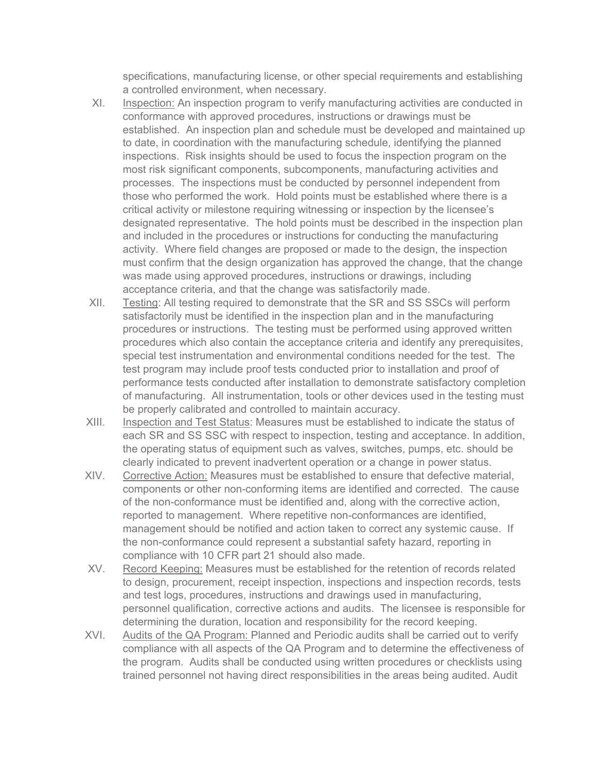specifications, manufacturing license, or other special requirements and establishing a controlled environment, when necessary.

XI. <u>Inspection:</u> An inspection program to verify manufacturing activities are conducted in conformance with approved procedures, instructions or drawings must be established. An inspection plan and schedule must be developed and maintained up to date, in coordination with the manufacturing schedule, identifying the planned inspections. Risk insights should be used to focus the inspection program on the most risk significant components, subcomponents, manufacturing activities and processes. The inspections must be conducted by personnel independent from those who performed the work. Hold points must be established where there is a critical activity or milestone requiring witnessing or inspection by the licensee's designated representative. The hold points must be described in the inspection plan and included in the procedures or instructions for conducting the manufacturing activity. Where field changes are proposed or made to the design, the inspection must confirm that the design organization has approved the change, that the change was made using approved procedures, instructions or drawings, including acceptance criteria, and that the change was satisfactorily made.

XII. <u>Testing</u>: All testing required to demonstrate that the SR and SS SSCs will perform satisfactorily must be identified in the inspection plan and in the manufacturing procedures or instructions. The testing must be performed using approved written procedures which also contain the acceptance criteria and identify any prerequisites, special test instrumentation and environmental conditions needed for the test. The test program may include proof tests conducted prior to installation and proof of performance tests conducted after installation to demonstrate satisfactory completion of manufacturing. All instrumentation, tools or other devices used in the testing must be properly calibrated and controlled to maintain accuracy.

XIII. <u>Inspection and Test Status</u>: Measures must be established to indicate the status of each SR and SS SSC with respect to inspection, testing and acceptance. In addition, the operating status of equipment such as valves, switches, pumps, etc. should be clearly indicated to prevent inadvertent operation or a change in power status.

XIV. <u>Corrective Action:</u> Measures must be established to ensure that defective material, components or other non-conforming items are identified and corrected. The cause of the non-conformance must be identified and, along with the corrective action, reported to management. Where repetitive non-conformances are identified, management should be notified and action taken to correct any systemic cause. If the non-conformance could represent a substantial safety hazard, reporting in compliance with 10 CFR part 21 should also made.

XV. <u>Record Keeping:</u> Measures must be established for the retention of records related to design, procurement, receipt inspection, inspections and inspection records, tests and test logs, procedures, instructions and drawings used in manufacturing, personnel qualification, corrective actions and audits. The licensee is responsible for determining the duration, location and responsibility for the record keeping.

XVI. <u>Audits of the QA Program:</u> Planned and Periodic audits shall be carried out to verify compliance with all aspects of the QA Program and to determine the effectiveness of the program. Audits shall be conducted using written procedures or checklists using trained personnel not having direct responsibilities in the areas being audited. Audit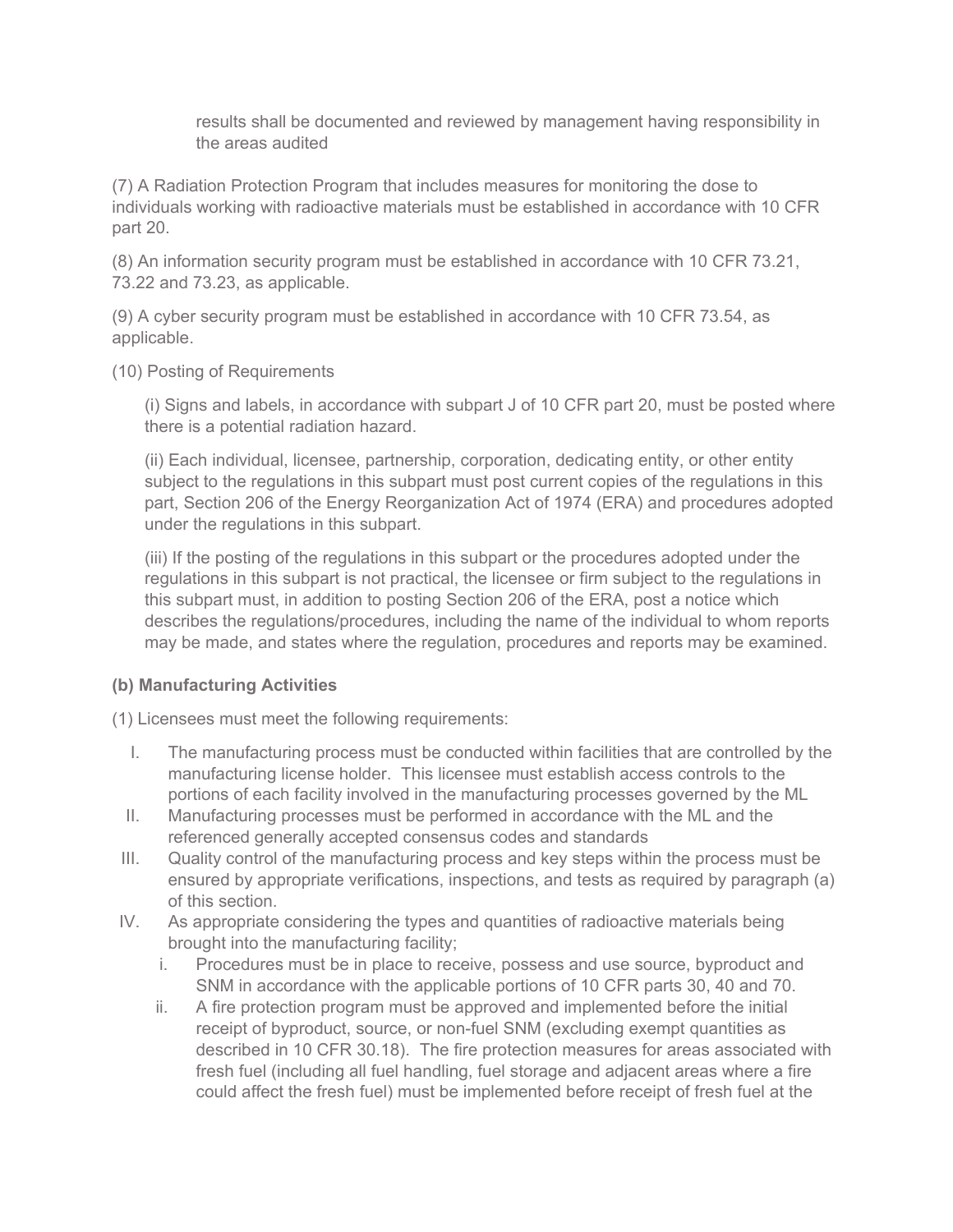results shall be documented and reviewed by management having responsibility in the areas audited

(7) A Radiation Protection Program that includes measures for monitoring the dose to individuals working with radioactive materials must be established in accordance with 10 CFR part 20.

(8) An information security program must be established in accordance with 10 CFR 73.21, 73.22 and 73.23, as applicable.

(9) A cyber security program must be established in accordance with 10 CFR 73.54, as applicable.

(10) Posting of Requirements

(i) Signs and labels, in accordance with subpart J of 10 CFR part 20, must be posted where there is a potential radiation hazard.

(ii) Each individual, licensee, partnership, corporation, dedicating entity, or other entity subject to the regulations in this subpart must post current copies of the regulations in this part, Section 206 of the Energy Reorganization Act of 1974 (ERA) and procedures adopted under the regulations in this subpart.

(iii) If the posting of the regulations in this subpart or the procedures adopted under the regulations in this subpart is not practical, the licensee or firm subject to the regulations in this subpart must, in addition to posting Section 206 of the ERA, post a notice which describes the regulations/procedures, including the name of the individual to whom reports may be made, and states where the regulation, procedures and reports may be examined.

**(b) Manufacturing Activities**

(1) Licensees must meet the following requirements:

I. The manufacturing process must be conducted within facilities that are controlled by the manufacturing license holder. This licensee must establish access controls to the portions of each facility involved in the manufacturing processes governed by the ML
II. Manufacturing processes must be performed in accordance with the ML and the referenced generally accepted consensus codes and standards
III. Quality control of the manufacturing process and key steps within the process must be ensured by appropriate verifications, inspections, and tests as required by paragraph (a) of this section.
IV. As appropriate considering the types and quantities of radioactive materials being brought into the manufacturing facility;
   i. Procedures must be in place to receive, possess and use source, byproduct and SNM in accordance with the applicable portions of 10 CFR parts 30, 40 and 70.
   ii. A fire protection program must be approved and implemented before the initial receipt of byproduct, source, or non-fuel SNM (excluding exempt quantities as described in 10 CFR 30.18). The fire protection measures for areas associated with fresh fuel (including all fuel handling, fuel storage and adjacent areas where a fire could affect the fresh fuel) must be implemented before receipt of fresh fuel at the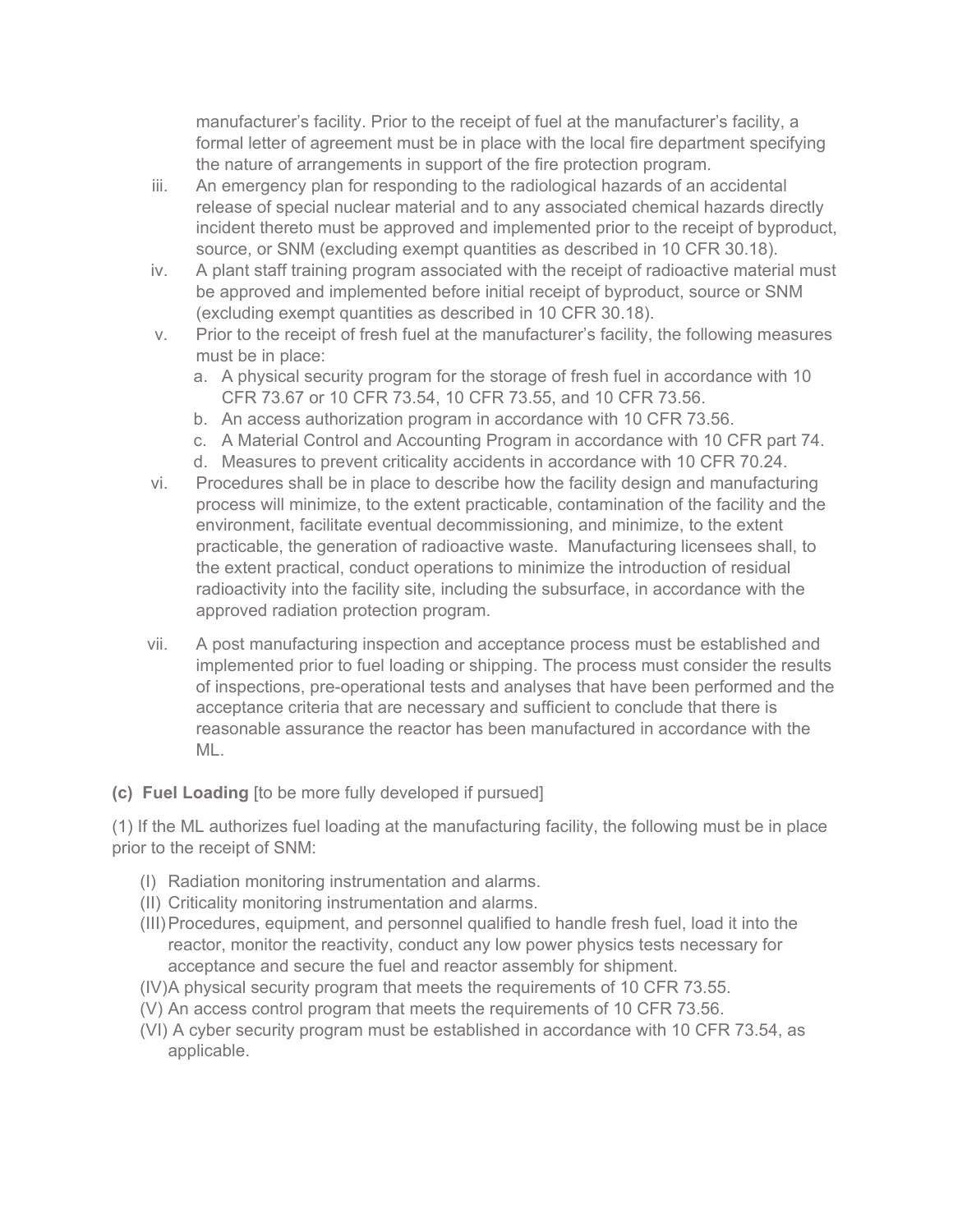manufacturer's facility. Prior to the receipt of fuel at the manufacturer's facility, a formal letter of agreement must be in place with the local fire department specifying the nature of arrangements in support of the fire protection program.

iii. An emergency plan for responding to the radiological hazards of an accidental release of special nuclear material and to any associated chemical hazards directly incident thereto must be approved and implemented prior to the receipt of byproduct, source, or SNM (excluding exempt quantities as described in 10 CFR 30.18).

iv. A plant staff training program associated with the receipt of radioactive material must be approved and implemented before initial receipt of byproduct, source or SNM (excluding exempt quantities as described in 10 CFR 30.18).

v. Prior to the receipt of fresh fuel at the manufacturer's facility, the following measures must be in place:

   a. A physical security program for the storage of fresh fuel in accordance with 10 CFR 73.67 or 10 CFR 73.54, 10 CFR 73.55, and 10 CFR 73.56.
   b. An access authorization program in accordance with 10 CFR 73.56.
   c. A Material Control and Accounting Program in accordance with 10 CFR part 74.
   d. Measures to prevent criticality accidents in accordance with 10 CFR 70.24.

vi. Procedures shall be in place to describe how the facility design and manufacturing process will minimize, to the extent practicable, contamination of the facility and the environment, facilitate eventual decommissioning, and minimize, to the extent practicable, the generation of radioactive waste. Manufacturing licensees shall, to the extent practical, conduct operations to minimize the introduction of residual radioactivity into the facility site, including the subsurface, in accordance with the approved radiation protection program.

vii. A post manufacturing inspection and acceptance process must be established and implemented prior to fuel loading or shipping. The process must consider the results of inspections, pre-operational tests and analyses that have been performed and the acceptance criteria that are necessary and sufficient to conclude that there is reasonable assurance the reactor has been manufactured in accordance with the ML.

**(c) Fuel Loading** [to be more fully developed if pursued]

(1) If the ML authorizes fuel loading at the manufacturing facility, the following must be in place prior to the receipt of SNM:

(I) Radiation monitoring instrumentation and alarms.
(II) Criticality monitoring instrumentation and alarms.
(III) Procedures, equipment, and personnel qualified to handle fresh fuel, load it into the reactor, monitor the reactivity, conduct any low power physics tests necessary for acceptance and secure the fuel and reactor assembly for shipment.
(IV) A physical security program that meets the requirements of 10 CFR 73.55.
(V) An access control program that meets the requirements of 10 CFR 73.56.
(VI) A cyber security program must be established in accordance with 10 CFR 73.54, as applicable.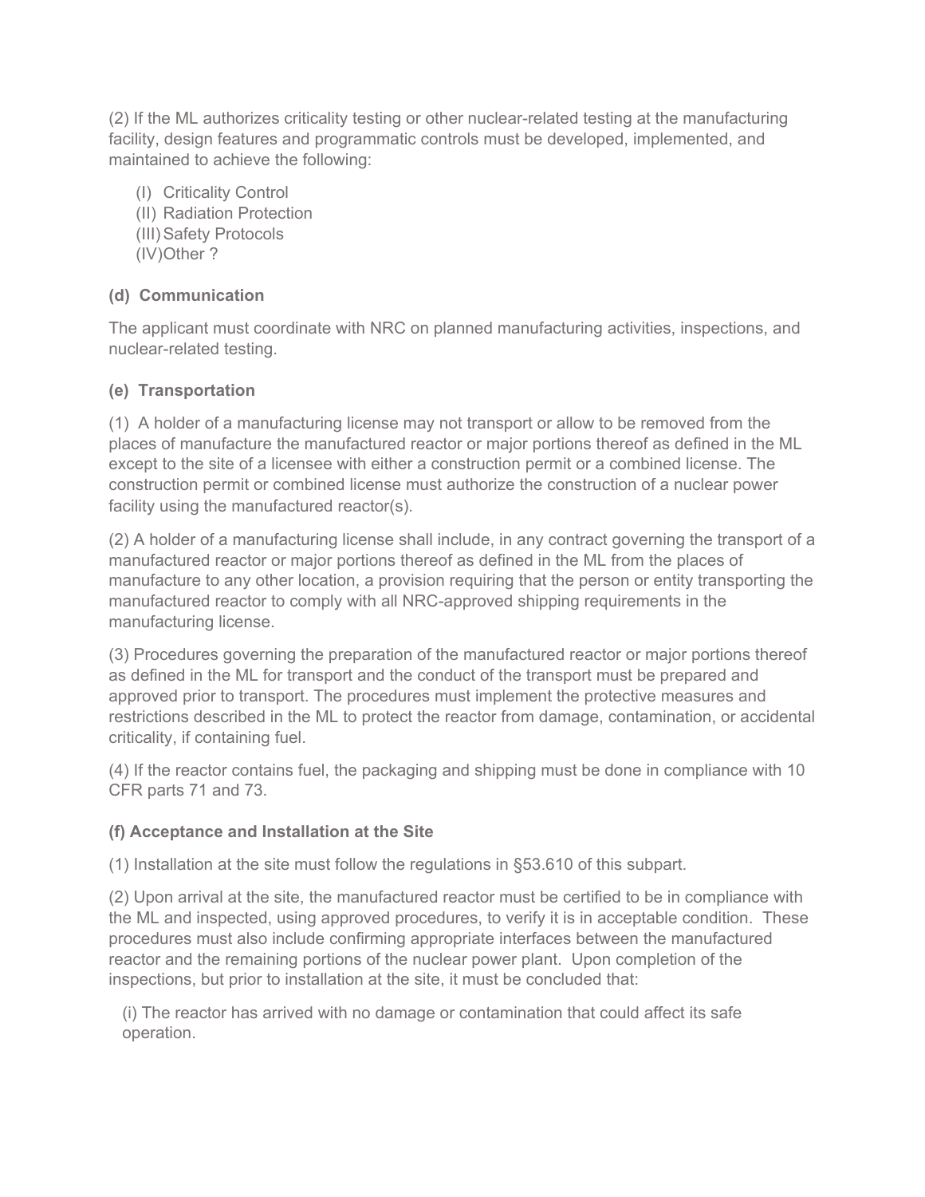(2) If the ML authorizes criticality testing or other nuclear-related testing at the manufacturing facility, design features and programmatic controls must be developed, implemented, and maintained to achieve the following:

(I) Criticality Control
(II) Radiation Protection
(III) Safety Protocols
(IV) Other ?

**(d) Communication**

The applicant must coordinate with NRC on planned manufacturing activities, inspections, and nuclear-related testing.

**(e) Transportation**

(1) A holder of a manufacturing license may not transport or allow to be removed from the places of manufacture the manufactured reactor or major portions thereof as defined in the ML except to the site of a licensee with either a construction permit or a combined license. The construction permit or combined license must authorize the construction of a nuclear power facility using the manufactured reactor(s).

(2) A holder of a manufacturing license shall include, in any contract governing the transport of a manufactured reactor or major portions thereof as defined in the ML from the places of manufacture to any other location, a provision requiring that the person or entity transporting the manufactured reactor to comply with all NRC-approved shipping requirements in the manufacturing license.

(3) Procedures governing the preparation of the manufactured reactor or major portions thereof as defined in the ML for transport and the conduct of the transport must be prepared and approved prior to transport. The procedures must implement the protective measures and restrictions described in the ML to protect the reactor from damage, contamination, or accidental criticality, if containing fuel.

(4) If the reactor contains fuel, the packaging and shipping must be done in compliance with 10 CFR parts 71 and 73.

**(f) Acceptance and Installation at the Site**

(1) Installation at the site must follow the regulations in §53.610 of this subpart.

(2) Upon arrival at the site, the manufactured reactor must be certified to be in compliance with the ML and inspected, using approved procedures, to verify it is in acceptable condition. These procedures must also include confirming appropriate interfaces between the manufactured reactor and the remaining portions of the nuclear power plant. Upon completion of the inspections, but prior to installation at the site, it must be concluded that:

(i) The reactor has arrived with no damage or contamination that could affect its safe operation.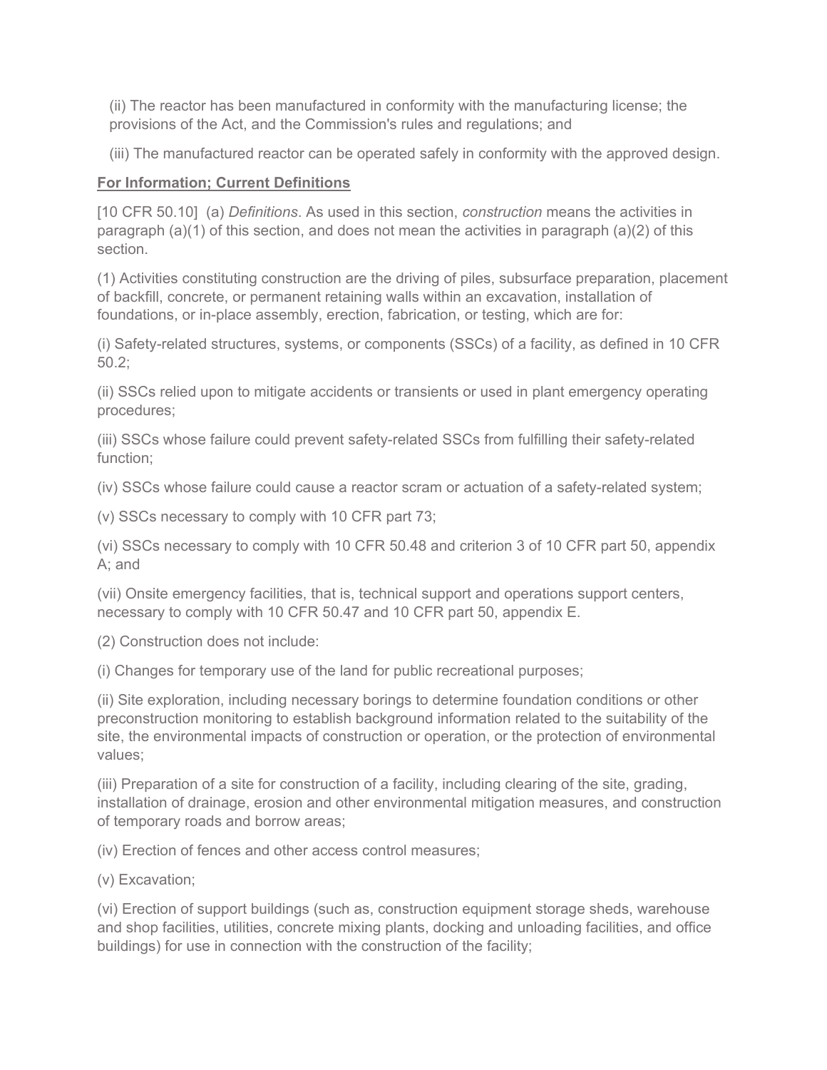(ii) The reactor has been manufactured in conformity with the manufacturing license; the provisions of the Act, and the Commission's rules and regulations; and

(iii) The manufactured reactor can be operated safely in conformity with the approved design.

**For Information; Current Definitions**

[10 CFR 50.10] (a) *Definitions*. As used in this section, *construction* means the activities in paragraph (a)(1) of this section, and does not mean the activities in paragraph (a)(2) of this section.

(1) Activities constituting construction are the driving of piles, subsurface preparation, placement of backfill, concrete, or permanent retaining walls within an excavation, installation of foundations, or in-place assembly, erection, fabrication, or testing, which are for:

(i) Safety-related structures, systems, or components (SSCs) of a facility, as defined in 10 CFR 50.2;

(ii) SSCs relied upon to mitigate accidents or transients or used in plant emergency operating procedures;

(iii) SSCs whose failure could prevent safety-related SSCs from fulfilling their safety-related function;

(iv) SSCs whose failure could cause a reactor scram or actuation of a safety-related system;

(v) SSCs necessary to comply with 10 CFR part 73;

(vi) SSCs necessary to comply with 10 CFR 50.48 and criterion 3 of 10 CFR part 50, appendix A; and

(vii) Onsite emergency facilities, that is, technical support and operations support centers, necessary to comply with 10 CFR 50.47 and 10 CFR part 50, appendix E.

(2) Construction does not include:

(i) Changes for temporary use of the land for public recreational purposes;

(ii) Site exploration, including necessary borings to determine foundation conditions or other preconstruction monitoring to establish background information related to the suitability of the site, the environmental impacts of construction or operation, or the protection of environmental values;

(iii) Preparation of a site for construction of a facility, including clearing of the site, grading, installation of drainage, erosion and other environmental mitigation measures, and construction of temporary roads and borrow areas;

(iv) Erection of fences and other access control measures;

(v) Excavation;

(vi) Erection of support buildings (such as, construction equipment storage sheds, warehouse and shop facilities, utilities, concrete mixing plants, docking and unloading facilities, and office buildings) for use in connection with the construction of the facility;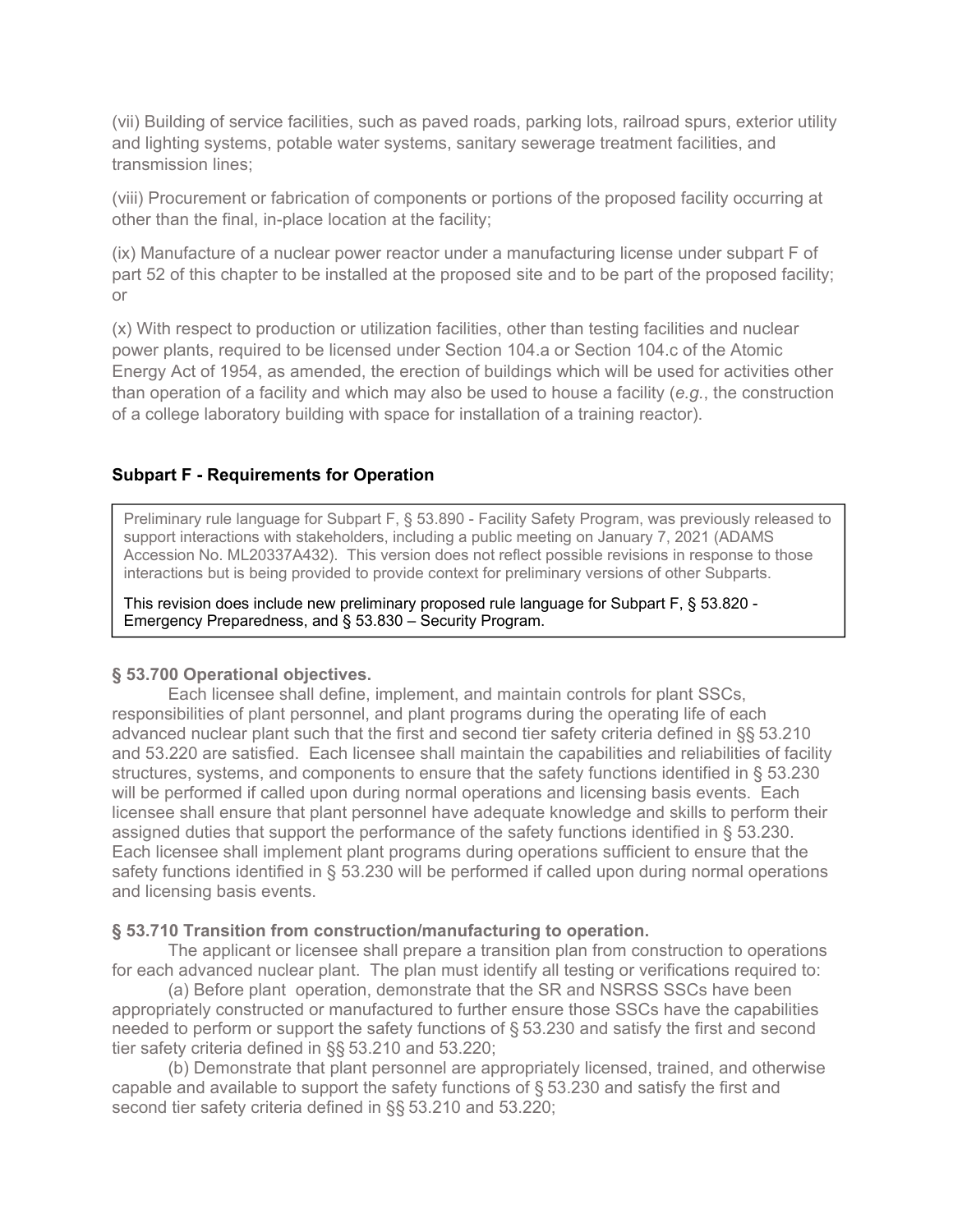(vii) Building of service facilities, such as paved roads, parking lots, railroad spurs, exterior utility and lighting systems, potable water systems, sanitary sewerage treatment facilities, and transmission lines;

(viii) Procurement or fabrication of components or portions of the proposed facility occurring at other than the final, in-place location at the facility;

(ix) Manufacture of a nuclear power reactor under a manufacturing license under subpart F of part 52 of this chapter to be installed at the proposed site and to be part of the proposed facility; or

(x) With respect to production or utilization facilities, other than testing facilities and nuclear power plants, required to be licensed under Section 104.a or Section 104.c of the Atomic Energy Act of 1954, as amended, the erection of buildings which will be used for activities other than operation of a facility and which may also be used to house a facility (*e.g.*, the construction of a college laboratory building with space for installation of a training reactor).

## Subpart F - Requirements for Operation

> Preliminary rule language for Subpart F, § 53.890 - Facility Safety Program, was previously released to support interactions with stakeholders, including a public meeting on January 7, 2021 (ADAMS Accession No. ML20337A432). This version does not reflect possible revisions in response to those interactions but is being provided to provide context for preliminary versions of other Subparts.
>
> This revision does include new preliminary proposed rule language for Subpart F, § 53.820 - Emergency Preparedness, and § 53.830 – Security Program.

**§ 53.700 Operational objectives.**

Each licensee shall define, implement, and maintain controls for plant SSCs, responsibilities of plant personnel, and plant programs during the operating life of each advanced nuclear plant such that the first and second tier safety criteria defined in §§ 53.210 and 53.220 are satisfied. Each licensee shall maintain the capabilities and reliabilities of facility structures, systems, and components to ensure that the safety functions identified in § 53.230 will be performed if called upon during normal operations and licensing basis events. Each licensee shall ensure that plant personnel have adequate knowledge and skills to perform their assigned duties that support the performance of the safety functions identified in § 53.230. Each licensee shall implement plant programs during operations sufficient to ensure that the safety functions identified in § 53.230 will be performed if called upon during normal operations and licensing basis events.

**§ 53.710 Transition from construction/manufacturing to operation.**

The applicant or licensee shall prepare a transition plan from construction to operations for each advanced nuclear plant. The plan must identify all testing or verifications required to:

(a) Before plant operation, demonstrate that the SR and NSRSS SSCs have been appropriately constructed or manufactured to further ensure those SSCs have the capabilities needed to perform or support the safety functions of § 53.230 and satisfy the first and second tier safety criteria defined in §§ 53.210 and 53.220;

(b) Demonstrate that plant personnel are appropriately licensed, trained, and otherwise capable and available to support the safety functions of § 53.230 and satisfy the first and second tier safety criteria defined in §§ 53.210 and 53.220;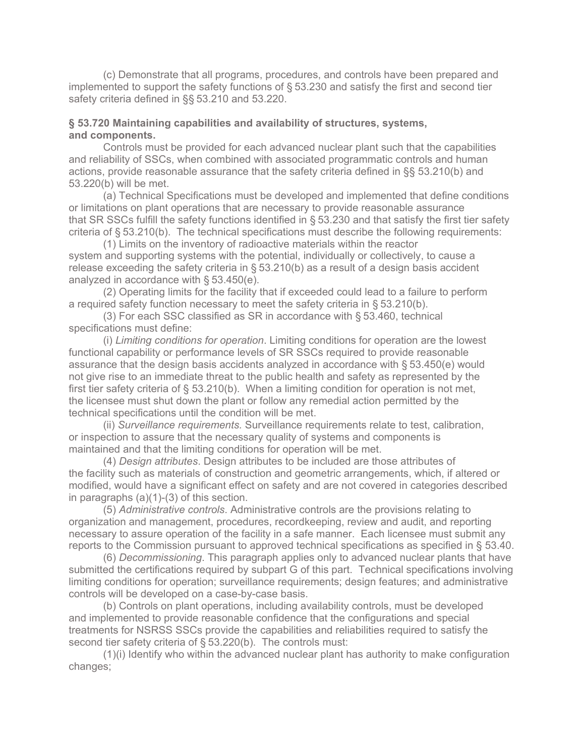(c) Demonstrate that all programs, procedures, and controls have been prepared and implemented to support the safety functions of § 53.230 and satisfy the first and second tier safety criteria defined in §§ 53.210 and 53.220.

**§ 53.720 Maintaining capabilities and availability of structures, systems, and components.**

Controls must be provided for each advanced nuclear plant such that the capabilities and reliability of SSCs, when combined with associated programmatic controls and human actions, provide reasonable assurance that the safety criteria defined in §§ 53.210(b) and 53.220(b) will be met.

(a) Technical Specifications must be developed and implemented that define conditions or limitations on plant operations that are necessary to provide reasonable assurance that SR SSCs fulfill the safety functions identified in § 53.230 and that satisfy the first tier safety criteria of § 53.210(b). The technical specifications must describe the following requirements:

(1) Limits on the inventory of radioactive materials within the reactor system and supporting systems with the potential, individually or collectively, to cause a release exceeding the safety criteria in § 53.210(b) as a result of a design basis accident analyzed in accordance with § 53.450(e).

(2) Operating limits for the facility that if exceeded could lead to a failure to perform a required safety function necessary to meet the safety criteria in § 53.210(b).

(3) For each SSC classified as SR in accordance with § 53.460, technical specifications must define:

(i) *Limiting conditions for operation*. Limiting conditions for operation are the lowest functional capability or performance levels of SR SSCs required to provide reasonable assurance that the design basis accidents analyzed in accordance with § 53.450(e) would not give rise to an immediate threat to the public health and safety as represented by the first tier safety criteria of § 53.210(b). When a limiting condition for operation is not met, the licensee must shut down the plant or follow any remedial action permitted by the technical specifications until the condition will be met.

(ii) *Surveillance requirements*. Surveillance requirements relate to test, calibration, or inspection to assure that the necessary quality of systems and components is maintained and that the limiting conditions for operation will be met.

(4) *Design attributes*. Design attributes to be included are those attributes of the facility such as materials of construction and geometric arrangements, which, if altered or modified, would have a significant effect on safety and are not covered in categories described in paragraphs (a)(1)-(3) of this section.

(5) *Administrative controls*. Administrative controls are the provisions relating to organization and management, procedures, recordkeeping, review and audit, and reporting necessary to assure operation of the facility in a safe manner. Each licensee must submit any reports to the Commission pursuant to approved technical specifications as specified in § 53.40.

(6) *Decommissioning*. This paragraph applies only to advanced nuclear plants that have submitted the certifications required by subpart G of this part. Technical specifications involving limiting conditions for operation; surveillance requirements; design features; and administrative controls will be developed on a case-by-case basis.

(b) Controls on plant operations, including availability controls, must be developed and implemented to provide reasonable confidence that the configurations and special treatments for NSRSS SSCs provide the capabilities and reliabilities required to satisfy the second tier safety criteria of § 53.220(b). The controls must:

(1)(i) Identify who within the advanced nuclear plant has authority to make configuration changes;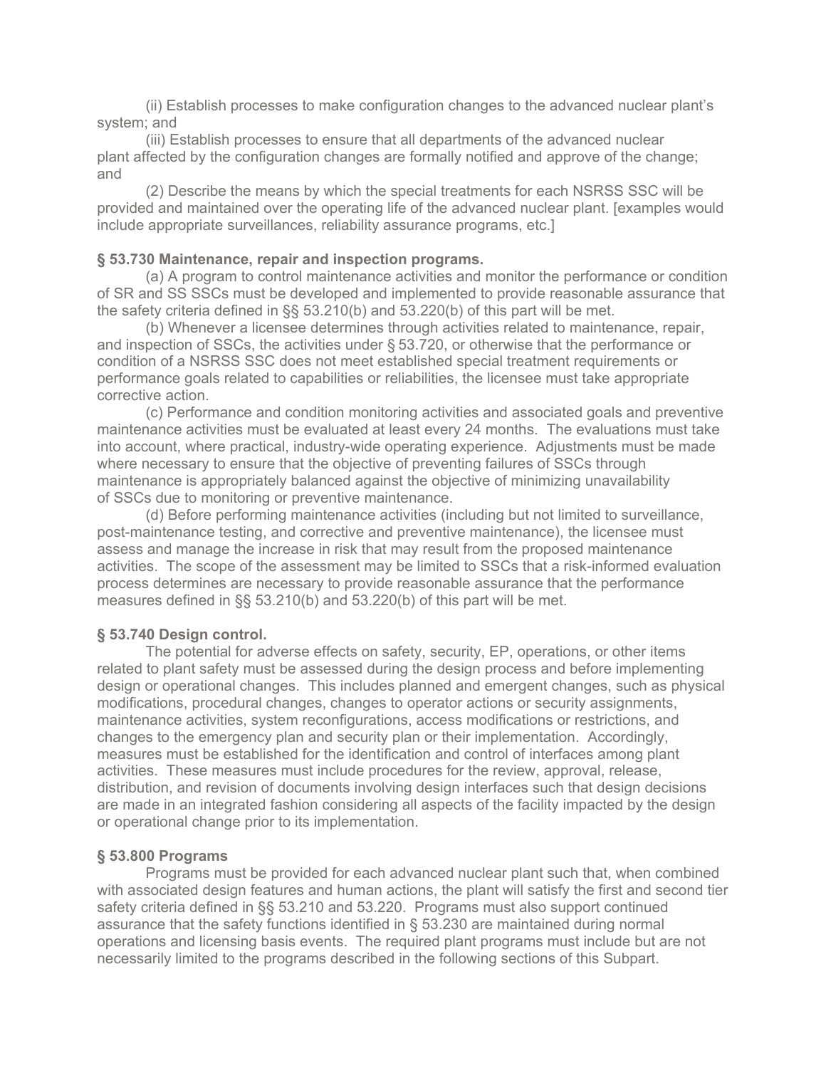(ii) Establish processes to make configuration changes to the advanced nuclear plant's system; and

(iii) Establish processes to ensure that all departments of the advanced nuclear plant affected by the configuration changes are formally notified and approve of the change; and

(2) Describe the means by which the special treatments for each NSRSS SSC will be provided and maintained over the operating life of the advanced nuclear plant. [examples would include appropriate surveillances, reliability assurance programs, etc.]

**§ 53.730 Maintenance, repair and inspection programs.**

(a) A program to control maintenance activities and monitor the performance or condition of SR and SS SSCs must be developed and implemented to provide reasonable assurance that the safety criteria defined in §§ 53.210(b) and 53.220(b) of this part will be met.

(b) Whenever a licensee determines through activities related to maintenance, repair, and inspection of SSCs, the activities under § 53.720, or otherwise that the performance or condition of a NSRSS SSC does not meet established special treatment requirements or performance goals related to capabilities or reliabilities, the licensee must take appropriate corrective action.

(c) Performance and condition monitoring activities and associated goals and preventive maintenance activities must be evaluated at least every 24 months. The evaluations must take into account, where practical, industry-wide operating experience. Adjustments must be made where necessary to ensure that the objective of preventing failures of SSCs through maintenance is appropriately balanced against the objective of minimizing unavailability of SSCs due to monitoring or preventive maintenance.

(d) Before performing maintenance activities (including but not limited to surveillance, post-maintenance testing, and corrective and preventive maintenance), the licensee must assess and manage the increase in risk that may result from the proposed maintenance activities. The scope of the assessment may be limited to SSCs that a risk-informed evaluation process determines are necessary to provide reasonable assurance that the performance measures defined in §§ 53.210(b) and 53.220(b) of this part will be met.

**§ 53.740 Design control.**

The potential for adverse effects on safety, security, EP, operations, or other items related to plant safety must be assessed during the design process and before implementing design or operational changes. This includes planned and emergent changes, such as physical modifications, procedural changes, changes to operator actions or security assignments, maintenance activities, system reconfigurations, access modifications or restrictions, and changes to the emergency plan and security plan or their implementation. Accordingly, measures must be established for the identification and control of interfaces among plant activities. These measures must include procedures for the review, approval, release, distribution, and revision of documents involving design interfaces such that design decisions are made in an integrated fashion considering all aspects of the facility impacted by the design or operational change prior to its implementation.

**§ 53.800 Programs**

Programs must be provided for each advanced nuclear plant such that, when combined with associated design features and human actions, the plant will satisfy the first and second tier safety criteria defined in §§ 53.210 and 53.220. Programs must also support continued assurance that the safety functions identified in § 53.230 are maintained during normal operations and licensing basis events. The required plant programs must include but are not necessarily limited to the programs described in the following sections of this Subpart.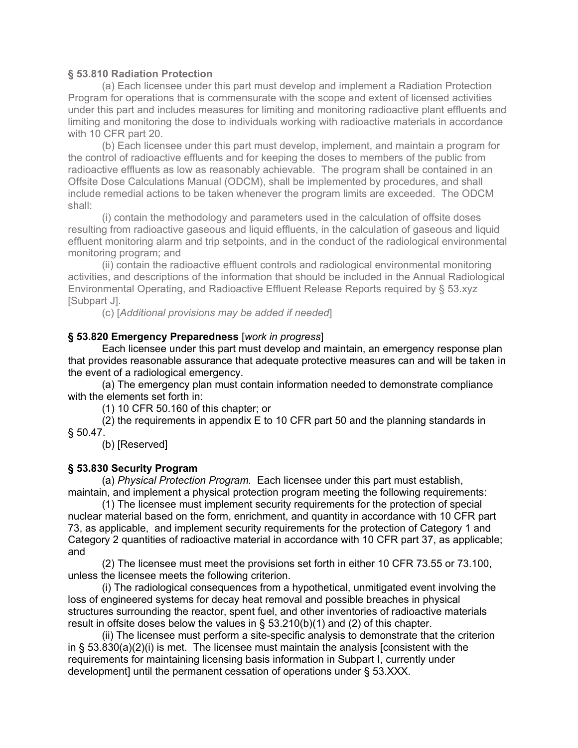**§ 53.810 Radiation Protection**

(a) Each licensee under this part must develop and implement a Radiation Protection Program for operations that is commensurate with the scope and extent of licensed activities under this part and includes measures for limiting and monitoring radioactive plant effluents and limiting and monitoring the dose to individuals working with radioactive materials in accordance with 10 CFR part 20.

(b) Each licensee under this part must develop, implement, and maintain a program for the control of radioactive effluents and for keeping the doses to members of the public from radioactive effluents as low as reasonably achievable. The program shall be contained in an Offsite Dose Calculations Manual (ODCM), shall be implemented by procedures, and shall include remedial actions to be taken whenever the program limits are exceeded. The ODCM shall:

(i) contain the methodology and parameters used in the calculation of offsite doses resulting from radioactive gaseous and liquid effluents, in the calculation of gaseous and liquid effluent monitoring alarm and trip setpoints, and in the conduct of the radiological environmental monitoring program; and

(ii) contain the radioactive effluent controls and radiological environmental monitoring activities, and descriptions of the information that should be included in the Annual Radiological Environmental Operating, and Radioactive Effluent Release Reports required by § 53.xyz [Subpart J].

(c) [*Additional provisions may be added if needed*]

**§ 53.820 Emergency Preparedness** [*work in progress*]

Each licensee under this part must develop and maintain, an emergency response plan that provides reasonable assurance that adequate protective measures can and will be taken in the event of a radiological emergency.

(a) The emergency plan must contain information needed to demonstrate compliance with the elements set forth in:

(1) 10 CFR 50.160 of this chapter; or

(2) the requirements in appendix E to 10 CFR part 50 and the planning standards in § 50.47.

(b) [Reserved]

**§ 53.830 Security Program**

(a) *Physical Protection Program.* Each licensee under this part must establish, maintain, and implement a physical protection program meeting the following requirements:

(1) The licensee must implement security requirements for the protection of special nuclear material based on the form, enrichment, and quantity in accordance with 10 CFR part 73, as applicable, and implement security requirements for the protection of Category 1 and Category 2 quantities of radioactive material in accordance with 10 CFR part 37, as applicable; and

(2) The licensee must meet the provisions set forth in either 10 CFR 73.55 or 73.100, unless the licensee meets the following criterion.

(i) The radiological consequences from a hypothetical, unmitigated event involving the loss of engineered systems for decay heat removal and possible breaches in physical structures surrounding the reactor, spent fuel, and other inventories of radioactive materials result in offsite doses below the values in § 53.210(b)(1) and (2) of this chapter.

(ii) The licensee must perform a site-specific analysis to demonstrate that the criterion in § 53.830(a)(2)(i) is met. The licensee must maintain the analysis [consistent with the requirements for maintaining licensing basis information in Subpart I, currently under development] until the permanent cessation of operations under § 53.XXX.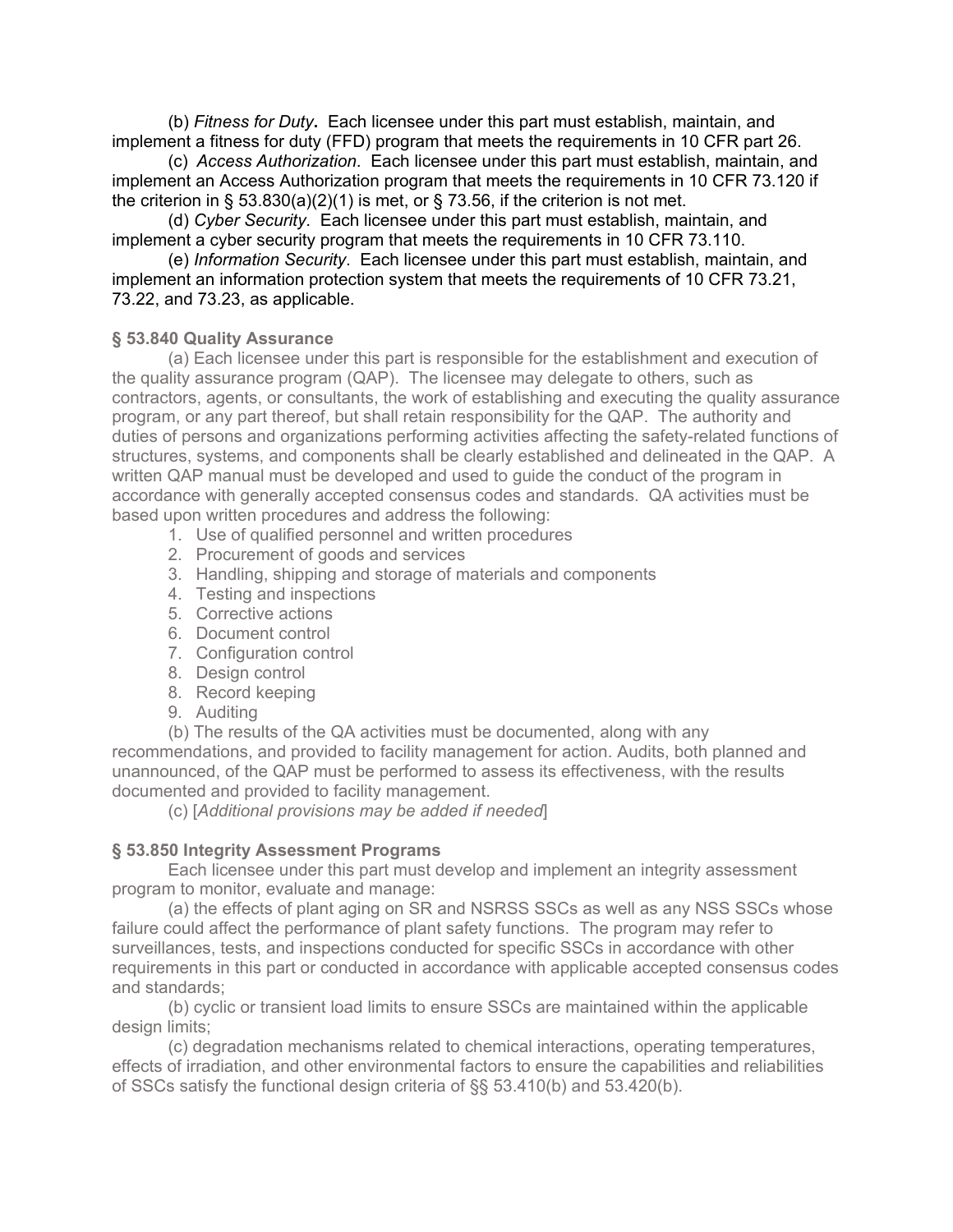(b) *Fitness for Duty***.** Each licensee under this part must establish, maintain, and implement a fitness for duty (FFD) program that meets the requirements in 10 CFR part 26.

(c) *Access Authorization*. Each licensee under this part must establish, maintain, and implement an Access Authorization program that meets the requirements in 10 CFR 73.120 if the criterion in § 53.830(a)(2)(1) is met, or § 73.56, if the criterion is not met.

(d) *Cyber Security*. Each licensee under this part must establish, maintain, and implement a cyber security program that meets the requirements in 10 CFR 73.110.

(e) *Information Security*. Each licensee under this part must establish, maintain, and implement an information protection system that meets the requirements of 10 CFR 73.21, 73.22, and 73.23, as applicable.

**§ 53.840 Quality Assurance**

(a) Each licensee under this part is responsible for the establishment and execution of the quality assurance program (QAP). The licensee may delegate to others, such as contractors, agents, or consultants, the work of establishing and executing the quality assurance program, or any part thereof, but shall retain responsibility for the QAP. The authority and duties of persons and organizations performing activities affecting the safety-related functions of structures, systems, and components shall be clearly established and delineated in the QAP. A written QAP manual must be developed and used to guide the conduct of the program in accordance with generally accepted consensus codes and standards. QA activities must be based upon written procedures and address the following:

1. Use of qualified personnel and written procedures
2. Procurement of goods and services
3. Handling, shipping and storage of materials and components
4. Testing and inspections
5. Corrective actions
6. Document control
7. Configuration control
8. Design control
8. Record keeping
9. Auditing

(b) The results of the QA activities must be documented, along with any recommendations, and provided to facility management for action. Audits, both planned and unannounced, of the QAP must be performed to assess its effectiveness, with the results documented and provided to facility management.

(c) [*Additional provisions may be added if needed*]

**§ 53.850 Integrity Assessment Programs**

Each licensee under this part must develop and implement an integrity assessment program to monitor, evaluate and manage:

(a) the effects of plant aging on SR and NSRSS SSCs as well as any NSS SSCs whose failure could affect the performance of plant safety functions. The program may refer to surveillances, tests, and inspections conducted for specific SSCs in accordance with other requirements in this part or conducted in accordance with applicable accepted consensus codes and standards;

(b) cyclic or transient load limits to ensure SSCs are maintained within the applicable design limits;

(c) degradation mechanisms related to chemical interactions, operating temperatures, effects of irradiation, and other environmental factors to ensure the capabilities and reliabilities of SSCs satisfy the functional design criteria of §§ 53.410(b) and 53.420(b).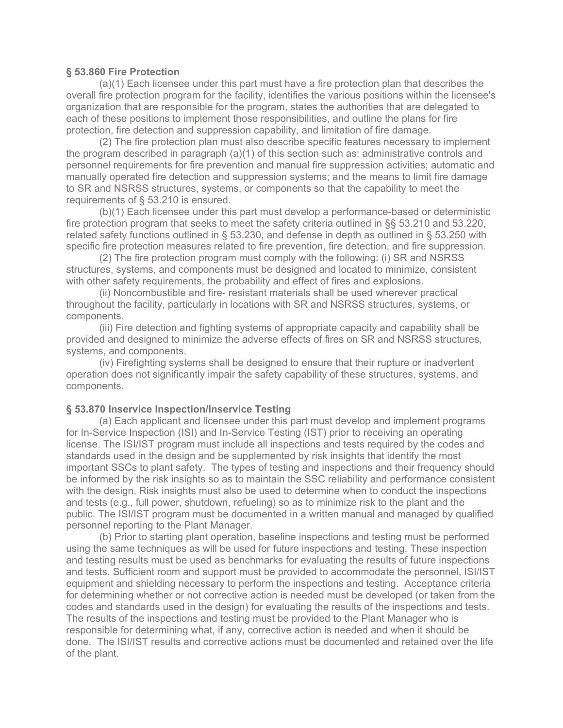**§ 53.860 Fire Protection**

(a)(1) Each licensee under this part must have a fire protection plan that describes the overall fire protection program for the facility, identifies the various positions within the licensee's organization that are responsible for the program, states the authorities that are delegated to each of these positions to implement those responsibilities, and outline the plans for fire protection, fire detection and suppression capability, and limitation of fire damage.

(2) The fire protection plan must also describe specific features necessary to implement the program described in paragraph (a)(1) of this section such as: administrative controls and personnel requirements for fire prevention and manual fire suppression activities; automatic and manually operated fire detection and suppression systems; and the means to limit fire damage to SR and NSRSS structures, systems, or components so that the capability to meet the requirements of § 53.210 is ensured.

(b)(1) Each licensee under this part must develop a performance-based or deterministic fire protection program that seeks to meet the safety criteria outlined in §§ 53.210 and 53.220, related safety functions outlined in § 53.230, and defense in depth as outlined in § 53.250 with specific fire protection measures related to fire prevention, fire detection, and fire suppression.

(2) The fire protection program must comply with the following: (i) SR and NSRSS structures, systems, and components must be designed and located to minimize, consistent with other safety requirements, the probability and effect of fires and explosions.

(ii) Noncombustible and fire- resistant materials shall be used wherever practical throughout the facility, particularly in locations with SR and NSRSS structures, systems, or components.

(iii) Fire detection and fighting systems of appropriate capacity and capability shall be provided and designed to minimize the adverse effects of fires on SR and NSRSS structures, systems, and components.

(iv) Firefighting systems shall be designed to ensure that their rupture or inadvertent operation does not significantly impair the safety capability of these structures, systems, and components.

**§ 53.870 Inservice Inspection/Inservice Testing**

(a) Each applicant and licensee under this part must develop and implement programs for In-Service Inspection (ISI) and In-Service Testing (IST) prior to receiving an operating license. The ISI/IST program must include all inspections and tests required by the codes and standards used in the design and be supplemented by risk insights that identify the most important SSCs to plant safety. The types of testing and inspections and their frequency should be informed by the risk insights so as to maintain the SSC reliability and performance consistent with the design. Risk insights must also be used to determine when to conduct the inspections and tests (e.g., full power, shutdown, refueling) so as to minimize risk to the plant and the public. The ISI/IST program must be documented in a written manual and managed by qualified personnel reporting to the Plant Manager.

(b) Prior to starting plant operation, baseline inspections and testing must be performed using the same techniques as will be used for future inspections and testing. These inspection and testing results must be used as benchmarks for evaluating the results of future inspections and tests. Sufficient room and support must be provided to accommodate the personnel, ISI/IST equipment and shielding necessary to perform the inspections and testing. Acceptance criteria for determining whether or not corrective action is needed must be developed (or taken from the codes and standards used in the design) for evaluating the results of the inspections and tests. The results of the inspections and testing must be provided to the Plant Manager who is responsible for determining what, if any, corrective action is needed and when it should be done. The ISI/IST results and corrective actions must be documented and retained over the life of the plant.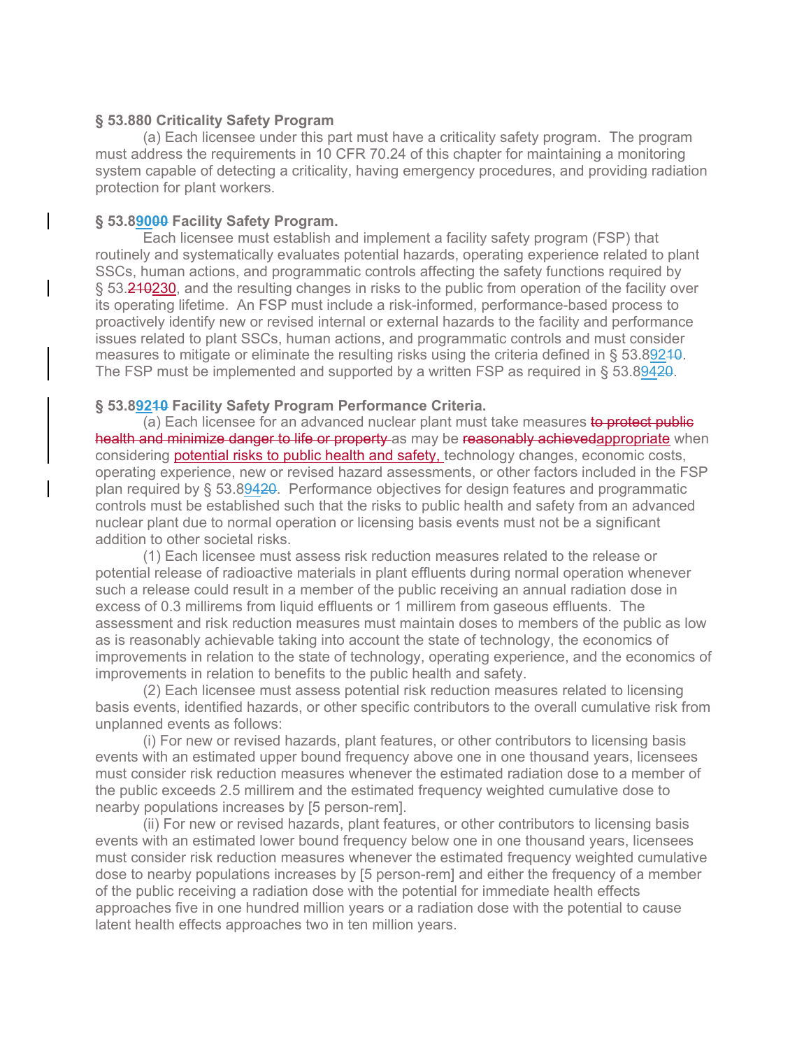**§ 53.880 Criticality Safety Program**

(a) Each licensee under this part must have a criticality safety program. The program must address the requirements in 10 CFR 70.24 of this chapter for maintaining a monitoring system capable of detecting a criticality, having emergency procedures, and providing radiation protection for plant workers.

**§ 53.890~~00~~ Facility Safety Program.**

Each licensee must establish and implement a facility safety program (FSP) that routinely and systematically evaluates potential hazards, operating experience related to plant SSCs, human actions, and programmatic controls affecting the safety functions required by § 53.~~210~~230, and the resulting changes in risks to the public from operation of the facility over its operating lifetime. An FSP must include a risk-informed, performance-based process to proactively identify new or revised internal or external hazards to the facility and performance issues related to plant SSCs, human actions, and programmatic controls and must consider measures to mitigate or eliminate the resulting risks using the criteria defined in § 53.892~~10~~. The FSP must be implemented and supported by a written FSP as required in § 53.894~~20~~.

**§ 53.892~~10~~ Facility Safety Program Performance Criteria.**

(a) Each licensee for an advanced nuclear plant must take measures ~~to protect public health and minimize danger to life or property~~ as may be ~~reasonably achieved~~appropriate when considering potential risks to public health and safety, technology changes, economic costs, operating experience, new or revised hazard assessments, or other factors included in the FSP plan required by § 53.894~~20~~. Performance objectives for design features and programmatic controls must be established such that the risks to public health and safety from an advanced nuclear plant due to normal operation or licensing basis events must not be a significant addition to other societal risks.

(1) Each licensee must assess risk reduction measures related to the release or potential release of radioactive materials in plant effluents during normal operation whenever such a release could result in a member of the public receiving an annual radiation dose in excess of 0.3 millirems from liquid effluents or 1 millirem from gaseous effluents. The assessment and risk reduction measures must maintain doses to members of the public as low as is reasonably achievable taking into account the state of technology, the economics of improvements in relation to the state of technology, operating experience, and the economics of improvements in relation to benefits to the public health and safety.

(2) Each licensee must assess potential risk reduction measures related to licensing basis events, identified hazards, or other specific contributors to the overall cumulative risk from unplanned events as follows:

(i) For new or revised hazards, plant features, or other contributors to licensing basis events with an estimated upper bound frequency above one in one thousand years, licensees must consider risk reduction measures whenever the estimated radiation dose to a member of the public exceeds 2.5 millirem and the estimated frequency weighted cumulative dose to nearby populations increases by [5 person-rem].

(ii) For new or revised hazards, plant features, or other contributors to licensing basis events with an estimated lower bound frequency below one in one thousand years, licensees must consider risk reduction measures whenever the estimated frequency weighted cumulative dose to nearby populations increases by [5 person-rem] and either the frequency of a member of the public receiving a radiation dose with the potential for immediate health effects approaches five in one hundred million years or a radiation dose with the potential to cause latent health effects approaches two in ten million years.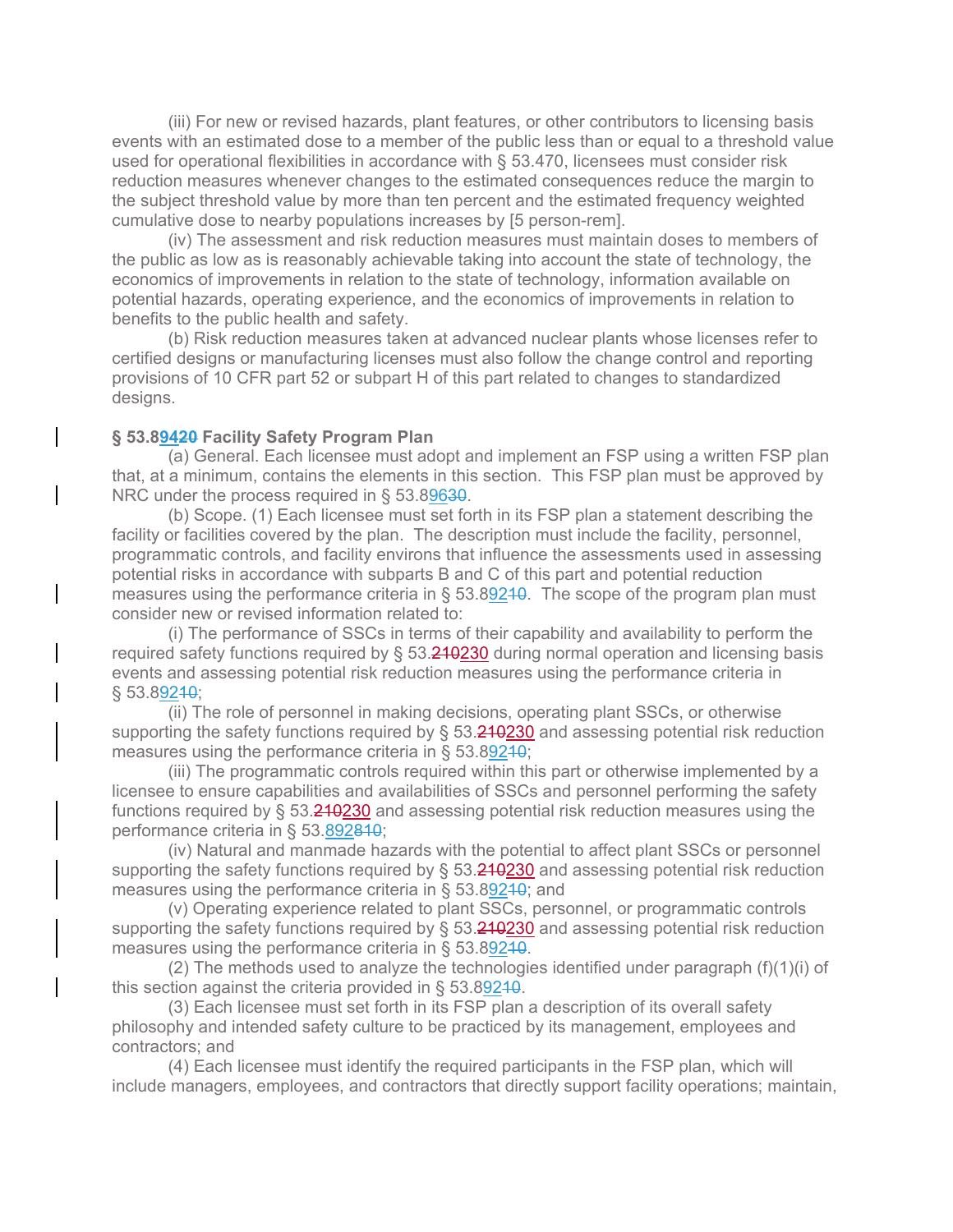(iii) For new or revised hazards, plant features, or other contributors to licensing basis events with an estimated dose to a member of the public less than or equal to a threshold value used for operational flexibilities in accordance with § 53.470, licensees must consider risk reduction measures whenever changes to the estimated consequences reduce the margin to the subject threshold value by more than ten percent and the estimated frequency weighted cumulative dose to nearby populations increases by [5 person-rem].

(iv) The assessment and risk reduction measures must maintain doses to members of the public as low as is reasonably achievable taking into account the state of technology, the economics of improvements in relation to the state of technology, information available on potential hazards, operating experience, and the economics of improvements in relation to benefits to the public health and safety.

(b) Risk reduction measures taken at advanced nuclear plants whose licenses refer to certified designs or manufacturing licenses must also follow the change control and reporting provisions of 10 CFR part 52 or subpart H of this part related to changes to standardized designs.

**§ 53.894~~20~~ Facility Safety Program Plan**

(a) General. Each licensee must adopt and implement an FSP using a written FSP plan that, at a minimum, contains the elements in this section. This FSP plan must be approved by NRC under the process required in § 53.896~~30~~.

(b) Scope. (1) Each licensee must set forth in its FSP plan a statement describing the facility or facilities covered by the plan. The description must include the facility, personnel, programmatic controls, and facility environs that influence the assessments used in assessing potential risks in accordance with subparts B and C of this part and potential reduction measures using the performance criteria in § 53.892~~10~~. The scope of the program plan must consider new or revised information related to:

(i) The performance of SSCs in terms of their capability and availability to perform the required safety functions required by § 53.~~210~~230 during normal operation and licensing basis events and assessing potential risk reduction measures using the performance criteria in § 53.892~~10~~;

(ii) The role of personnel in making decisions, operating plant SSCs, or otherwise supporting the safety functions required by § 53.~~210~~230 and assessing potential risk reduction measures using the performance criteria in § 53.892~~10~~;

(iii) The programmatic controls required within this part or otherwise implemented by a licensee to ensure capabilities and availabilities of SSCs and personnel performing the safety functions required by § 53.~~210~~230 and assessing potential risk reduction measures using the performance criteria in § 53.892~~810~~;

(iv) Natural and manmade hazards with the potential to affect plant SSCs or personnel supporting the safety functions required by § 53.~~210~~230 and assessing potential risk reduction measures using the performance criteria in § 53.892~~10~~; and

(v) Operating experience related to plant SSCs, personnel, or programmatic controls supporting the safety functions required by § 53.~~210~~230 and assessing potential risk reduction measures using the performance criteria in § 53.892~~10~~.

(2) The methods used to analyze the technologies identified under paragraph (f)(1)(i) of this section against the criteria provided in § 53.892~~10~~.

(3) Each licensee must set forth in its FSP plan a description of its overall safety philosophy and intended safety culture to be practiced by its management, employees and contractors; and

(4) Each licensee must identify the required participants in the FSP plan, which will include managers, employees, and contractors that directly support facility operations; maintain,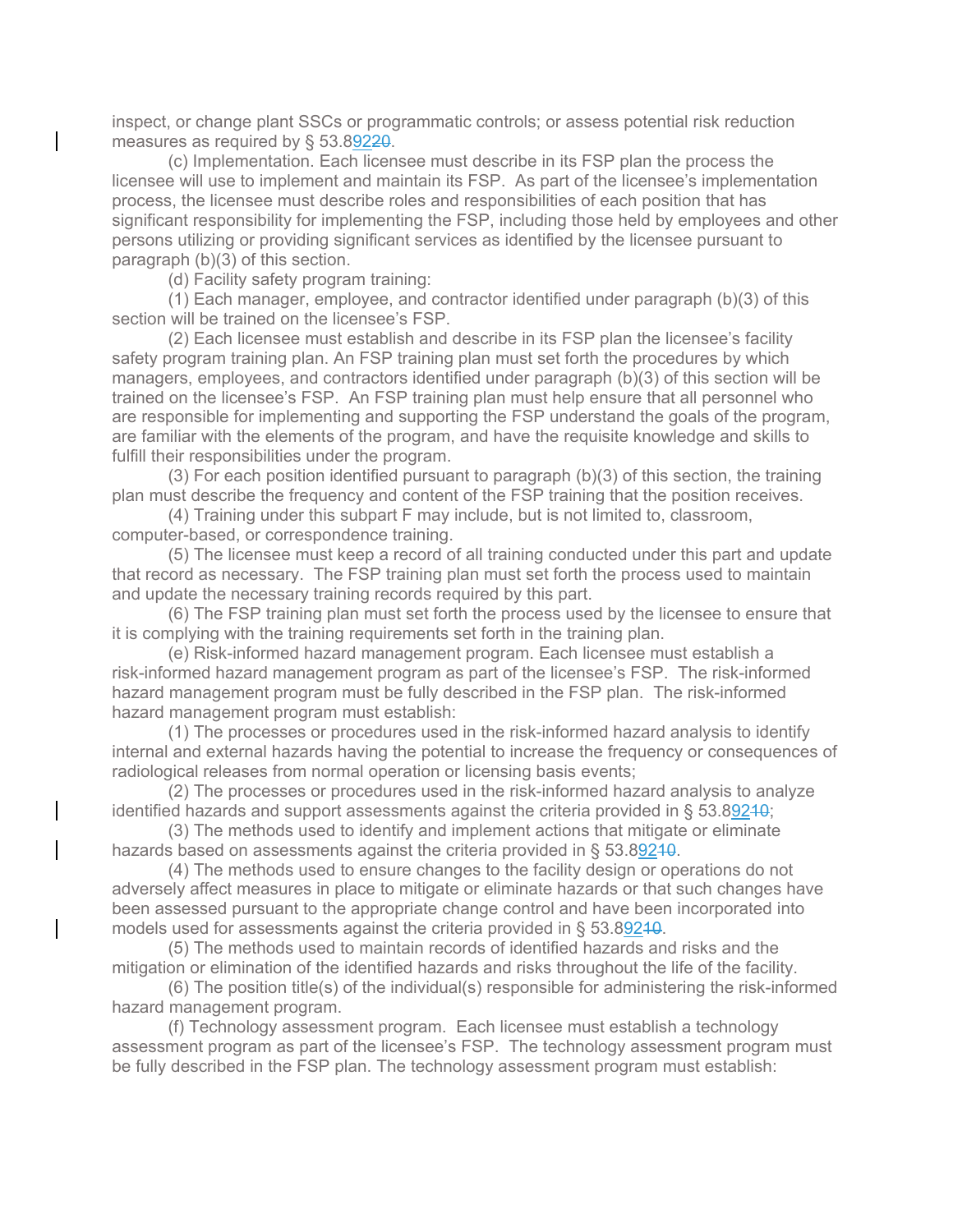inspect, or change plant SSCs or programmatic controls; or assess potential risk reduction measures as required by § 53.89220.

(c) Implementation. Each licensee must describe in its FSP plan the process the licensee will use to implement and maintain its FSP. As part of the licensee's implementation process, the licensee must describe roles and responsibilities of each position that has significant responsibility for implementing the FSP, including those held by employees and other persons utilizing or providing significant services as identified by the licensee pursuant to paragraph (b)(3) of this section.

(d) Facility safety program training:

(1) Each manager, employee, and contractor identified under paragraph (b)(3) of this section will be trained on the licensee's FSP.

(2) Each licensee must establish and describe in its FSP plan the licensee's facility safety program training plan. An FSP training plan must set forth the procedures by which managers, employees, and contractors identified under paragraph (b)(3) of this section will be trained on the licensee's FSP. An FSP training plan must help ensure that all personnel who are responsible for implementing and supporting the FSP understand the goals of the program, are familiar with the elements of the program, and have the requisite knowledge and skills to fulfill their responsibilities under the program.

(3) For each position identified pursuant to paragraph (b)(3) of this section, the training plan must describe the frequency and content of the FSP training that the position receives.

(4) Training under this subpart F may include, but is not limited to, classroom, computer-based, or correspondence training.

(5) The licensee must keep a record of all training conducted under this part and update that record as necessary. The FSP training plan must set forth the process used to maintain and update the necessary training records required by this part.

(6) The FSP training plan must set forth the process used by the licensee to ensure that it is complying with the training requirements set forth in the training plan.

(e) Risk-informed hazard management program. Each licensee must establish a risk-informed hazard management program as part of the licensee's FSP. The risk-informed hazard management program must be fully described in the FSP plan. The risk-informed hazard management program must establish:

(1) The processes or procedures used in the risk-informed hazard analysis to identify internal and external hazards having the potential to increase the frequency or consequences of radiological releases from normal operation or licensing basis events;

(2) The processes or procedures used in the risk-informed hazard analysis to analyze identified hazards and support assessments against the criteria provided in § 53.89210;

(3) The methods used to identify and implement actions that mitigate or eliminate hazards based on assessments against the criteria provided in § 53.89210.

(4) The methods used to ensure changes to the facility design or operations do not adversely affect measures in place to mitigate or eliminate hazards or that such changes have been assessed pursuant to the appropriate change control and have been incorporated into models used for assessments against the criteria provided in § 53.89210.

(5) The methods used to maintain records of identified hazards and risks and the mitigation or elimination of the identified hazards and risks throughout the life of the facility.

(6) The position title(s) of the individual(s) responsible for administering the risk-informed hazard management program.

(f) Technology assessment program. Each licensee must establish a technology assessment program as part of the licensee's FSP. The technology assessment program must be fully described in the FSP plan. The technology assessment program must establish: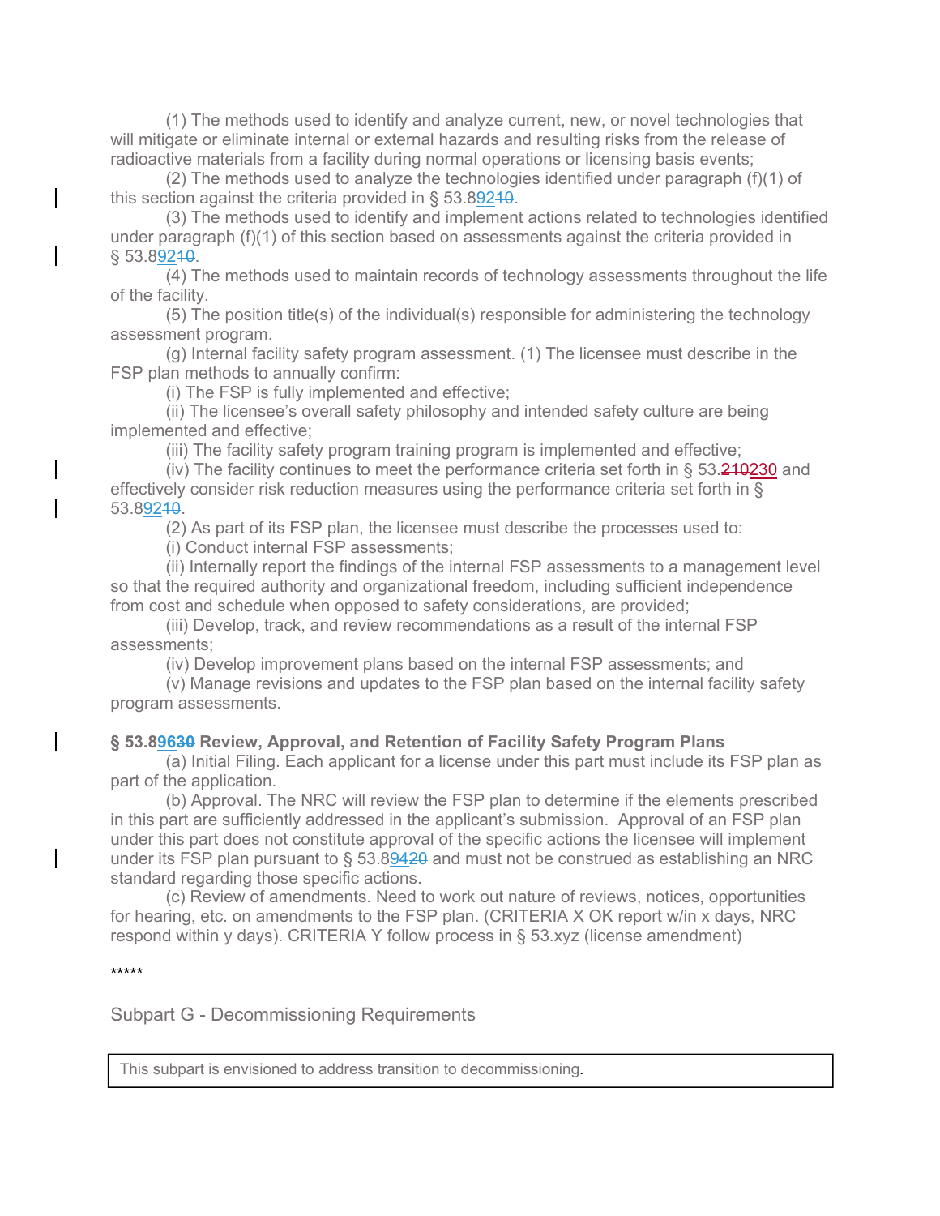(1) The methods used to identify and analyze current, new, or novel technologies that will mitigate or eliminate internal or external hazards and resulting risks from the release of radioactive materials from a facility during normal operations or licensing basis events;

(2) The methods used to analyze the technologies identified under paragraph (f)(1) of this section against the criteria provided in § 53.892~~10~~.

(3) The methods used to identify and implement actions related to technologies identified under paragraph (f)(1) of this section based on assessments against the criteria provided in § 53.892~~10~~.

(4) The methods used to maintain records of technology assessments throughout the life of the facility.

(5) The position title(s) of the individual(s) responsible for administering the technology assessment program.

(g) Internal facility safety program assessment. (1) The licensee must describe in the FSP plan methods to annually confirm:

(i) The FSP is fully implemented and effective;

(ii) The licensee's overall safety philosophy and intended safety culture are being implemented and effective;

(iii) The facility safety program training program is implemented and effective;

(iv) The facility continues to meet the performance criteria set forth in § 53.~~210~~230 and effectively consider risk reduction measures using the performance criteria set forth in § 53.892~~10~~.

(2) As part of its FSP plan, the licensee must describe the processes used to:

(i) Conduct internal FSP assessments;

(ii) Internally report the findings of the internal FSP assessments to a management level so that the required authority and organizational freedom, including sufficient independence from cost and schedule when opposed to safety considerations, are provided;

(iii) Develop, track, and review recommendations as a result of the internal FSP assessments;

(iv) Develop improvement plans based on the internal FSP assessments; and

(v) Manage revisions and updates to the FSP plan based on the internal facility safety program assessments.

**§ 53.896~~30~~ Review, Approval, and Retention of Facility Safety Program Plans**

(a) Initial Filing. Each applicant for a license under this part must include its FSP plan as part of the application.

(b) Approval. The NRC will review the FSP plan to determine if the elements prescribed in this part are sufficiently addressed in the applicant's submission. Approval of an FSP plan under this part does not constitute approval of the specific actions the licensee will implement under its FSP plan pursuant to § 53.894~~20~~ and must not be construed as establishing an NRC standard regarding those specific actions.

(c) Review of amendments. Need to work out nature of reviews, notices, opportunities for hearing, etc. on amendments to the FSP plan. (CRITERIA X OK report w/in x days, NRC respond within y days). CRITERIA Y follow process in § 53.xyz (license amendment)

*****

## Subpart G - Decommissioning Requirements

| |
|---|
| This subpart is envisioned to address transition to decommissioning. |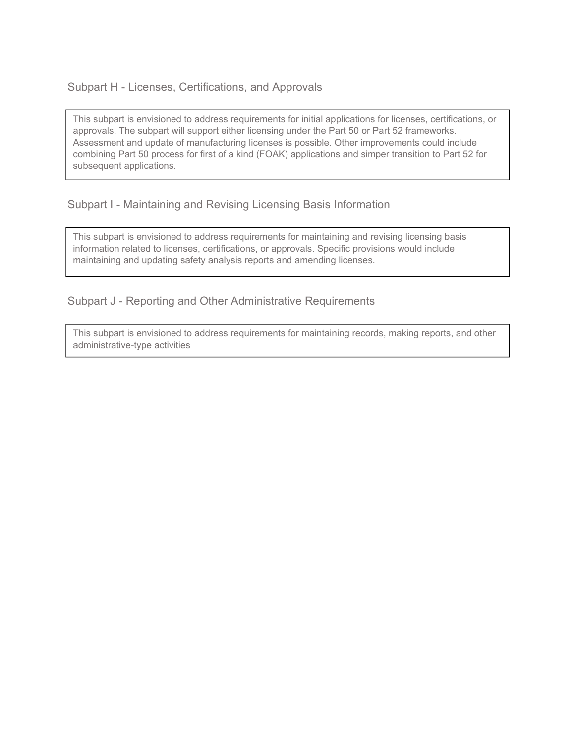## Subpart H - Licenses, Certifications, and Approvals

This subpart is envisioned to address requirements for initial applications for licenses, certifications, or approvals. The subpart will support either licensing under the Part 50 or Part 52 frameworks. Assessment and update of manufacturing licenses is possible. Other improvements could include combining Part 50 process for first of a kind (FOAK) applications and simper transition to Part 52 for subsequent applications.

## Subpart I - Maintaining and Revising Licensing Basis Information

This subpart is envisioned to address requirements for maintaining and revising licensing basis information related to licenses, certifications, or approvals. Specific provisions would include maintaining and updating safety analysis reports and amending licenses.

## Subpart J - Reporting and Other Administrative Requirements

This subpart is envisioned to address requirements for maintaining records, making reports, and other administrative-type activities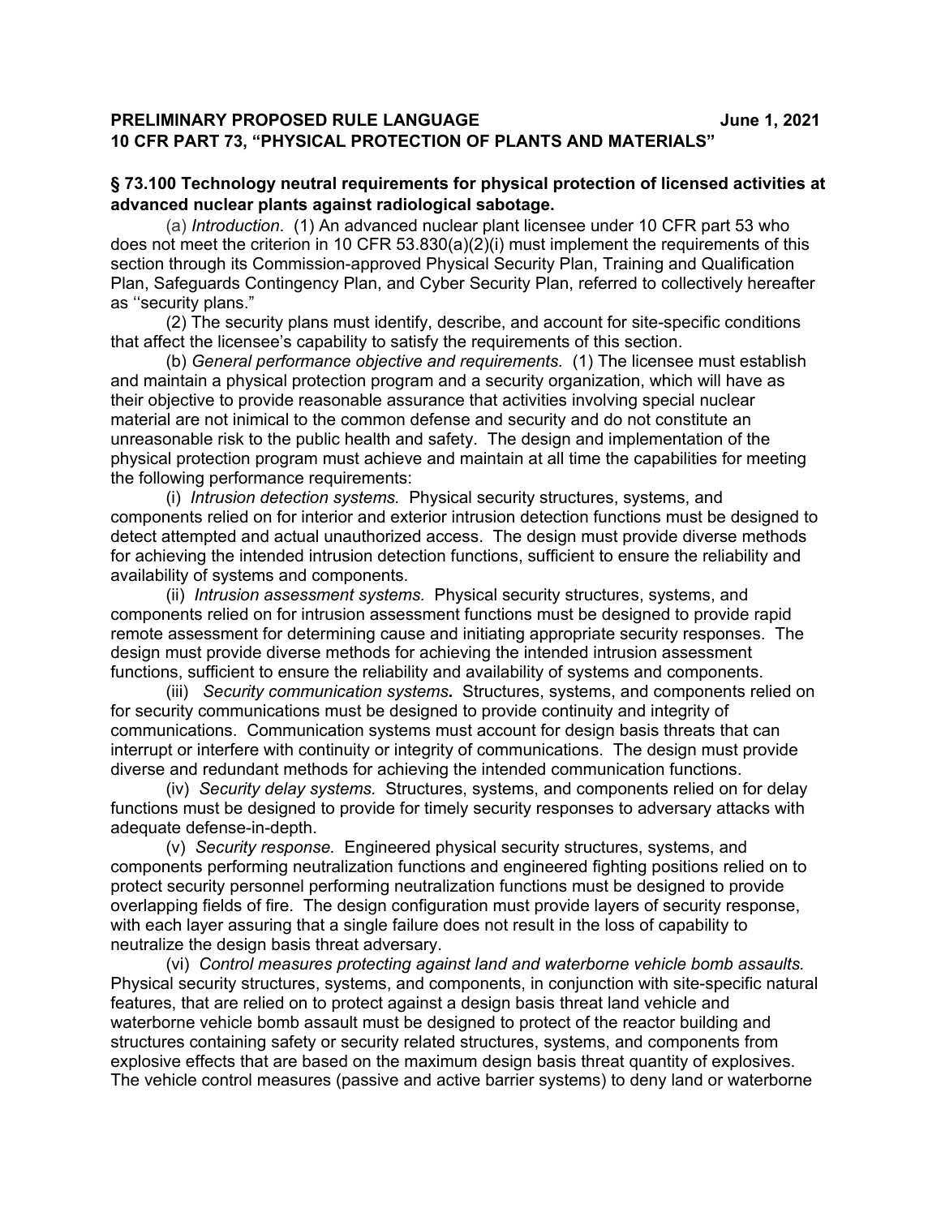**PRELIMINARY PROPOSED RULE LANGUAGE June 1, 2021**
**10 CFR PART 73, "PHYSICAL PROTECTION OF PLANTS AND MATERIALS"**

**§ 73.100 Technology neutral requirements for physical protection of licensed activities at advanced nuclear plants against radiological sabotage.**

(a) *Introduction*. (1) An advanced nuclear plant licensee under 10 CFR part 53 who does not meet the criterion in 10 CFR 53.830(a)(2)(i) must implement the requirements of this section through its Commission-approved Physical Security Plan, Training and Qualification Plan, Safeguards Contingency Plan, and Cyber Security Plan, referred to collectively hereafter as ''security plans."

(2) The security plans must identify, describe, and account for site-specific conditions that affect the licensee's capability to satisfy the requirements of this section.

(b) *General performance objective and requirements.* (1) The licensee must establish and maintain a physical protection program and a security organization, which will have as their objective to provide reasonable assurance that activities involving special nuclear material are not inimical to the common defense and security and do not constitute an unreasonable risk to the public health and safety. The design and implementation of the physical protection program must achieve and maintain at all time the capabilities for meeting the following performance requirements:

(i) *Intrusion detection systems.* Physical security structures, systems, and components relied on for interior and exterior intrusion detection functions must be designed to detect attempted and actual unauthorized access. The design must provide diverse methods for achieving the intended intrusion detection functions, sufficient to ensure the reliability and availability of systems and components.

(ii) *Intrusion assessment systems.* Physical security structures, systems, and components relied on for intrusion assessment functions must be designed to provide rapid remote assessment for determining cause and initiating appropriate security responses. The design must provide diverse methods for achieving the intended intrusion assessment functions, sufficient to ensure the reliability and availability of systems and components.

(iii) *Security communication systems.* Structures, systems, and components relied on for security communications must be designed to provide continuity and integrity of communications. Communication systems must account for design basis threats that can interrupt or interfere with continuity or integrity of communications. The design must provide diverse and redundant methods for achieving the intended communication functions.

(iv) *Security delay systems.* Structures, systems, and components relied on for delay functions must be designed to provide for timely security responses to adversary attacks with adequate defense-in-depth.

(v) *Security response.* Engineered physical security structures, systems, and components performing neutralization functions and engineered fighting positions relied on to protect security personnel performing neutralization functions must be designed to provide overlapping fields of fire. The design configuration must provide layers of security response, with each layer assuring that a single failure does not result in the loss of capability to neutralize the design basis threat adversary.

(vi) *Control measures protecting against land and waterborne vehicle bomb assaults.* Physical security structures, systems, and components, in conjunction with site-specific natural features, that are relied on to protect against a design basis threat land vehicle and waterborne vehicle bomb assault must be designed to protect of the reactor building and structures containing safety or security related structures, systems, and components from explosive effects that are based on the maximum design basis threat quantity of explosives. The vehicle control measures (passive and active barrier systems) to deny land or waterborne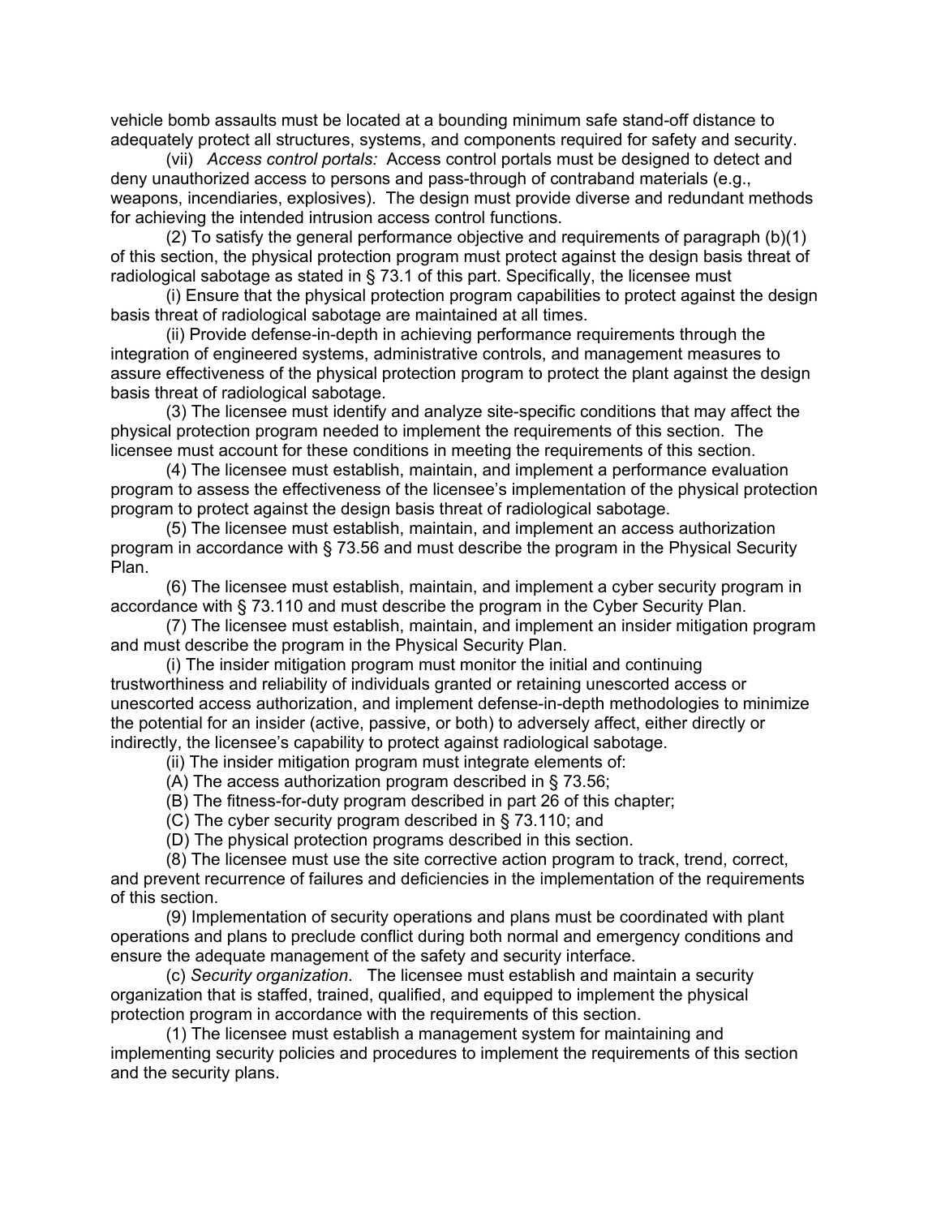vehicle bomb assaults must be located at a bounding minimum safe stand-off distance to adequately protect all structures, systems, and components required for safety and security.

(vii) *Access control portals:* Access control portals must be designed to detect and deny unauthorized access to persons and pass-through of contraband materials (e.g., weapons, incendiaries, explosives). The design must provide diverse and redundant methods for achieving the intended intrusion access control functions.

(2) To satisfy the general performance objective and requirements of paragraph (b)(1) of this section, the physical protection program must protect against the design basis threat of radiological sabotage as stated in § 73.1 of this part. Specifically, the licensee must

(i) Ensure that the physical protection program capabilities to protect against the design basis threat of radiological sabotage are maintained at all times.

(ii) Provide defense-in-depth in achieving performance requirements through the integration of engineered systems, administrative controls, and management measures to assure effectiveness of the physical protection program to protect the plant against the design basis threat of radiological sabotage.

(3) The licensee must identify and analyze site-specific conditions that may affect the physical protection program needed to implement the requirements of this section. The licensee must account for these conditions in meeting the requirements of this section.

(4) The licensee must establish, maintain, and implement a performance evaluation program to assess the effectiveness of the licensee's implementation of the physical protection program to protect against the design basis threat of radiological sabotage.

(5) The licensee must establish, maintain, and implement an access authorization program in accordance with § 73.56 and must describe the program in the Physical Security Plan.

(6) The licensee must establish, maintain, and implement a cyber security program in accordance with § 73.110 and must describe the program in the Cyber Security Plan.

(7) The licensee must establish, maintain, and implement an insider mitigation program and must describe the program in the Physical Security Plan.

(i) The insider mitigation program must monitor the initial and continuing trustworthiness and reliability of individuals granted or retaining unescorted access or unescorted access authorization, and implement defense-in-depth methodologies to minimize the potential for an insider (active, passive, or both) to adversely affect, either directly or indirectly, the licensee's capability to protect against radiological sabotage.

(ii) The insider mitigation program must integrate elements of:

(A) The access authorization program described in § 73.56;

(B) The fitness-for-duty program described in part 26 of this chapter;

(C) The cyber security program described in § 73.110; and

(D) The physical protection programs described in this section.

(8) The licensee must use the site corrective action program to track, trend, correct, and prevent recurrence of failures and deficiencies in the implementation of the requirements of this section.

(9) Implementation of security operations and plans must be coordinated with plant operations and plans to preclude conflict during both normal and emergency conditions and ensure the adequate management of the safety and security interface.

(c) *Security organization*. The licensee must establish and maintain a security organization that is staffed, trained, qualified, and equipped to implement the physical protection program in accordance with the requirements of this section.

(1) The licensee must establish a management system for maintaining and implementing security policies and procedures to implement the requirements of this section and the security plans.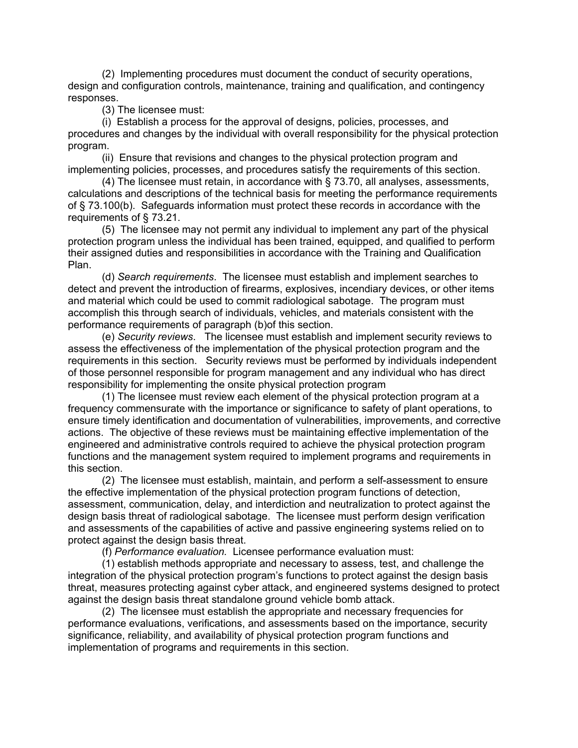(2) Implementing procedures must document the conduct of security operations, design and configuration controls, maintenance, training and qualification, and contingency responses.

(3) The licensee must:

(i) Establish a process for the approval of designs, policies, processes, and procedures and changes by the individual with overall responsibility for the physical protection program.

(ii) Ensure that revisions and changes to the physical protection program and implementing policies, processes, and procedures satisfy the requirements of this section.

(4) The licensee must retain, in accordance with § 73.70, all analyses, assessments, calculations and descriptions of the technical basis for meeting the performance requirements of § 73.100(b). Safeguards information must protect these records in accordance with the requirements of § 73.21.

(5) The licensee may not permit any individual to implement any part of the physical protection program unless the individual has been trained, equipped, and qualified to perform their assigned duties and responsibilities in accordance with the Training and Qualification Plan.

(d) *Search requirements*. The licensee must establish and implement searches to detect and prevent the introduction of firearms, explosives, incendiary devices, or other items and material which could be used to commit radiological sabotage. The program must accomplish this through search of individuals, vehicles, and materials consistent with the performance requirements of paragraph (b)of this section.

(e) *Security reviews*. The licensee must establish and implement security reviews to assess the effectiveness of the implementation of the physical protection program and the requirements in this section. Security reviews must be performed by individuals independent of those personnel responsible for program management and any individual who has direct responsibility for implementing the onsite physical protection program

(1) The licensee must review each element of the physical protection program at a frequency commensurate with the importance or significance to safety of plant operations, to ensure timely identification and documentation of vulnerabilities, improvements, and corrective actions. The objective of these reviews must be maintaining effective implementation of the engineered and administrative controls required to achieve the physical protection program functions and the management system required to implement programs and requirements in this section.

(2) The licensee must establish, maintain, and perform a self-assessment to ensure the effective implementation of the physical protection program functions of detection, assessment, communication, delay, and interdiction and neutralization to protect against the design basis threat of radiological sabotage. The licensee must perform design verification and assessments of the capabilities of active and passive engineering systems relied on to protect against the design basis threat.

(f) *Performance evaluation.* Licensee performance evaluation must:

(1) establish methods appropriate and necessary to assess, test, and challenge the integration of the physical protection program's functions to protect against the design basis threat, measures protecting against cyber attack, and engineered systems designed to protect against the design basis threat standalone ground vehicle bomb attack.

(2) The licensee must establish the appropriate and necessary frequencies for performance evaluations, verifications, and assessments based on the importance, security significance, reliability, and availability of physical protection program functions and implementation of programs and requirements in this section.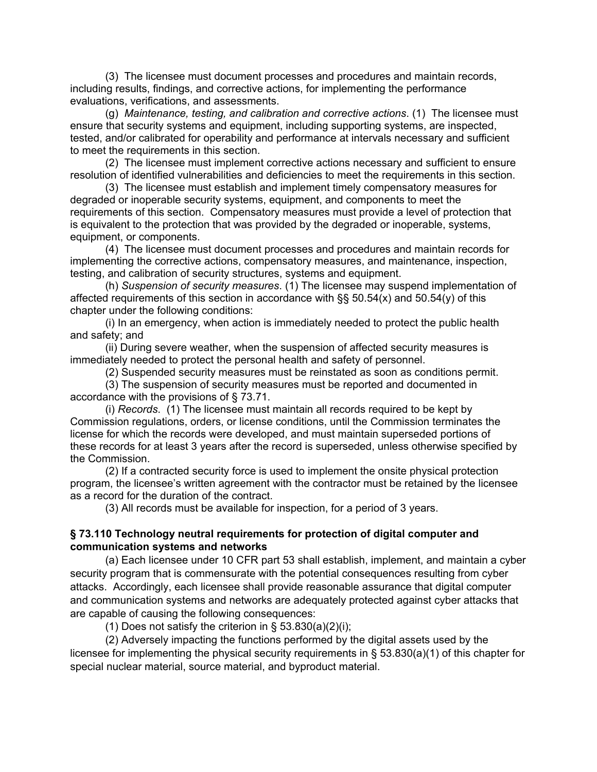(3) The licensee must document processes and procedures and maintain records, including results, findings, and corrective actions, for implementing the performance evaluations, verifications, and assessments.

(g) *Maintenance, testing, and calibration and corrective actions*. (1) The licensee must ensure that security systems and equipment, including supporting systems, are inspected, tested, and/or calibrated for operability and performance at intervals necessary and sufficient to meet the requirements in this section.

(2) The licensee must implement corrective actions necessary and sufficient to ensure resolution of identified vulnerabilities and deficiencies to meet the requirements in this section.

(3) The licensee must establish and implement timely compensatory measures for degraded or inoperable security systems, equipment, and components to meet the requirements of this section. Compensatory measures must provide a level of protection that is equivalent to the protection that was provided by the degraded or inoperable, systems, equipment, or components.

(4) The licensee must document processes and procedures and maintain records for implementing the corrective actions, compensatory measures, and maintenance, inspection, testing, and calibration of security structures, systems and equipment.

(h) *Suspension of security measures*. (1) The licensee may suspend implementation of affected requirements of this section in accordance with §§ 50.54(x) and 50.54(y) of this chapter under the following conditions:

(i) In an emergency, when action is immediately needed to protect the public health and safety; and

(ii) During severe weather, when the suspension of affected security measures is immediately needed to protect the personal health and safety of personnel.

(2) Suspended security measures must be reinstated as soon as conditions permit.

(3) The suspension of security measures must be reported and documented in accordance with the provisions of § 73.71.

(i) *Records*. (1) The licensee must maintain all records required to be kept by Commission regulations, orders, or license conditions, until the Commission terminates the license for which the records were developed, and must maintain superseded portions of these records for at least 3 years after the record is superseded, unless otherwise specified by the Commission.

(2) If a contracted security force is used to implement the onsite physical protection program, the licensee's written agreement with the contractor must be retained by the licensee as a record for the duration of the contract.

(3) All records must be available for inspection, for a period of 3 years.

**§ 73.110 Technology neutral requirements for protection of digital computer and communication systems and networks**

(a) Each licensee under 10 CFR part 53 shall establish, implement, and maintain a cyber security program that is commensurate with the potential consequences resulting from cyber attacks. Accordingly, each licensee shall provide reasonable assurance that digital computer and communication systems and networks are adequately protected against cyber attacks that are capable of causing the following consequences:

(1) Does not satisfy the criterion in § 53.830(a)(2)(i);

(2) Adversely impacting the functions performed by the digital assets used by the licensee for implementing the physical security requirements in § 53.830(a)(1) of this chapter for special nuclear material, source material, and byproduct material.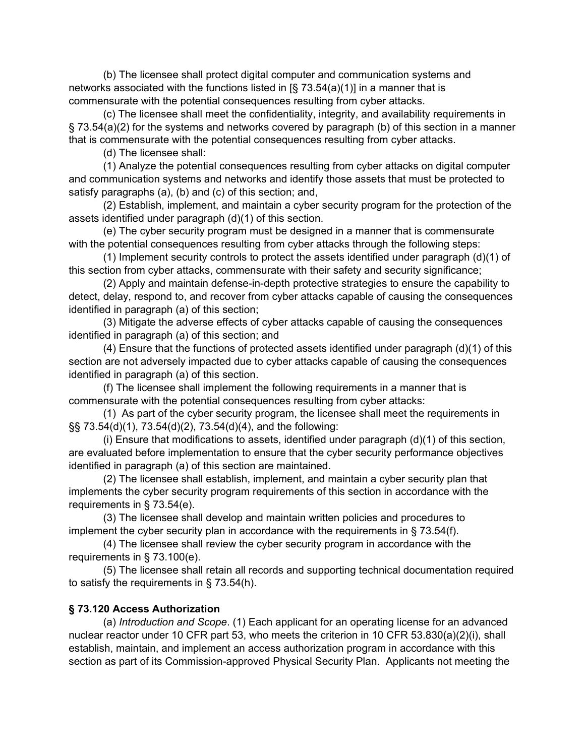(b) The licensee shall protect digital computer and communication systems and networks associated with the functions listed in [§ 73.54(a)(1)] in a manner that is commensurate with the potential consequences resulting from cyber attacks.

(c) The licensee shall meet the confidentiality, integrity, and availability requirements in § 73.54(a)(2) for the systems and networks covered by paragraph (b) of this section in a manner that is commensurate with the potential consequences resulting from cyber attacks.

(d) The licensee shall:

(1) Analyze the potential consequences resulting from cyber attacks on digital computer and communication systems and networks and identify those assets that must be protected to satisfy paragraphs (a), (b) and (c) of this section; and,

(2) Establish, implement, and maintain a cyber security program for the protection of the assets identified under paragraph (d)(1) of this section.

(e) The cyber security program must be designed in a manner that is commensurate with the potential consequences resulting from cyber attacks through the following steps:

(1) Implement security controls to protect the assets identified under paragraph (d)(1) of this section from cyber attacks, commensurate with their safety and security significance;

(2) Apply and maintain defense-in-depth protective strategies to ensure the capability to detect, delay, respond to, and recover from cyber attacks capable of causing the consequences identified in paragraph (a) of this section;

(3) Mitigate the adverse effects of cyber attacks capable of causing the consequences identified in paragraph (a) of this section; and

(4) Ensure that the functions of protected assets identified under paragraph (d)(1) of this section are not adversely impacted due to cyber attacks capable of causing the consequences identified in paragraph (a) of this section.

(f) The licensee shall implement the following requirements in a manner that is commensurate with the potential consequences resulting from cyber attacks:

(1) As part of the cyber security program, the licensee shall meet the requirements in §§ 73.54(d)(1), 73.54(d)(2), 73.54(d)(4), and the following:

(i) Ensure that modifications to assets, identified under paragraph (d)(1) of this section, are evaluated before implementation to ensure that the cyber security performance objectives identified in paragraph (a) of this section are maintained.

(2) The licensee shall establish, implement, and maintain a cyber security plan that implements the cyber security program requirements of this section in accordance with the requirements in § 73.54(e).

(3) The licensee shall develop and maintain written policies and procedures to implement the cyber security plan in accordance with the requirements in § 73.54(f).

(4) The licensee shall review the cyber security program in accordance with the requirements in § 73.100(e).

(5) The licensee shall retain all records and supporting technical documentation required to satisfy the requirements in § 73.54(h).

### § 73.120 Access Authorization

(a) *Introduction and Scope*. (1) Each applicant for an operating license for an advanced nuclear reactor under 10 CFR part 53, who meets the criterion in 10 CFR 53.830(a)(2)(i), shall establish, maintain, and implement an access authorization program in accordance with this section as part of its Commission-approved Physical Security Plan. Applicants not meeting the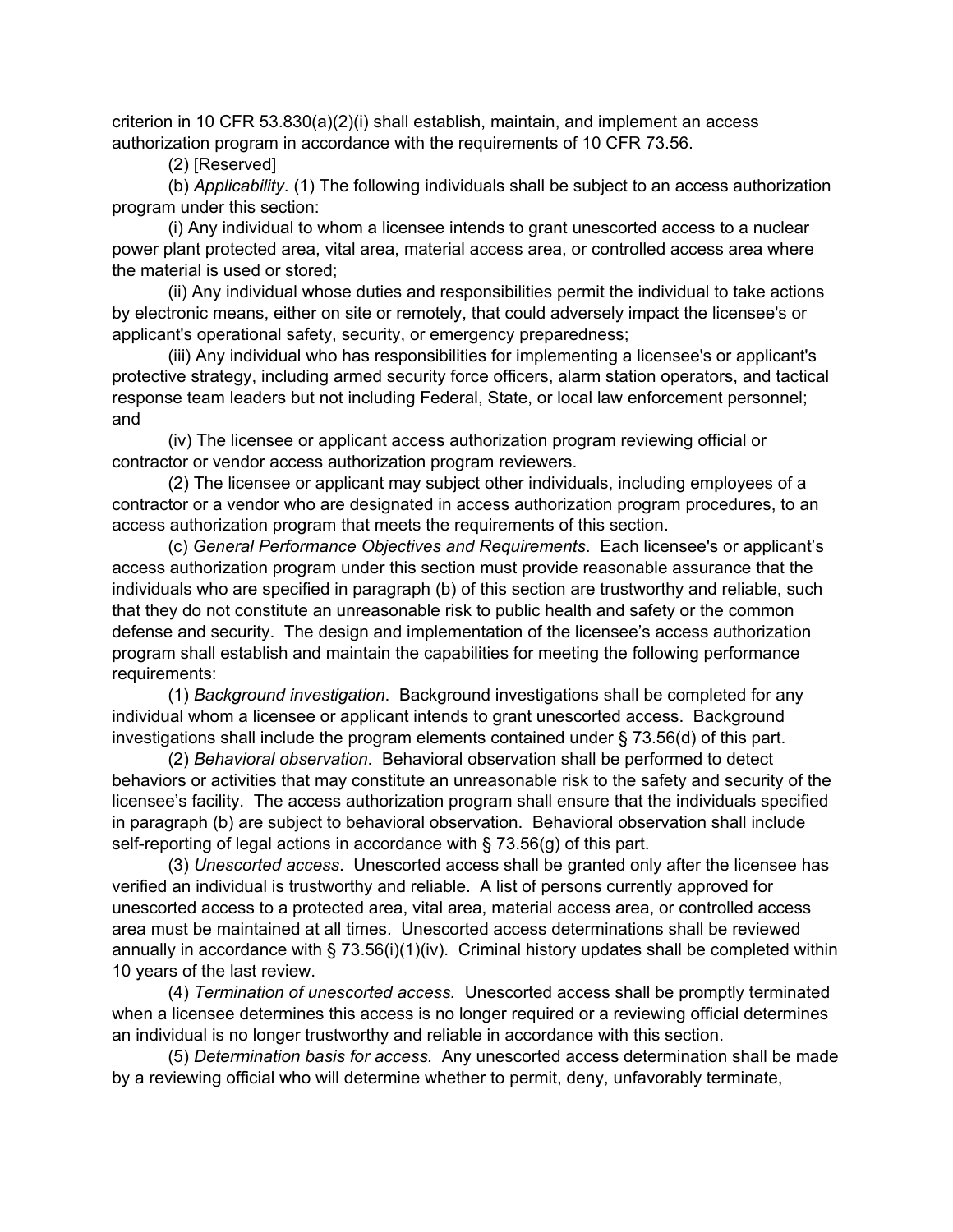criterion in 10 CFR 53.830(a)(2)(i) shall establish, maintain, and implement an access authorization program in accordance with the requirements of 10 CFR 73.56.

(2) [Reserved]

(b) *Applicability*. (1) The following individuals shall be subject to an access authorization program under this section:

(i) Any individual to whom a licensee intends to grant unescorted access to a nuclear power plant protected area, vital area, material access area, or controlled access area where the material is used or stored;

(ii) Any individual whose duties and responsibilities permit the individual to take actions by electronic means, either on site or remotely, that could adversely impact the licensee's or applicant's operational safety, security, or emergency preparedness;

(iii) Any individual who has responsibilities for implementing a licensee's or applicant's protective strategy, including armed security force officers, alarm station operators, and tactical response team leaders but not including Federal, State, or local law enforcement personnel; and

(iv) The licensee or applicant access authorization program reviewing official or contractor or vendor access authorization program reviewers.

(2) The licensee or applicant may subject other individuals, including employees of a contractor or a vendor who are designated in access authorization program procedures, to an access authorization program that meets the requirements of this section.

(c) *General Performance Objectives and Requirements*. Each licensee's or applicant's access authorization program under this section must provide reasonable assurance that the individuals who are specified in paragraph (b) of this section are trustworthy and reliable, such that they do not constitute an unreasonable risk to public health and safety or the common defense and security. The design and implementation of the licensee's access authorization program shall establish and maintain the capabilities for meeting the following performance requirements:

(1) *Background investigation*. Background investigations shall be completed for any individual whom a licensee or applicant intends to grant unescorted access. Background investigations shall include the program elements contained under § 73.56(d) of this part.

(2) *Behavioral observation*. Behavioral observation shall be performed to detect behaviors or activities that may constitute an unreasonable risk to the safety and security of the licensee's facility. The access authorization program shall ensure that the individuals specified in paragraph (b) are subject to behavioral observation. Behavioral observation shall include self-reporting of legal actions in accordance with § 73.56(g) of this part.

(3) *Unescorted access*. Unescorted access shall be granted only after the licensee has verified an individual is trustworthy and reliable. A list of persons currently approved for unescorted access to a protected area, vital area, material access area, or controlled access area must be maintained at all times. Unescorted access determinations shall be reviewed annually in accordance with § 73.56(i)(1)(iv). Criminal history updates shall be completed within 10 years of the last review.

(4) *Termination of unescorted access.* Unescorted access shall be promptly terminated when a licensee determines this access is no longer required or a reviewing official determines an individual is no longer trustworthy and reliable in accordance with this section.

(5) *Determination basis for access.* Any unescorted access determination shall be made by a reviewing official who will determine whether to permit, deny, unfavorably terminate,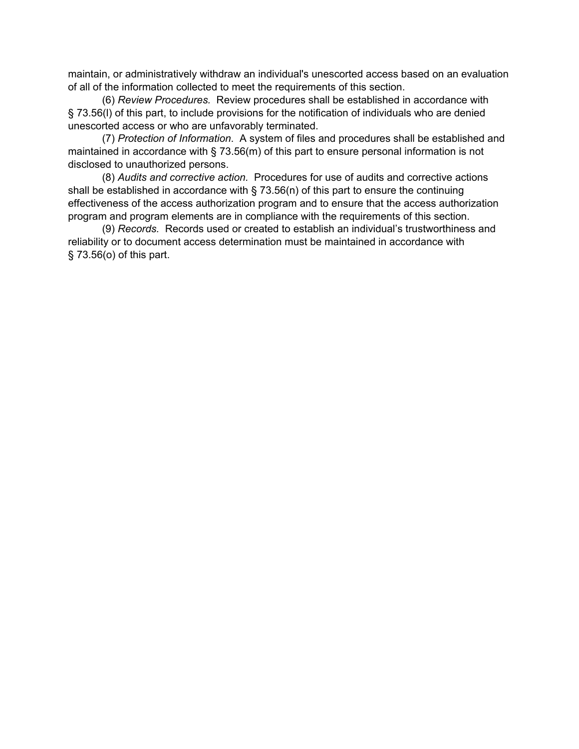maintain, or administratively withdraw an individual's unescorted access based on an evaluation of all of the information collected to meet the requirements of this section.

(6) *Review Procedures.* Review procedures shall be established in accordance with § 73.56(l) of this part, to include provisions for the notification of individuals who are denied unescorted access or who are unfavorably terminated.

(7) *Protection of Information*. A system of files and procedures shall be established and maintained in accordance with § 73.56(m) of this part to ensure personal information is not disclosed to unauthorized persons.

(8) *Audits and corrective action.* Procedures for use of audits and corrective actions shall be established in accordance with § 73.56(n) of this part to ensure the continuing effectiveness of the access authorization program and to ensure that the access authorization program and program elements are in compliance with the requirements of this section.

(9) *Records.* Records used or created to establish an individual's trustworthiness and reliability or to document access determination must be maintained in accordance with § 73.56(o) of this part.